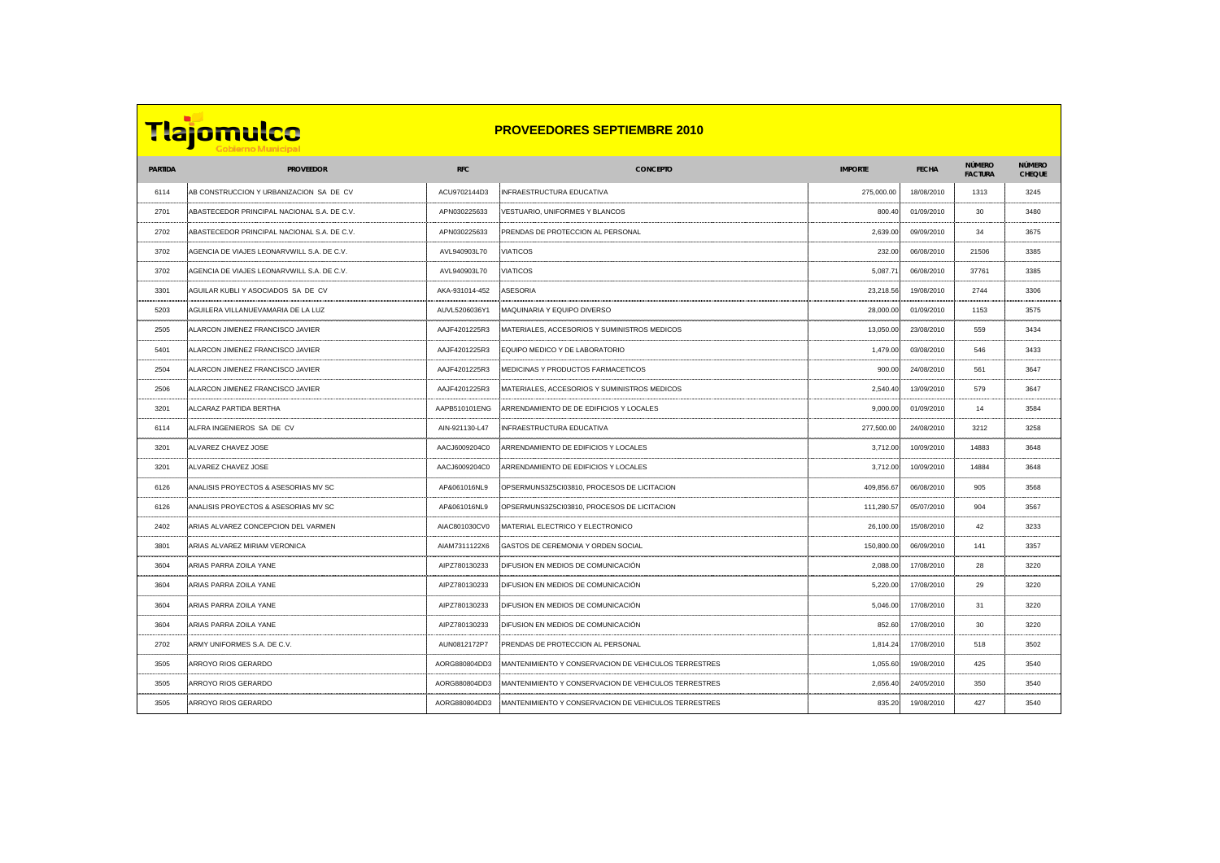# PROVEEDORES SEPTIEMBRE 2010

Tlajomulco Gobierno Municipal

| PARTIDA | PROVEEDOR | RFC | CONCEPTO | IMPORTE | FECHA | NÚMERO FACTURA | NÚMERO CHEQUE |
|---|---|---|---|---|---|---|---|
| 6114 | AB CONSTRUCCION Y URBANIZACION SA DE CV | ACU9702144D3 | INFRAESTRUCTURA EDUCATIVA | 275,000.00 | 18/08/2010 | 1313 | 3245 |
| 2701 | ABASTECEDOR PRINCIPAL NACIONAL S.A. DE C.V. | APN030225633 | VESTUARIO, UNIFORMES Y BLANCOS | 800.40 | 01/09/2010 | 30 | 3480 |
| 2702 | ABASTECEDOR PRINCIPAL NACIONAL S.A. DE C.V. | APN030225633 | PRENDAS DE PROTECCION AL PERSONAL | 2,639.00 | 09/09/2010 | 34 | 3675 |
| 3702 | AGENCIA DE VIAJES LEONARVWILL S.A. DE C.V. | AVL940903L70 | VIATICOS | 232.00 | 06/08/2010 | 21506 | 3385 |
| 3702 | AGENCIA DE VIAJES LEONARVWILL S.A. DE C.V. | AVL940903L70 | VIATICOS | 5,087.71 | 06/08/2010 | 37761 | 3385 |
| 3301 | AGUILAR KUBLI Y ASOCIADOS SA DE CV | AKA-931014-452 | ASESORIA | 23,218.56 | 19/08/2010 | 2744 | 3306 |
| 5203 | AGUILERA VILLANUEVAMARIA DE LA LUZ | AUVL5206036Y1 | MAQUINARIA Y EQUIPO DIVERSO | 28,000.00 | 01/09/2010 | 1153 | 3575 |
| 2505 | ALARCON JIMENEZ FRANCISCO JAVIER | AAJF4201225R3 | MATERIALES, ACCESORIOS Y SUMINISTROS MEDICOS | 13,050.00 | 23/08/2010 | 559 | 3434 |
| 5401 | ALARCON JIMENEZ FRANCISCO JAVIER | AAJF4201225R3 | EQUIPO MEDICO Y DE LABORATORIO | 1,479.00 | 03/08/2010 | 546 | 3433 |
| 2504 | ALARCON JIMENEZ FRANCISCO JAVIER | AAJF4201225R3 | MEDICINAS Y PRODUCTOS FARMACETICOS | 900.00 | 24/08/2010 | 561 | 3647 |
| 2506 | ALARCON JIMENEZ FRANCISCO JAVIER | AAJF4201225R3 | MATERIALES, ACCESORIOS Y SUMINISTROS MEDICOS | 2,540.40 | 13/09/2010 | 579 | 3647 |
| 3201 | ALCARAZ PARTIDA BERTHA | AAPB510101ENG | ARRENDAMIENTO DE DE EDIFICIOS Y LOCALES | 9,000.00 | 01/09/2010 | 14 | 3584 |
| 6114 | ALFRA INGENIEROS SA DE CV | AIN-921130-L47 | INFRAESTRUCTURA EDUCATIVA | 277,500.00 | 24/08/2010 | 3212 | 3258 |
| 3201 | ALVAREZ CHAVEZ JOSE | AACJ6009204C0 | ARRENDAMIENTO DE EDIFICIOS Y LOCALES | 3,712.00 | 10/09/2010 | 14883 | 3648 |
| 3201 | ALVAREZ CHAVEZ JOSE | AACJ6009204C0 | ARRENDAMIENTO DE EDIFICIOS Y LOCALES | 3,712.00 | 10/09/2010 | 14884 | 3648 |
| 6126 | ANALISIS PROYECTOS & ASESORIAS MV SC | AP&061016NL9 | OPSERMUNS3Z5CI03810, PROCESOS DE LICITACION | 409,856.67 | 06/08/2010 | 905 | 3568 |
| 6126 | ANALISIS PROYECTOS & ASESORIAS MV SC | AP&061016NL9 | OPSERMUNS3Z5CI03810, PROCESOS DE LICITACION | 111,280.57 | 05/07/2010 | 904 | 3567 |
| 2402 | ARIAS ALVAREZ CONCEPCION DEL VARMEN | AIAC801030CV0 | MATERIAL ELECTRICO Y ELECTRONICO | 26,100.00 | 15/08/2010 | 42 | 3233 |
| 3801 | ARIAS ALVAREZ MIRIAM VERONICA | AIAM7311122X6 | GASTOS DE CEREMONIA Y ORDEN SOCIAL | 150,800.00 | 06/09/2010 | 141 | 3357 |
| 3604 | ARIAS PARRA ZOILA YANE | AIPZ780130233 | DIFUSION EN MEDIOS DE COMUNICACIÓN | 2,088.00 | 17/08/2010 | 28 | 3220 |
| 3604 | ARIAS PARRA ZOILA YANE | AIPZ780130233 | DIFUSION EN MEDIOS DE COMUNICACIÓN | 5,220.00 | 17/08/2010 | 29 | 3220 |
| 3604 | ARIAS PARRA ZOILA YANE | AIPZ780130233 | DIFUSION EN MEDIOS DE COMUNICACIÓN | 5,046.00 | 17/08/2010 | 31 | 3220 |
| 3604 | ARIAS PARRA ZOILA YANE | AIPZ780130233 | DIFUSION EN MEDIOS DE COMUNICACIÓN | 852.60 | 17/08/2010 | 30 | 3220 |
| 2702 | ARMY UNIFORMES S.A. DE C.V. | AUN0812172P7 | PRENDAS DE PROTECCION AL PERSONAL | 1,814.24 | 17/08/2010 | 518 | 3502 |
| 3505 | ARROYO RIOS GERARDO | AORG880804DD3 | MANTENIMIENTO Y CONSERVACION DE VEHICULOS TERRESTRES | 1,055.60 | 19/08/2010 | 425 | 3540 |
| 3505 | ARROYO RIOS GERARDO | AORG880804DD3 | MANTENIMIENTO Y CONSERVACION DE VEHICULOS TERRESTRES | 2,656.40 | 24/05/2010 | 350 | 3540 |
| 3505 | ARROYO RIOS GERARDO | AORG880804DD3 | MANTENIMIENTO Y CONSERVACION DE VEHICULOS TERRESTRES | 835.20 | 19/08/2010 | 427 | 3540 |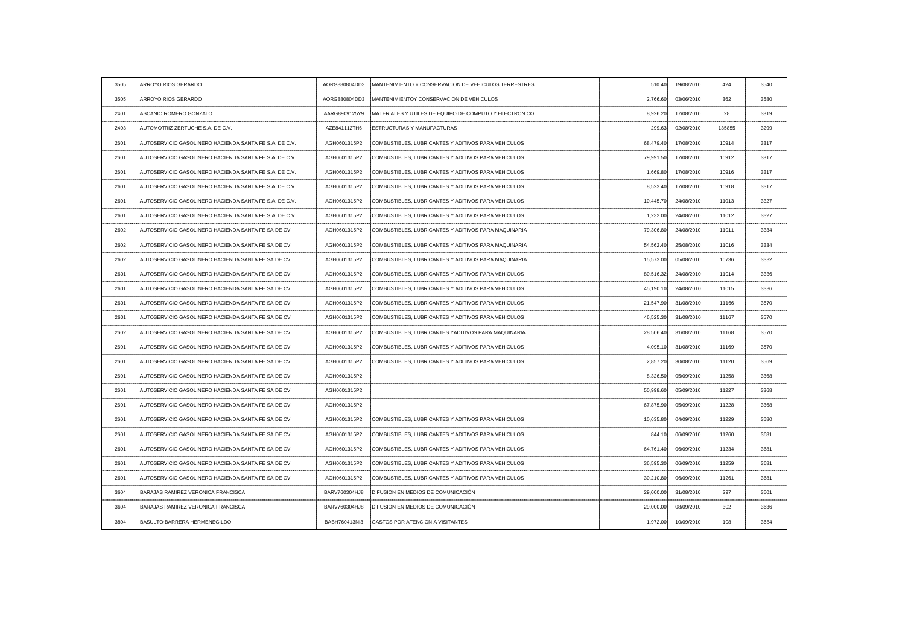| | | | | | | | |
|---|---|---|---|---|---|---|---|
| 3505 | ARROYO RIOS GERARDO | AORG880804DD3 | MANTENIMIENTO Y CONSERVACION DE VEHICULOS TERRESTRES | 510.40 | 19/08/2010 | 424 | 3540 |
| 3505 | ARROYO RIOS GERARDO | AORG880804DD3 | MANTENIMIENTOY CONSERVACION DE VEHICULOS | 2,766.60 | 03/06/2010 | 362 | 3580 |
| 2401 | ASCANIO ROMERO GONZALO | AARG8909125Y9 | MATERIALES Y UTILES DE EQUIPO DE COMPUTO Y ELECTRONICO | 8,926.20 | 17/08/2010 | 28 | 3319 |
| 2403 | AUTOMOTRIZ ZERTUCHE S.A. DE C.V. | AZE841112TH6 | ESTRUCTURAS Y MANUFACTURAS | 299.63 | 02/08/2010 | 135855 | 3299 |
| 2601 | AUTOSERVICIO GASOLINERO HACIENDA SANTA FE S.A. DE C.V. | AGH0601315P2 | COMBUSTIBLES, LUBRICANTES Y ADITIVOS PARA VEHICULOS | 68,479.40 | 17/08/2010 | 10914 | 3317 |
| 2601 | AUTOSERVICIO GASOLINERO HACIENDA SANTA FE S.A. DE C.V. | AGH0601315P2 | COMBUSTIBLES, LUBRICANTES Y ADITIVOS PARA VEHICULOS | 79,991.50 | 17/08/2010 | 10912 | 3317 |
| 2601 | AUTOSERVICIO GASOLINERO HACIENDA SANTA FE S.A. DE C.V. | AGH0601315P2 | COMBUSTIBLES, LUBRICANTES Y ADITIVOS PARA VEHICULOS | 1,669.80 | 17/08/2010 | 10916 | 3317 |
| 2601 | AUTOSERVICIO GASOLINERO HACIENDA SANTA FE S.A. DE C.V. | AGH0601315P2 | COMBUSTIBLES, LUBRICANTES Y ADITIVOS PARA VEHICULOS | 8,523.40 | 17/08/2010 | 10918 | 3317 |
| 2601 | AUTOSERVICIO GASOLINERO HACIENDA SANTA FE S.A. DE C.V. | AGH0601315P2 | COMBUSTIBLES, LUBRICANTES Y ADITIVOS PARA VEHICULOS | 10,445.70 | 24/08/2010 | 11013 | 3327 |
| 2601 | AUTOSERVICIO GASOLINERO HACIENDA SANTA FE S.A. DE C.V. | AGH0601315P2 | COMBUSTIBLES, LUBRICANTES Y ADITIVOS PARA VEHICULOS | 1,232.00 | 24/08/2010 | 11012 | 3327 |
| 2602 | AUTOSERVICIO GASOLINERO HACIENDA SANTA FE SA DE CV | AGH0601315P2 | COMBUSTIBLES, LUBRICANTES Y ADITIVOS PARA MAQUINARIA | 79,306.80 | 24/08/2010 | 11011 | 3334 |
| 2602 | AUTOSERVICIO GASOLINERO HACIENDA SANTA FE SA DE CV | AGH0601315P2 | COMBUSTIBLES, LUBRICANTES Y ADITIVOS PARA MAQUINARIA | 54,562.40 | 25/08/2010 | 11016 | 3334 |
| 2602 | AUTOSERVICIO GASOLINERO HACIENDA SANTA FE SA DE CV | AGH0601315P2 | COMBUSTIBLES, LUBRICANTES Y ADITIVOS PARA MAQUINARIA | 15,573.00 | 05/08/2010 | 10736 | 3332 |
| 2601 | AUTOSERVICIO GASOLINERO HACIENDA SANTA FE SA DE CV | AGH0601315P2 | COMBUSTIBLES, LUBRICANTES Y ADITIVOS PARA VEHICULOS | 80,516.32 | 24/08/2010 | 11014 | 3336 |
| 2601 | AUTOSERVICIO GASOLINERO HACIENDA SANTA FE SA DE CV | AGH0601315P2 | COMBUSTIBLES, LUBRICANTES Y ADITIVOS PARA VEHICULOS | 45,190.10 | 24/08/2010 | 11015 | 3336 |
| 2601 | AUTOSERVICIO GASOLINERO HACIENDA SANTA FE SA DE CV | AGH0601315P2 | COMBUSTIBLES, LUBRICANTES Y ADITIVOS PARA VEHICULOS | 21,547.90 | 31/08/2010 | 11166 | 3570 |
| 2601 | AUTOSERVICIO GASOLINERO HACIENDA SANTA FE SA DE CV | AGH0601315P2 | COMBUSTIBLES, LUBRICANTES Y ADITIVOS PARA VEHICULOS | 46,525.30 | 31/08/2010 | 11167 | 3570 |
| 2602 | AUTOSERVICIO GASOLINERO HACIENDA SANTA FE SA DE CV | AGH0601315P2 | COMBUSTIBLES, LUBRICANTES YADITIVOS PARA MAQUINARIA | 28,506.40 | 31/08/2010 | 11168 | 3570 |
| 2601 | AUTOSERVICIO GASOLINERO HACIENDA SANTA FE SA DE CV | AGH0601315P2 | COMBUSTIBLES, LUBRICANTES Y ADITIVOS PARA VEHICULOS | 4,095.10 | 31/08/2010 | 11169 | 3570 |
| 2601 | AUTOSERVICIO GASOLINERO HACIENDA SANTA FE SA DE CV | AGH0601315P2 | COMBUSTIBLES, LUBRICANTES Y ADITIVOS PARA VEHICULOS | 2,857.20 | 30/08/2010 | 11120 | 3569 |
| 2601 | AUTOSERVICIO GASOLINERO HACIENDA SANTA FE SA DE CV | AGH0601315P2 | | 8,326.50 | 05/09/2010 | 11258 | 3368 |
| 2601 | AUTOSERVICIO GASOLINERO HACIENDA SANTA FE SA DE CV | AGH0601315P2 | | 50,998.60 | 05/09/2010 | 11227 | 3368 |
| 2601 | AUTOSERVICIO GASOLINERO HACIENDA SANTA FE SA DE CV | AGH0601315P2 | | 67,875.90 | 05/09/2010 | 11228 | 3368 |
| 2601 | AUTOSERVICIO GASOLINERO HACIENDA SANTA FE SA DE CV | AGH0601315P2 | COMBUSTIBLES, LUBRICANTES Y ADITIVOS PARA VEHICULOS | 10,635.80 | 04/09/2010 | 11229 | 3680 |
| 2601 | AUTOSERVICIO GASOLINERO HACIENDA SANTA FE SA DE CV | AGH0601315P2 | COMBUSTIBLES, LUBRICANTES Y ADITIVOS PARA VEHICULOS | 844.10 | 06/09/2010 | 11260 | 3681 |
| 2601 | AUTOSERVICIO GASOLINERO HACIENDA SANTA FE SA DE CV | AGH0601315P2 | COMBUSTIBLES, LUBRICANTES Y ADITIVOS PARA VEHICULOS | 64,761.40 | 06/09/2010 | 11234 | 3681 |
| 2601 | AUTOSERVICIO GASOLINERO HACIENDA SANTA FE SA DE CV | AGH0601315P2 | COMBUSTIBLES, LUBRICANTES Y ADITIVOS PARA VEHICULOS | 36,595.30 | 06/09/2010 | 11259 | 3681 |
| 2601 | AUTOSERVICIO GASOLINERO HACIENDA SANTA FE SA DE CV | AGH0601315P2 | COMBUSTIBLES, LUBRICANTES Y ADITIVOS PARA VEHICULOS | 30,210.80 | 06/09/2010 | 11261 | 3681 |
| 3604 | BARAJAS RAMIREZ VERONICA FRANCISCA | BARV760304HJ8 | DIFUSION EN MEDIOS DE COMUNICACIÓN | 29,000.00 | 31/08/2010 | 297 | 3501 |
| 3604 | BARAJAS RAMIREZ VERONICA FRANCISCA | BARV760304HJ8 | DIFUSION EN MEDIOS DE COMUNICACIÓN | 29,000.00 | 08/09/2010 | 302 | 3636 |
| 3804 | BASULTO BARRERA HERMENEGILDO | BABH760413NI3 | GASTOS POR ATENCION A VISITANTES | 1,972.00 | 10/09/2010 | 108 | 3684 |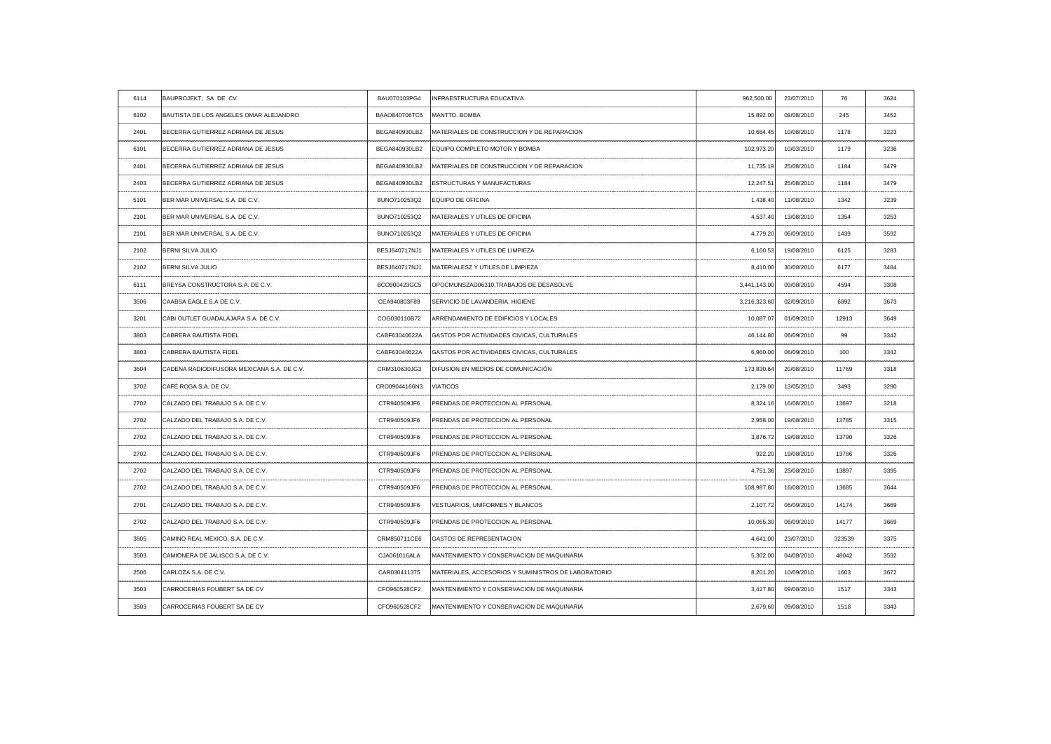| | | | | | | | |
|---|---|---|---|---|---|---|---|
| 6114 | BAUPROJEKT, SA DE CV | BAU070103PG4 | INFRAESTRUCTURA EDUCATIVA | 962,500.00 | 23/07/2010 | 76 | 3624 |
| 6102 | BAUTISTA DE LOS ANGELES OMAR ALEJANDRO | BAAO840706TC6 | MANTTO. BOMBA | 15,892.00 | 09/08/2010 | 245 | 3452 |
| 2401 | BECERRA GUTIERREZ ADRIANA DE JESUS | BEGA840930LB2 | MATERIALES DE CONSTRUCCION Y DE REPARACION | 10,684.45 | 10/08/2010 | 1178 | 3223 |
| 6101 | BECERRA GUTIERREZ ADRIANA DE JESUS | BEGA840930LB2 | EQUIPO COMPLETO MOTOR Y BOMBA | 102,973.20 | 10/03/2010 | 1179 | 3236 |
| 2401 | BECERRA GUTIERREZ ADRIANA DE JESUS | BEGA840930LB2 | MATERIALES DE CONSTRUCCION Y DE REPARACION | 11,735.19 | 25/08/2010 | 1184 | 3479 |
| 2403 | BECERRA GUTIERREZ ADRIANA DE JESUS | BEGA840930LB2 | ESTRUCTURAS Y MANUFACTURAS | 12,247.51 | 25/08/2010 | 1184 | 3479 |
| 5101 | BER MAR UNIVERSAL S.A. DE C.V. | BUNO710253Q2 | EQUIPO DE OFICINA | 1,438.40 | 11/08/2010 | 1342 | 3239 |
| 2101 | BER MAR UNIVERSAL S.A. DE C.V. | BUNO710253Q2 | MATERIALES Y UTILES DE OFICINA | 4,537.40 | 13/08/2010 | 1354 | 3253 |
| 2101 | BER MAR UNIVERSAL S.A. DE C.V. | BUNO710253Q2 | MATERIALES Y UTILES DE OFICINA | 4,779.20 | 06/09/2010 | 1439 | 3592 |
| 2102 | BERNI SILVA JULIO | BESJ640717NJ1 | MATERIALES Y UTILES DE LIMPIEZA | 6,160.53 | 19/08/2010 | 6125 | 3283 |
| 2102 | BERNI SILVA JULIO | BESJ640717NJ1 | MATERIALESZ Y UTILES DE LIMPIEZA | 8,410.00 | 30/08/2010 | 6177 | 3484 |
| 6111 | BREYSA CONSTRUCTORA S.A. DE C.V. | BCO900423GC5 | OPOCMUNSZAD06310,TRABAJOS DE DESASOLVE | 3,441,143.00 | 09/08/2010 | 4594 | 3308 |
| 3506 | CAABSA EAGLE S.A DE C.V. | CEA940803F89 | SERVICIO DE LAVANDERIA, HIGIENE | 3,216,323.60 | 02/09/2010 | 6892 | 3673 |
| 3201 | CABI OUTLET GUADALAJARA S.A. DE C.V. | COG030110B72 | ARRENDAMIENTO DE EDIFICIOS Y LOCALES | 10,087.07 | 01/09/2010 | 12913 | 3649 |
| 3803 | CABRERA BAUTISTA FIDEL | CABF63040622A | GASTOS POR ACTIVIDADES CIVICAS, CULTURALES | 46,144.80 | 06/09/2010 | 99 | 3342 |
| 3803 | CABRERA BAUTISTA FIDEL | CABF63040622A | GASTOS POR ACTIVIDADES CIVICAS, CULTURALES | 6,960.00 | 06/09/2010 | 100 | 3342 |
| 3604 | CADENA RADIODIFUSORA MEXICANA S.A. DE C.V. | CRM310630JG3 | DIFUSION EN MEDIOS DE COMUNICACIÓN | 173,830.64 | 20/08/2010 | 11769 | 3318 |
| 3702 | CAFÉ ROGA S.A. DE CV. | CRO09044166N3 | VIATICOS | 2,179.00 | 13/05/2010 | 3493 | 3290 |
| 2702 | CALZADO DEL TRABAJO S.A. DE C.V. | CTR940509JF6 | PRENDAS DE PROTECCION AL PERSONAL | 8,324.16 | 16/08/2010 | 13697 | 3218 |
| 2702 | CALZADO DEL TRABAJO S.A. DE C.V. | CTR940509JF6 | PRENDAS DE PROTECCION AL PERSONAL | 2,958.00 | 19/08/2010 | 13785 | 3315 |
| 2702 | CALZADO DEL TRABAJO S.A. DE C.V. | CTR940509JF6 | PRENDAS DE PROTECCION AL PERSONAL | 3,876.72 | 19/08/2010 | 13790 | 3326 |
| 2702 | CALZADO DEL TRABAJO S.A. DE C.V. | CTR940509JF6 | PRENDAS DE PROTECCION AL PERSONAL | 922.20 | 19/08/2010 | 13786 | 3326 |
| 2702 | CALZADO DEL TRABAJO S.A. DE C.V. | CTR940509JF6 | PRENDAS DE PROTECCION AL PERSONAL | 4,751.36 | 25/08/2010 | 13897 | 3395 |
| 2702 | CALZADO DEL TRABAJO S.A. DE C.V. | CTR940509JF6 | PRENDAS DE PROTECCION AL PERSONAL | 108,987.80 | 16/08/2010 | 13685 | 3644 |
| 2701 | CALZADO DEL TRABAJO S.A. DE C.V. | CTR940509JF6 | VESTUARIOS, UNIFORMES Y BLANCOS | 2,107.72 | 06/09/2010 | 14174 | 3669 |
| 2702 | CALZADO DEL TRABAJO S.A. DE C.V. | CTR940509JF6 | PRENDAS DE PROTECCION AL PERSONAL | 10,065.30 | 06/09/2010 | 14177 | 3669 |
| 3805 | CAMINO REAL MEXICO, S.A. DE C.V. | CRM850711CE6 | GASTOS DE REPRESENTACION | 4,641.00 | 23/07/2010 | 323539 | 3375 |
| 3503 | CAMIONERA DE JALISCO S.A. DE C.V. | CJA061016ALA | MANTENIMIENTO Y CONSERVACION DE MAQUINARIA | 5,302.00 | 04/08/2010 | 48042 | 3532 |
| 2506 | CARLOZA S.A. DE C.V. | CAR030411375 | MATERIALES, ACCESORIOS Y SUMINISTROS DE LABORATORIO | 8,201.20 | 10/09/2010 | 1603 | 3672 |
| 3503 | CARROCERIAS FOUBERT SA DE CV | CFO960528CF2 | MANTENIMIENTO Y CONSERVACION DE MAQUINARIA | 3,427.80 | 09/08/2010 | 1517 | 3343 |
| 3503 | CARROCERIAS FOUBERT SA DE CV | CFO960528CF2 | MANTENIMIENTO Y CONSERVACION DE MAQUINARIA | 2,679.60 | 09/08/2010 | 1518 | 3343 |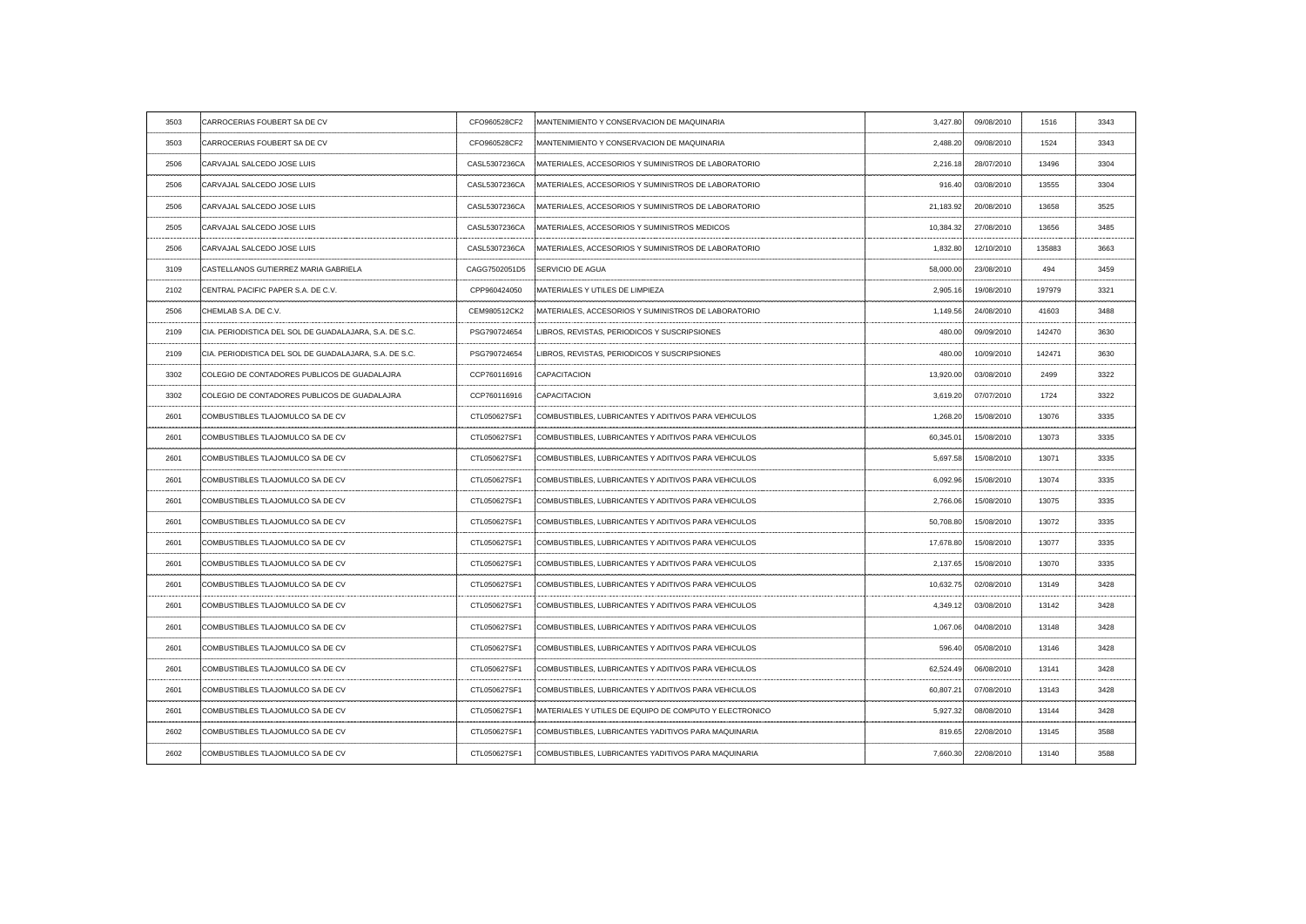| | | | | | | | |
|---|---|---|---|---|---|---|---|
| 3503 | CARROCERIAS FOUBERT SA DE CV | CFO960528CF2 | MANTENIMIENTO Y CONSERVACION DE MAQUINARIA | 3,427.80 | 09/08/2010 | 1516 | 3343 |
| 3503 | CARROCERIAS FOUBERT SA DE CV | CFO960528CF2 | MANTENIMIENTO Y CONSERVACION DE MAQUINARIA | 2,488.20 | 09/08/2010 | 1524 | 3343 |
| 2506 | CARVAJAL SALCEDO JOSE LUIS | CASL5307236CA | MATERIALES, ACCESORIOS Y SUMINISTROS DE LABORATORIO | 2,216.18 | 28/07/2010 | 13496 | 3304 |
| 2506 | CARVAJAL SALCEDO JOSE LUIS | CASL5307236CA | MATERIALES, ACCESORIOS Y SUMINISTROS DE LABORATORIO | 916.40 | 03/08/2010 | 13555 | 3304 |
| 2506 | CARVAJAL SALCEDO JOSE LUIS | CASL5307236CA | MATERIALES, ACCESORIOS Y SUMINISTROS DE LABORATORIO | 21,183.92 | 20/08/2010 | 13658 | 3525 |
| 2505 | CARVAJAL SALCEDO JOSE LUIS | CASL5307236CA | MATERIALES, ACCESORIOS Y SUMINISTROS MEDICOS | 10,384.32 | 27/08/2010 | 13656 | 3485 |
| 2506 | CARVAJAL SALCEDO JOSE LUIS | CASL5307236CA | MATERIALES, ACCESORIOS Y SUMINISTROS DE LABORATORIO | 1,832.80 | 12/10/2010 | 135883 | 3663 |
| 3109 | CASTELLANOS GUTIERREZ MARIA GABRIELA | CAGG7502051D5 | SERVICIO DE AGUA | 58,000.00 | 23/08/2010 | 494 | 3459 |
| 2102 | CENTRAL PACIFIC PAPER S.A. DE C.V. | CPP960424050 | MATERIALES Y UTILES DE LIMPIEZA | 2,905.16 | 19/08/2010 | 197979 | 3321 |
| 2506 | CHEMLAB S.A. DE C.V. | CEM980512CK2 | MATERIALES, ACCESORIOS Y SUMINISTROS DE LABORATORIO | 1,149.56 | 24/08/2010 | 41603 | 3488 |
| 2109 | CIA. PERIODISTICA DEL SOL DE GUADALAJARA, S.A. DE S.C. | PSG790724654 | LIBROS, REVISTAS, PERIODICOS Y SUSCRIPSIONES | 480.00 | 09/09/2010 | 142470 | 3630 |
| 2109 | CIA. PERIODISTICA DEL SOL DE GUADALAJARA, S.A. DE S.C. | PSG790724654 | LIBROS, REVISTAS, PERIODICOS Y SUSCRIPSIONES | 480.00 | 10/09/2010 | 142471 | 3630 |
| 3302 | COLEGIO DE CONTADORES PUBLICOS DE GUADALAJRA | CCP760116916 | CAPACITACION | 13,920.00 | 03/08/2010 | 2499 | 3322 |
| 3302 | COLEGIO DE CONTADORES PUBLICOS DE GUADALAJRA | CCP760116916 | CAPACITACION | 3,619.20 | 07/07/2010 | 1724 | 3322 |
| 2601 | COMBUSTIBLES TLAJOMULCO SA DE CV | CTL050627SF1 | COMBUSTIBLES, LUBRICANTES Y ADITIVOS PARA VEHICULOS | 1,268.20 | 15/08/2010 | 13076 | 3335 |
| 2601 | COMBUSTIBLES TLAJOMULCO SA DE CV | CTL050627SF1 | COMBUSTIBLES, LUBRICANTES Y ADITIVOS PARA VEHICULOS | 60,345.01 | 15/08/2010 | 13073 | 3335 |
| 2601 | COMBUSTIBLES TLAJOMULCO SA DE CV | CTL050627SF1 | COMBUSTIBLES, LUBRICANTES Y ADITIVOS PARA VEHICULOS | 5,697.58 | 15/08/2010 | 13071 | 3335 |
| 2601 | COMBUSTIBLES TLAJOMULCO SA DE CV | CTL050627SF1 | COMBUSTIBLES, LUBRICANTES Y ADITIVOS PARA VEHICULOS | 6,092.96 | 15/08/2010 | 13074 | 3335 |
| 2601 | COMBUSTIBLES TLAJOMULCO SA DE CV | CTL050627SF1 | COMBUSTIBLES, LUBRICANTES Y ADITIVOS PARA VEHICULOS | 2,766.06 | 15/08/2010 | 13075 | 3335 |
| 2601 | COMBUSTIBLES TLAJOMULCO SA DE CV | CTL050627SF1 | COMBUSTIBLES, LUBRICANTES Y ADITIVOS PARA VEHICULOS | 50,708.80 | 15/08/2010 | 13072 | 3335 |
| 2601 | COMBUSTIBLES TLAJOMULCO SA DE CV | CTL050627SF1 | COMBUSTIBLES, LUBRICANTES Y ADITIVOS PARA VEHICULOS | 17,678.80 | 15/08/2010 | 13077 | 3335 |
| 2601 | COMBUSTIBLES TLAJOMULCO SA DE CV | CTL050627SF1 | COMBUSTIBLES, LUBRICANTES Y ADITIVOS PARA VEHICULOS | 2,137.65 | 15/08/2010 | 13070 | 3335 |
| 2601 | COMBUSTIBLES TLAJOMULCO SA DE CV | CTL050627SF1 | COMBUSTIBLES, LUBRICANTES Y ADITIVOS PARA VEHICULOS | 10,632.75 | 02/08/2010 | 13149 | 3428 |
| 2601 | COMBUSTIBLES TLAJOMULCO SA DE CV | CTL050627SF1 | COMBUSTIBLES, LUBRICANTES Y ADITIVOS PARA VEHICULOS | 4,349.12 | 03/08/2010 | 13142 | 3428 |
| 2601 | COMBUSTIBLES TLAJOMULCO SA DE CV | CTL050627SF1 | COMBUSTIBLES, LUBRICANTES Y ADITIVOS PARA VEHICULOS | 1,067.06 | 04/08/2010 | 13148 | 3428 |
| 2601 | COMBUSTIBLES TLAJOMULCO SA DE CV | CTL050627SF1 | COMBUSTIBLES, LUBRICANTES Y ADITIVOS PARA VEHICULOS | 596.40 | 05/08/2010 | 13146 | 3428 |
| 2601 | COMBUSTIBLES TLAJOMULCO SA DE CV | CTL050627SF1 | COMBUSTIBLES, LUBRICANTES Y ADITIVOS PARA VEHICULOS | 62,524.49 | 06/08/2010 | 13141 | 3428 |
| 2601 | COMBUSTIBLES TLAJOMULCO SA DE CV | CTL050627SF1 | COMBUSTIBLES, LUBRICANTES Y ADITIVOS PARA VEHICULOS | 60,807.21 | 07/08/2010 | 13143 | 3428 |
| 2601 | COMBUSTIBLES TLAJOMULCO SA DE CV | CTL050627SF1 | MATERIALES Y UTILES DE EQUIPO DE COMPUTO Y ELECTRONICO | 5,927.32 | 08/08/2010 | 13144 | 3428 |
| 2602 | COMBUSTIBLES TLAJOMULCO SA DE CV | CTL050627SF1 | COMBUSTIBLES, LUBRICANTES YADITIVOS PARA MAQUINARIA | 819.65 | 22/08/2010 | 13145 | 3588 |
| 2602 | COMBUSTIBLES TLAJOMULCO SA DE CV | CTL050627SF1 | COMBUSTIBLES, LUBRICANTES YADITIVOS PARA MAQUINARIA | 7,660.30 | 22/08/2010 | 13140 | 3588 |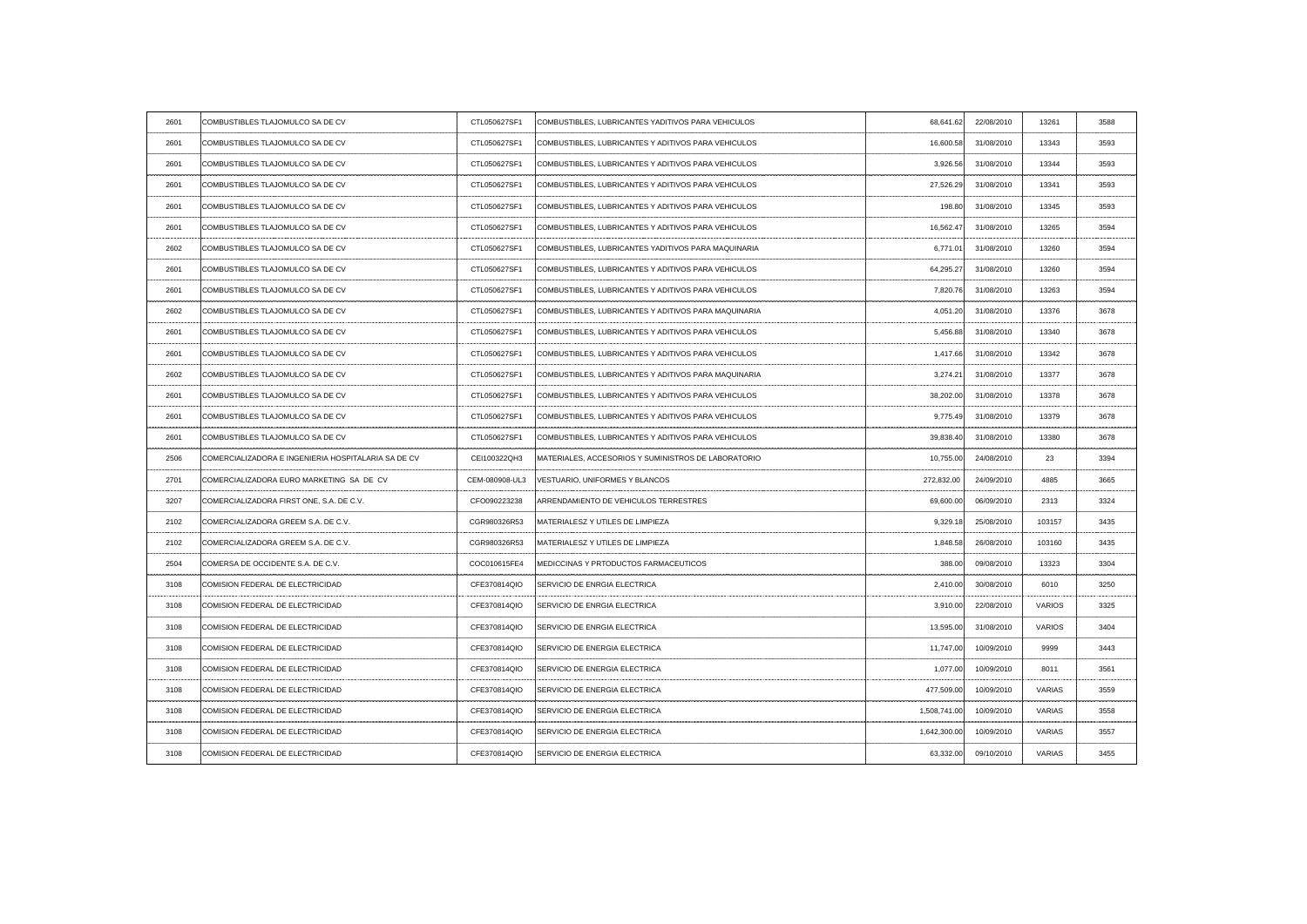| | | | | | | | |
|---|---|---|---|---|---|---|---|
| 2601 | COMBUSTIBLES TLAJOMULCO SA DE CV | CTL050627SF1 | COMBUSTIBLES, LUBRICANTES YADITIVOS PARA VEHICULOS | 68,641.62 | 22/08/2010 | 13261 | 3588 |
| 2601 | COMBUSTIBLES TLAJOMULCO SA DE CV | CTL050627SF1 | COMBUSTIBLES, LUBRICANTES Y ADITIVOS PARA VEHICULOS | 16,600.58 | 31/08/2010 | 13343 | 3593 |
| 2601 | COMBUSTIBLES TLAJOMULCO SA DE CV | CTL050627SF1 | COMBUSTIBLES, LUBRICANTES Y ADITIVOS PARA VEHICULOS | 3,926.56 | 31/08/2010 | 13344 | 3593 |
| 2601 | COMBUSTIBLES TLAJOMULCO SA DE CV | CTL050627SF1 | COMBUSTIBLES, LUBRICANTES Y ADITIVOS PARA VEHICULOS | 27,526.29 | 31/08/2010 | 13341 | 3593 |
| 2601 | COMBUSTIBLES TLAJOMULCO SA DE CV | CTL050627SF1 | COMBUSTIBLES, LUBRICANTES Y ADITIVOS PARA VEHICULOS | 198.80 | 31/08/2010 | 13345 | 3593 |
| 2601 | COMBUSTIBLES TLAJOMULCO SA DE CV | CTL050627SF1 | COMBUSTIBLES, LUBRICANTES Y ADITIVOS PARA VEHICULOS | 16,562.47 | 31/08/2010 | 13265 | 3594 |
| 2602 | COMBUSTIBLES TLAJOMULCO SA DE CV | CTL050627SF1 | COMBUSTIBLES, LUBRICANTES YADITIVOS PARA MAQUINARIA | 6,771.01 | 31/08/2010 | 13260 | 3594 |
| 2601 | COMBUSTIBLES TLAJOMULCO SA DE CV | CTL050627SF1 | COMBUSTIBLES, LUBRICANTES Y ADITIVOS PARA VEHICULOS | 64,295.27 | 31/08/2010 | 13260 | 3594 |
| 2601 | COMBUSTIBLES TLAJOMULCO SA DE CV | CTL050627SF1 | COMBUSTIBLES, LUBRICANTES Y ADITIVOS PARA VEHICULOS | 7,820.76 | 31/08/2010 | 13263 | 3594 |
| 2602 | COMBUSTIBLES TLAJOMULCO SA DE CV | CTL050627SF1 | COMBUSTIBLES, LUBRICANTES Y ADITIVOS PARA MAQUINARIA | 4,051.20 | 31/08/2010 | 13376 | 3678 |
| 2601 | COMBUSTIBLES TLAJOMULCO SA DE CV | CTL050627SF1 | COMBUSTIBLES, LUBRICANTES Y ADITIVOS PARA VEHICULOS | 5,456.88 | 31/08/2010 | 13340 | 3678 |
| 2601 | COMBUSTIBLES TLAJOMULCO SA DE CV | CTL050627SF1 | COMBUSTIBLES, LUBRICANTES Y ADITIVOS PARA VEHICULOS | 1,417.66 | 31/08/2010 | 13342 | 3678 |
| 2602 | COMBUSTIBLES TLAJOMULCO SA DE CV | CTL050627SF1 | COMBUSTIBLES, LUBRICANTES Y ADITIVOS PARA MAQUINARIA | 3,274.21 | 31/08/2010 | 13377 | 3678 |
| 2601 | COMBUSTIBLES TLAJOMULCO SA DE CV | CTL050627SF1 | COMBUSTIBLES, LUBRICANTES Y ADITIVOS PARA VEHICULOS | 38,202.00 | 31/08/2010 | 13378 | 3678 |
| 2601 | COMBUSTIBLES TLAJOMULCO SA DE CV | CTL050627SF1 | COMBUSTIBLES, LUBRICANTES Y ADITIVOS PARA VEHICULOS | 9,775.49 | 31/08/2010 | 13379 | 3678 |
| 2601 | COMBUSTIBLES TLAJOMULCO SA DE CV | CTL050627SF1 | COMBUSTIBLES, LUBRICANTES Y ADITIVOS PARA VEHICULOS | 39,838.40 | 31/08/2010 | 13380 | 3678 |
| 2506 | COMERCIALIZADORA E INGENIERIA HOSPITALARIA SA DE CV | CEI100322QH3 | MATERIALES, ACCESORIOS Y SUMINISTROS DE LABORATORIO | 10,755.00 | 24/08/2010 | 23 | 3394 |
| 2701 | COMERCIALIZADORA EURO MARKETING SA DE CV | CEM-080908-UL3 | VESTUARIO, UNIFORMES Y BLANCOS | 272,832.00 | 24/09/2010 | 4885 | 3665 |
| 3207 | COMERCIALIZADORA FIRST ONE, S.A. DE C.V. | CFO090223238 | ARRENDAMIENTO DE VEHICULOS TERRESTRES | 69,600.00 | 06/09/2010 | 2313 | 3324 |
| 2102 | COMERCIALIZADORA GREEM S.A. DE C.V. | CGR980326R53 | MATERIALESZ Y UTILES DE LIMPIEZA | 9,329.18 | 25/08/2010 | 103157 | 3435 |
| 2102 | COMERCIALIZADORA GREEM S.A. DE C.V. | CGR980326R53 | MATERIALESZ Y UTILES DE LIMPIEZA | 1,848.58 | 26/08/2010 | 103160 | 3435 |
| 2504 | COMERSA DE OCCIDENTE S.A. DE C.V. | COC010615FE4 | MEDICCINAS Y PRTODUCTOS FARMACEUTICOS | 388.00 | 09/08/2010 | 13323 | 3304 |
| 3108 | COMISION FEDERAL DE ELECTRICIDAD | CFE370814QIO | SERVICIO DE ENRGIA ELECTRICA | 2,410.00 | 30/08/2010 | 6010 | 3250 |
| 3108 | COMISION FEDERAL DE ELECTRICIDAD | CFE370814QIO | SERVICIO DE ENRGIA ELECTRICA | 3,910.00 | 22/08/2010 | VARIOS | 3325 |
| 3108 | COMISION FEDERAL DE ELECTRICIDAD | CFE370814QIO | SERVICIO DE ENRGIA ELECTRICA | 13,595.00 | 31/08/2010 | VARIOS | 3404 |
| 3108 | COMISION FEDERAL DE ELECTRICIDAD | CFE370814QIO | SERVICIO DE ENERGIA ELECTRICA | 11,747.00 | 10/09/2010 | 9999 | 3443 |
| 3108 | COMISION FEDERAL DE ELECTRICIDAD | CFE370814QIO | SERVICIO DE ENERGIA ELECTRICA | 1,077.00 | 10/09/2010 | 8011 | 3561 |
| 3108 | COMISION FEDERAL DE ELECTRICIDAD | CFE370814QIO | SERVICIO DE ENERGIA ELECTRICA | 477,509.00 | 10/09/2010 | VARIAS | 3559 |
| 3108 | COMISION FEDERAL DE ELECTRICIDAD | CFE370814QIO | SERVICIO DE ENERGIA ELECTRICA | 1,508,741.00 | 10/09/2010 | VARIAS | 3558 |
| 3108 | COMISION FEDERAL DE ELECTRICIDAD | CFE370814QIO | SERVICIO DE ENERGIA ELECTRICA | 1,642,300.00 | 10/09/2010 | VARIAS | 3557 |
| 3108 | COMISION FEDERAL DE ELECTRICIDAD | CFE370814QIO | SERVICIO DE ENERGIA ELECTRICA | 63,332.00 | 09/10/2010 | VARIAS | 3455 |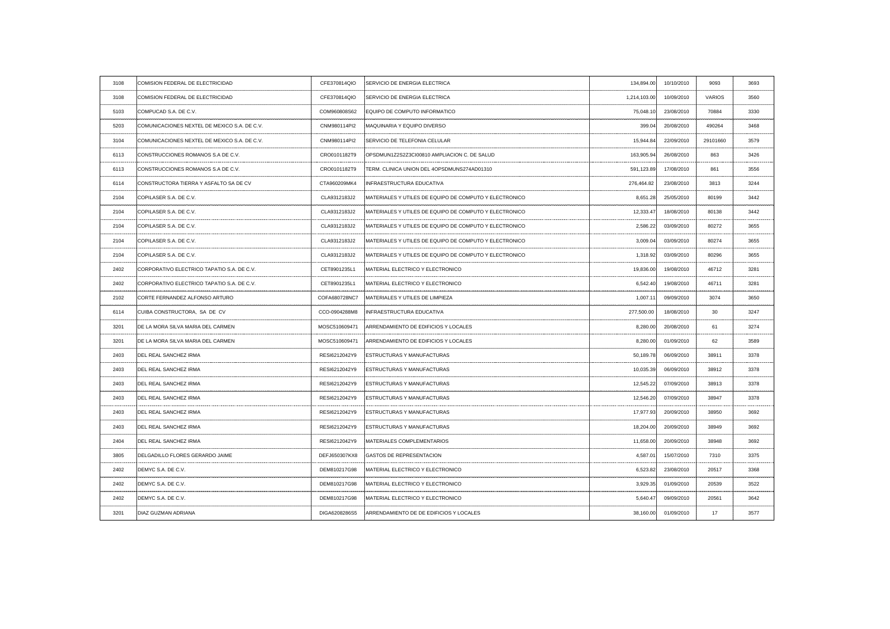| | | | | | | | |
|---|---|---|---|---|---|---|---|
| 3108 | COMISION FEDERAL DE ELECTRICIDAD | CFE370814QIO | SERVICIO DE ENERGIA ELECTRICA | 134,894.00 | 10/10/2010 | 9093 | 3693 |
| 3108 | COMISION FEDERAL DE ELECTRICIDAD | CFE370814QIO | SERVICIO DE ENERGIA ELECTRICA | 1,214,103.00 | 10/09/2010 | VARIOS | 3560 |
| 5103 | COMPUCAD S.A. DE C.V. | COM960808S62 | EQUIPO DE COMPUTO INFORMATICO | 75,048.10 | 23/08/2010 | 70884 | 3330 |
| 5203 | COMUNICACIONES NEXTEL DE MEXICO S.A. DE C.V. | CNM980114PI2 | MAQUINARIA Y EQUIPO DIVERSO | 399.04 | 20/08/2010 | 490264 | 3468 |
| 3104 | COMUNICACIONES NEXTEL DE MEXICO S.A. DE C.V. | CNM980114PI2 | SERVICIO DE TELEFONIA CELULAR | 15,944.84 | 22/09/2010 | 29101660 | 3579 |
| 6113 | CONSTRUCCIONES ROMANOS S.A DE C.V. | CRO0101182T9 | OPSDMUN1Z2S2Z3CI00810 AMPLIACION C. DE SALUD | 163,905.94 | 26/08/2010 | 863 | 3426 |
| 6113 | CONSTRUCCIONES ROMANOS S.A DE C.V. | CRO0101182T9 | TERM. CLINICA UNION DEL 4OPSDMUNS274AD01310 | 591,123.89 | 17/08/2010 | 861 | 3556 |
| 6114 | CONSTRUCTORA TIERRA Y ASFALTO SA DE CV | CTA960209MK4 | INFRAESTRUCTURA EDUCATIVA | 276,464.82 | 23/08/2010 | 3813 | 3244 |
| 2104 | COPILASER S.A. DE C.V. | CLA9312183J2 | MATERIALES Y UTILES DE EQUIPO DE COMPUTO Y ELECTRONICO | 8,651.28 | 25/05/2010 | 80199 | 3442 |
| 2104 | COPILASER S.A. DE C.V. | CLA9312183J2 | MATERIALES Y UTILES DE EQUIPO DE COMPUTO Y ELECTRONICO | 12,333.47 | 18/08/2010 | 80138 | 3442 |
| 2104 | COPILASER S.A. DE C.V. | CLA9312183J2 | MATERIALES Y UTILES DE EQUIPO DE COMPUTO Y ELECTRONICO | 2,586.22 | 03/09/2010 | 80272 | 3655 |
| 2104 | COPILASER S.A. DE C.V. | CLA9312183J2 | MATERIALES Y UTILES DE EQUIPO DE COMPUTO Y ELECTRONICO | 3,009.04 | 03/09/2010 | 80274 | 3655 |
| 2104 | COPILASER S.A. DE C.V. | CLA9312183J2 | MATERIALES Y UTILES DE EQUIPO DE COMPUTO Y ELECTRONICO | 1,318.92 | 03/09/2010 | 80296 | 3655 |
| 2402 | CORPORATIVO ELECTRICO TAPATIO S.A. DE C.V. | CET8901235L1 | MATERIAL ELECTRICO Y ELECTRONICO | 19,836.00 | 19/08/2010 | 46712 | 3281 |
| 2402 | CORPORATIVO ELECTRICO TAPATIO S.A. DE C.V. | CET8901235L1 | MATERIAL ELECTRICO Y ELECTRONICO | 6,542.40 | 19/08/2010 | 46711 | 3281 |
| 2102 | CORTE FERNANDEZ ALFONSO ARTURO | COFA680728NC7 | MATERIALES Y UTILES DE LIMPIEZA | 1,007.11 | 09/09/2010 | 3074 | 3650 |
| 6114 | CUIBA CONSTRUCTORA, SA DE CV | CCO-0904288M8 | INFRAESTRUCTURA EDUCATIVA | 277,500.00 | 18/08/2010 | 30 | 3247 |
| 3201 | DE LA MORA SILVA MARIA DEL CARMEN | MOSC510609471 | ARRENDAMIENTO DE EDIFICIOS Y LOCALES | 8,280.00 | 20/08/2010 | 61 | 3274 |
| 3201 | DE LA MORA SILVA MARIA DEL CARMEN | MOSC510609471 | ARRENDAMIENTO DE EDIFICIOS Y LOCALES | 8,280.00 | 01/09/2010 | 62 | 3589 |
| 2403 | DEL REAL SANCHEZ IRMA | RESI6212042Y9 | ESTRUCTURAS Y MANUFACTURAS | 50,189.78 | 06/09/2010 | 38911 | 3378 |
| 2403 | DEL REAL SANCHEZ IRMA | RESI6212042Y9 | ESTRUCTURAS Y MANUFACTURAS | 10,035.39 | 06/09/2010 | 38912 | 3378 |
| 2403 | DEL REAL SANCHEZ IRMA | RESI6212042Y9 | ESTRUCTURAS Y MANUFACTURAS | 12,545.22 | 07/09/2010 | 38913 | 3378 |
| 2403 | DEL REAL SANCHEZ IRMA | RESI6212042Y9 | ESTRUCTURAS Y MANUFACTURAS | 12,546.20 | 07/09/2010 | 38947 | 3378 |
| 2403 | DEL REAL SANCHEZ IRMA | RESI6212042Y9 | ESTRUCTURAS Y MANUFACTURAS | 17,977.93 | 20/09/2010 | 38950 | 3692 |
| 2403 | DEL REAL SANCHEZ IRMA | RESI6212042Y9 | ESTRUCTURAS Y MANUFACTURAS | 18,204.00 | 20/09/2010 | 38949 | 3692 |
| 2404 | DEL REAL SANCHEZ IRMA | RESI6212042Y9 | MATERIALES COMPLEMENTARIOS | 11,658.00 | 20/09/2010 | 38948 | 3692 |
| 3805 | DELGADILLO FLORES GERARDO JAIME | DEFJ650307KX8 | GASTOS DE REPRESENTACION | 4,587.01 | 15/07/2010 | 7310 | 3375 |
| 2402 | DEMYC S.A. DE C.V. | DEM810217G98 | MATERIAL ELECTRICO Y ELECTRONICO | 6,523.82 | 23/08/2010 | 20517 | 3368 |
| 2402 | DEMYC S.A. DE C.V. | DEM810217G98 | MATERIAL ELECTRICO Y ELECTRONICO | 3,929.35 | 01/09/2010 | 20539 | 3522 |
| 2402 | DEMYC S.A. DE C.V. | DEM810217G98 | MATERIAL ELECTRICO Y ELECTRONICO | 5,640.47 | 09/09/2010 | 20561 | 3642 |
| 3201 | DIAZ GUZMAN ADRIANA | DIGA6208286S5 | ARRENDAMIENTO DE DE EDIFICIOS Y LOCALES | 38,160.00 | 01/09/2010 | 17 | 3577 |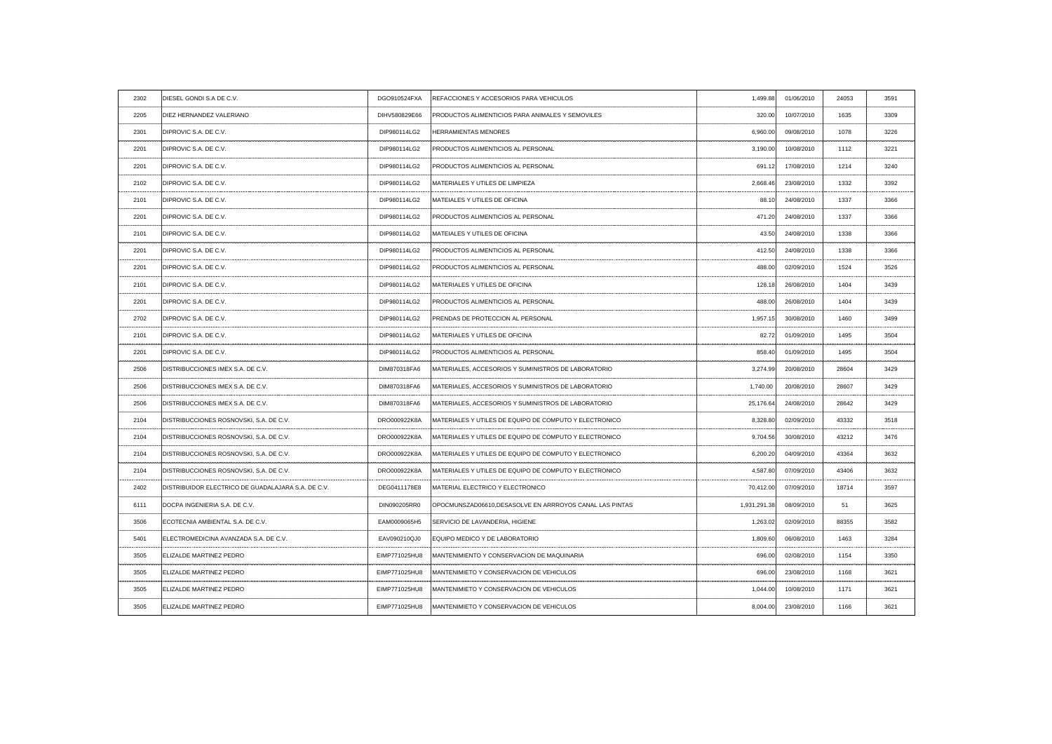| 2302 | DIESEL GONDI S.A DE C.V. | DGO910524FXA | REFACCIONES Y ACCESORIOS PARA VEHICULOS | 1,499.88 | 01/06/2010 | 24053 | 3591 |
|---|---|---|---|---|---|---|---|
| 2205 | DIEZ HERNANDEZ VALERIANO | DIHV580829E66 | PRODUCTOS ALIMENTICIOS PARA ANIMALES Y SEMOVILES | 320.00 | 10/07/2010 | 1635 | 3309 |
| 2301 | DIPROVIC S.A. DE C.V. | DIP980114LG2 | HERRAMIENTAS MENORES | 6,960.00 | 09/08/2010 | 1078 | 3226 |
| 2201 | DIPROVIC S.A. DE C.V. | DIP980114LG2 | PRODUCTOS ALIMENTICIOS AL PERSONAL | 3,190.00 | 10/08/2010 | 1112 | 3221 |
| 2201 | DIPROVIC S.A. DE C.V. | DIP980114LG2 | PRODUCTOS ALIMENTICIOS AL PERSONAL | 691.12 | 17/08/2010 | 1214 | 3240 |
| 2102 | DIPROVIC S.A. DE C.V. | DIP980114LG2 | MATERIALES Y UTILES DE LIMPIEZA | 2,668.46 | 23/08/2010 | 1332 | 3392 |
| 2101 | DIPROVIC S.A. DE C.V. | DIP980114LG2 | MATEIALES Y UTILES DE OFICINA | 88.10 | 24/08/2010 | 1337 | 3366 |
| 2201 | DIPROVIC S.A. DE C.V. | DIP980114LG2 | PRODUCTOS ALIMENTICIOS AL PERSONAL | 471.20 | 24/08/2010 | 1337 | 3366 |
| 2101 | DIPROVIC S.A. DE C.V. | DIP980114LG2 | MATEIALES Y UTILES DE OFICINA | 43.50 | 24/08/2010 | 1338 | 3366 |
| 2201 | DIPROVIC S.A. DE C.V. | DIP980114LG2 | PRODUCTOS ALIMENTICIOS AL PERSONAL | 412.50 | 24/08/2010 | 1338 | 3366 |
| 2201 | DIPROVIC S.A. DE C.V. | DIP980114LG2 | PRODUCTOS ALIMENTICIOS AL PERSONAL | 488.00 | 02/09/2010 | 1524 | 3526 |
| 2101 | DIPROVIC S.A. DE C.V. | DIP980114LG2 | MATERIALES Y UTILES DE OFICINA | 128.18 | 26/08/2010 | 1404 | 3439 |
| 2201 | DIPROVIC S.A. DE C.V. | DIP980114LG2 | PRODUCTOS ALIMENTICIOS AL PERSONAL | 488.00 | 26/08/2010 | 1404 | 3439 |
| 2702 | DIPROVIC S.A. DE C.V. | DIP980114LG2 | PRENDAS DE PROTECCION AL PERSONAL | 1,957.15 | 30/08/2010 | 1460 | 3499 |
| 2101 | DIPROVIC S.A. DE C.V. | DIP980114LG2 | MATERIALES Y UTILES DE OFICINA | 82.72 | 01/09/2010 | 1495 | 3504 |
| 2201 | DIPROVIC S.A. DE C.V. | DIP980114LG2 | PRODUCTOS ALIMENTICIOS AL PERSONAL | 858.40 | 01/09/2010 | 1495 | 3504 |
| 2506 | DISTRIBUCCIONES IMEX S.A. DE C.V. | DIM870318FA6 | MATERIALES, ACCESORIOS Y SUMINISTROS DE LABORATORIO | 3,274.99 | 20/08/2010 | 28604 | 3429 |
| 2506 | DISTRIBUCCIONES IMEX S.A. DE C.V. | DIM870318FA6 | MATERIALES, ACCESORIOS Y SUMINISTROS DE LABORATORIO | 1,740.00 | 20/08/2010 | 28607 | 3429 |
| 2506 | DISTRIBUCCIONES IMEX S.A. DE C.V. | DIM870318FA6 | MATERIALES, ACCESORIOS Y SUMINISTROS DE LABORATORIO | 25,176.64 | 24/08/2010 | 28642 | 3429 |
| 2104 | DISTRIBUCCIONES ROSNOVSKI, S.A. DE C.V. | DRO000922K8A | MATERIALES Y UTILES DE EQUIPO DE COMPUTO Y ELECTRONICO | 8,328.80 | 02/09/2010 | 43332 | 3518 |
| 2104 | DISTRIBUCCIONES ROSNOVSKI, S.A. DE C.V. | DRO000922K8A | MATERIALES Y UTILES DE EQUIPO DE COMPUTO Y ELECTRONICO | 9,704.56 | 30/08/2010 | 43212 | 3476 |
| 2104 | DISTRIBUCCIONES ROSNOVSKI, S.A. DE C.V. | DRO000922K8A | MATERIALES Y UTILES DE EQUIPO DE COMPUTO Y ELECTRONICO | 6,200.20 | 04/09/2010 | 43364 | 3632 |
| 2104 | DISTRIBUCCIONES ROSNOVSKI, S.A. DE C.V. | DRO000922K8A | MATERIALES Y UTILES DE EQUIPO DE COMPUTO Y ELECTRONICO | 4,587.80 | 07/09/2010 | 43406 | 3632 |
| 2402 | DISTRIBUIDOR ELECTRICO DE GUADALAJARA S.A. DE C.V. | DEG0411178E8 | MATERIAL ELECTRICO Y ELECTRONICO | 70,412.00 | 07/09/2010 | 18714 | 3597 |
| 6111 | DOCPA INGENIERIA S.A. DE C.V. | DIN090205RR0 | OPOCMUNSZAD06610,DESASOLVE EN ARRROYOS CANAL LAS PINTAS | 1,931,291.38 | 08/09/2010 | 51 | 3625 |
| 3506 | ECOTECNIA AMBIENTAL S.A. DE C.V. | EAM0009065H5 | SERVICIO DE LAVANDERIA, HIGIENE | 1,263.02 | 02/09/2010 | 88355 | 3582 |
| 5401 | ELECTROMEDICINA AVANZADA S.A. DE C.V. | EAV090210QJ0 | EQUIPO MEDICO Y DE LABORATORIO | 1,809.60 | 06/08/2010 | 1463 | 3284 |
| 3505 | ELIZALDE MARTINEZ PEDRO | EIMP771025HU8 | MANTENIMIENTO Y CONSERVACION DE MAQUINARIA | 696.00 | 02/08/2010 | 1154 | 3350 |
| 3505 | ELIZALDE MARTINEZ PEDRO | EIMP771025HU8 | MANTENIMIETO Y CONSERVACION DE VEHICULOS | 696.00 | 23/08/2010 | 1168 | 3621 |
| 3505 | ELIZALDE MARTINEZ PEDRO | EIMP771025HU8 | MANTENIMIETO Y CONSERVACION DE VEHICULOS | 1,044.00 | 10/08/2010 | 1171 | 3621 |
| 3505 | ELIZALDE MARTINEZ PEDRO | EIMP771025HU8 | MANTENIMIETO Y CONSERVACION DE VEHICULOS | 8,004.00 | 23/08/2010 | 1166 | 3621 |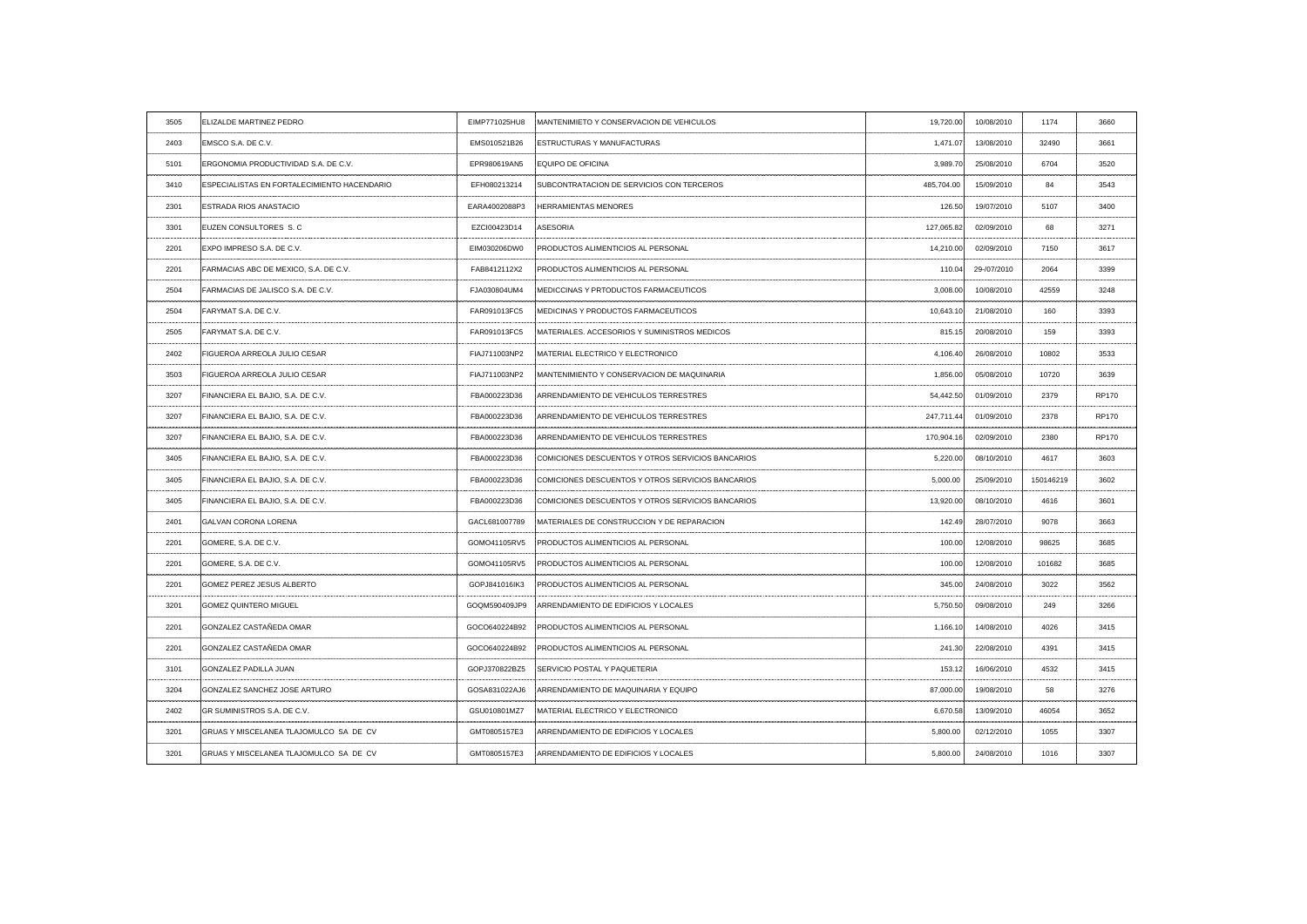| | | | | | | | |
|---|---|---|---|---|---|---|---|
| 3505 | ELIZALDE MARTINEZ PEDRO | EIMP771025HU8 | MANTENIMIETO Y CONSERVACION DE VEHICULOS | 19,720.00 | 10/08/2010 | 1174 | 3660 |
| 2403 | EMSCO S.A. DE C.V. | EMS010521B26 | ESTRUCTURAS Y MANUFACTURAS | 1,471.07 | 13/08/2010 | 32490 | 3661 |
| 5101 | ERGONOMIA PRODUCTIVIDAD S.A. DE C.V. | EPR980619AN5 | EQUIPO DE OFICINA | 3,989.70 | 25/08/2010 | 6704 | 3520 |
| 3410 | ESPECIALISTAS EN FORTALECIMIENTO HACENDARIO | EFH080213214 | SUBCONTRATACION DE SERVICIOS CON TERCEROS | 485,704.00 | 15/09/2010 | 84 | 3543 |
| 2301 | ESTRADA RIOS ANASTACIO | EARA4002088P3 | HERRAMIENTAS MENORES | 126.50 | 19/07/2010 | 5107 | 3400 |
| 3301 | EUZEN CONSULTORES S. C | EZCI00423D14 | ASESORIA | 127,065.82 | 02/09/2010 | 68 | 3271 |
| 2201 | EXPO IMPRESO S.A. DE C.V. | EIM030206DW0 | PRODUCTOS ALIMENTICIOS AL PERSONAL | 14,210.00 | 02/09/2010 | 7150 | 3617 |
| 2201 | FARMACIAS ABC DE MEXICO, S.A. DE C.V. | FAB8412112X2 | PRODUCTOS ALIMENTICIOS AL PERSONAL | 110.04 | 29-/07/2010 | 2064 | 3399 |
| 2504 | FARMACIAS DE JALISCO S.A. DE C.V. | FJA030804UM4 | MEDICCINAS Y PRTODUCTOS FARMACEUTICOS | 3,008.00 | 10/08/2010 | 42559 | 3248 |
| 2504 | FARYMAT S.A. DE C.V. | FAR091013FC5 | MEDICINAS Y PRODUCTOS FARMACEUTICOS | 10,643.10 | 21/08/2010 | 160 | 3393 |
| 2505 | FARYMAT S.A. DE C.V. | FAR091013FC5 | MATERIALES. ACCESORIOS Y SUMINISTROS MEDICOS | 815.15 | 20/08/2010 | 159 | 3393 |
| 2402 | FIGUEROA ARREOLA JULIO CESAR | FIAJ711003NP2 | MATERIAL ELECTRICO Y ELECTRONICO | 4,106.40 | 26/08/2010 | 10802 | 3533 |
| 3503 | FIGUEROA ARREOLA JULIO CESAR | FIAJ711003NP2 | MANTENIMIENTO Y CONSERVACION DE MAQUINARIA | 1,856.00 | 05/08/2010 | 10720 | 3639 |
| 3207 | FINANCIERA EL BAJIO, S.A. DE C.V. | FBA000223D36 | ARRENDAMIENTO DE VEHICULOS TERRESTRES | 54,442.50 | 01/09/2010 | 2379 | RP170 |
| 3207 | FINANCIERA EL BAJIO, S.A. DE C.V. | FBA000223D36 | ARRENDAMIENTO DE VEHICULOS TERRESTRES | 247,711.44 | 01/09/2010 | 2378 | RP170 |
| 3207 | FINANCIERA EL BAJIO, S.A. DE C.V. | FBA000223D36 | ARRENDAMIENTO DE VEHICULOS TERRESTRES | 170,904.16 | 02/09/2010 | 2380 | RP170 |
| 3405 | FINANCIERA EL BAJIO, S.A. DE C.V. | FBA000223D36 | COMICIONES DESCUENTOS Y OTROS SERVICIOS BANCARIOS | 5,220.00 | 08/10/2010 | 4617 | 3603 |
| 3405 | FINANCIERA EL BAJIO, S.A. DE C.V. | FBA000223D36 | COMICIONES DESCUENTOS Y OTROS SERVICIOS BANCARIOS | 5,000.00 | 25/09/2010 | 150146219 | 3602 |
| 3405 | FINANCIERA EL BAJIO, S.A. DE C.V. | FBA000223D36 | COMICIONES DESCUENTOS Y OTROS SERVICIOS BANCARIOS | 13,920.00 | 08/10/2010 | 4616 | 3601 |
| 2401 | GALVAN CORONA LORENA | GACL681007789 | MATERIALES DE CONSTRUCCION Y DE REPARACION | 142.49 | 28/07/2010 | 9078 | 3663 |
| 2201 | GOMERE, S.A. DE C.V. | GOMO41105RV5 | PRODUCTOS ALIMENTICIOS AL PERSONAL | 100.00 | 12/08/2010 | 98625 | 3685 |
| 2201 | GOMERE, S.A. DE C.V. | GOMO41105RV5 | PRODUCTOS ALIMENTICIOS AL PERSONAL | 100.00 | 12/08/2010 | 101682 | 3685 |
| 2201 | GOMEZ PEREZ JESUS ALBERTO | GOPJ841016IK3 | PRODUCTOS ALIMENTICIOS AL PERSONAL | 345.00 | 24/08/2010 | 3022 | 3562 |
| 3201 | GOMEZ QUINTERO MIGUEL | GOQM590409JP9 | ARRENDAMIENTO DE EDIFICIOS Y LOCALES | 5,750.50 | 09/08/2010 | 249 | 3266 |
| 2201 | GONZALEZ CASTAÑEDA OMAR | GOCO640224B92 | PRODUCTOS ALIMENTICIOS AL PERSONAL | 1,166.10 | 14/08/2010 | 4026 | 3415 |
| 2201 | GONZALEZ CASTAÑEDA OMAR | GOCO640224B92 | PRODUCTOS ALIMENTICIOS AL PERSONAL | 241.30 | 22/08/2010 | 4391 | 3415 |
| 3101 | GONZALEZ PADILLA JUAN | GOPJ370822BZ5 | SERVICIO POSTAL Y PAQUETERIA | 153.12 | 16/06/2010 | 4532 | 3415 |
| 3204 | GONZALEZ SANCHEZ JOSE ARTURO | GOSA831022AJ6 | ARRENDAMIENTO DE MAQUINARIA Y EQUIPO | 87,000.00 | 19/08/2010 | 58 | 3276 |
| 2402 | GR SUMINISTROS S.A. DE C.V. | GSU010801MZ7 | MATERIAL ELECTRICO Y ELECTRONICO | 6,670.58 | 13/09/2010 | 46054 | 3652 |
| 3201 | GRUAS Y MISCELANEA TLAJOMULCO SA DE CV | GMT0805157E3 | ARRENDAMIENTO DE EDIFICIOS Y LOCALES | 5,800.00 | 02/12/2010 | 1055 | 3307 |
| 3201 | GRUAS Y MISCELANEA TLAJOMULCO SA DE CV | GMT0805157E3 | ARRENDAMIENTO DE EDIFICIOS Y LOCALES | 5,800.00 | 24/08/2010 | 1016 | 3307 |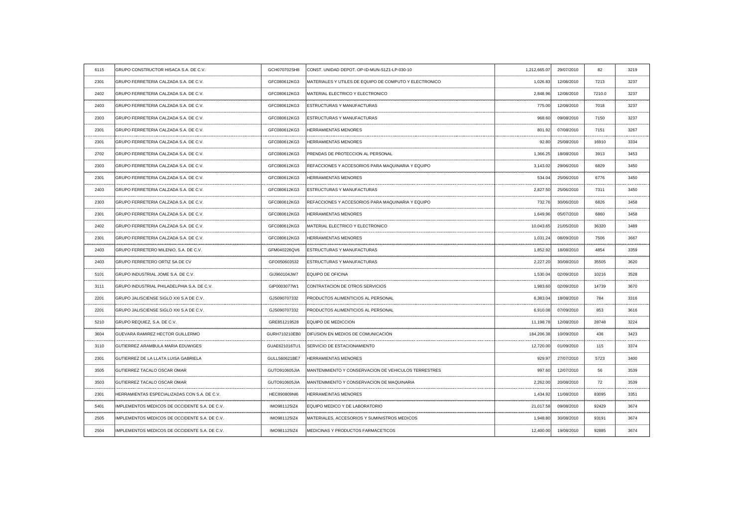| 6115 | GRUPO CONSTRUCTOR HISACA S.A. DE C.V. | GCH070702SH8 | CONST. UNIDAD DEPOT. OP-ID-MUN-S1Z1-LP-030-10 | 1,212,665.07 | 29/07/2010 | 82 | 3219 |
|---|---|---|---|---|---|---|---|
| 2301 | GRUPO FERRETERIA CALZADA S.A. DE C.V. | GFC080612KG3 | MATERIALES Y UTILES DE EQUIPO DE COMPUTO Y ELECTRONICO | 1,026.83 | 12/08/2010 | 7213 | 3237 |
| 2402 | GRUPO FERRETERIA CALZADA S.A. DE C.V. | GFC080612KG3 | MATERIAL ELECTRICO Y ELECTRONICO | 2,848.96 | 12/08/2010 | 7210.0 | 3237 |
| 2403 | GRUPO FERRETERIA CALZADA S.A. DE C.V. | GFC080612KG3 | ESTRUCTURAS Y MANUFACTURAS | 775.00 | 12/08/2010 | 7018 | 3237 |
| 2303 | GRUPO FERRETERIA CALZADA S.A. DE C.V. | GFC080612KG3 | ESTRUCTURAS Y MANUFACTURAS | 968.60 | 09/08/2010 | 7150 | 3237 |
| 2301 | GRUPO FERRETERIA CALZADA S.A. DE C.V. | GFC080612KG3 | HERRAMIENTAS MENORES | 801.92 | 07/08/2010 | 7151 | 3267 |
| 2301 | GRUPO FERRETERIA CALZADA S.A. DE C.V. | GFC080612KG3 | HERRAMIENTAS MENORES | 92.80 | 25/08/2010 | 16910 | 3334 |
| 2702 | GRUPO FERRETERIA CALZADA S.A. DE C.V. | GFC080612KG3 | PRENDAS DE PROTECCION AL PERSONAL | 1,366.25 | 18/08/2010 | 3913 | 3453 |
| 2303 | GRUPO FERRETERIA CALZADA S.A. DE C.V. | GFC080612KG3 | REFACCIONES Y ACCESORIOS PARA MAQUINARIA Y EQUIPO | 3,143.02 | 29/06/2010 | 6829 | 3450 |
| 2301 | GRUPO FERRETERIA CALZADA S.A. DE C.V. | GFC080612KG3 | HERRAMIENTAS MENORES | 534.04 | 25/06/2010 | 6776 | 3450 |
| 2403 | GRUPO FERRETERIA CALZADA S.A. DE C.V. | GFC080612KG3 | ESTRUCTURAS Y MANUFACTURAS | 2,827.50 | 25/06/2010 | 7311 | 3450 |
| 2303 | GRUPO FERRETERIA CALZADA S.A. DE C.V. | GFC080612KG3 | REFACCIONES Y ACCESORIOS PARA MAQUINARIA Y EQUIPO | 732.76 | 30/06/2010 | 6826 | 3458 |
| 2301 | GRUPO FERRETERIA CALZADA S.A. DE C.V. | GFC080612KG3 | HERRAMIENTAS MENORES | 1,649.96 | 05/07/2010 | 6860 | 3458 |
| 2402 | GRUPO FERRETERIA CALZADA S.A. DE C.V. | GFC080612KG3 | MATERIAL ELECTRICO Y ELECTRONICO | 10,043.65 | 21/05/2010 | 36320 | 3489 |
| 2301 | GRUPO FERRETERIA CALZADA S.A. DE C.V. | GFC080612KG3 | HERRAMIENTAS MENORES | 1,031.24 | 08/09/2010 | 7506 | 3667 |
| 2403 | GRUPO FERRETERO MILENIO, S.A. DE C.V. | GFM040226QV6 | ESTRUCTURAS Y MANUFACTURAS | 1,852.92 | 18/08/2010 | 4854 | 3359 |
| 2403 | GRUPO FERRETERO ORTIZ SA DE CV | GFO050603532 | ESTRUCTURAS Y MANUFACTURAS | 2,227.20 | 30/08/2010 | 35505 | 3620 |
| 5101 | GRUPO INDUSTRIAL JOME S.A. DE C.V. | GIJ960104JW7 | EQUIPO DE OFICINA | 1,530.04 | 02/09/2010 | 10216 | 3528 |
| 3111 | GRUPO INDUSTRIAL PHILADELPHIA S.A. DE C.V. | GIP0003077W1 | CONTRATACION DE OTROS SERVICIOS | 1,983.60 | 02/09/2010 | 14739 | 3670 |
| 2201 | GRUPO JALISCIENSE SIGLO XXI S.A DE C.V. | GJS090707332 | PRODUCTOS ALIMENTICIOS AL PERSONAL | 6,383.04 | 18/08/2010 | 784 | 3316 |
| 2201 | GRUPO JALISCIENSE SIGLO XXI S.A DE C.V. | GJS090707332 | PRODUCTOS ALIMENTICIOS AL PERSONAL | 6,910.08 | 07/09/2010 | 853 | 3616 |
| 5210 | GRUPO REQUIEZ, S.A. DE C.V. | GRE851219528 | EQUIPO DE MEDICCION | 11,198.78 | 12/08/2010 | 28748 | 3224 |
| 3604 | GUEVARA RAMIREZ HECTOR GUILLERMO | GURH710210EB0 | DIFUSION EN MEDIOS DE COMUNICACIÓN | 184,206.38 | 10/09/2010 | 436 | 3423 |
| 3110 | GUTIERREZ ARAMBULA MARIA EDUWIGES | GUAE621016TU1 | SERVICIO DE ESTACIONAMIENTO | 12,720.00 | 01/09/2010 | 115 | 3374 |
| 2301 | GUTIERREZ DE LA LLATA LUISA GABRIELA | GULL560621BE7 | HERRAMIENTAS MENORES | 929.97 | 27/07/2010 | 5723 | 3400 |
| 3505 | GUTIERREZ TACALO OSCAR OMAR | GUTO910605JIA | MANTENIMIENTO Y CONSERVACION DE VEHICULOS TERRESTRES | 997.60 | 12/07/2010 | 56 | 3539 |
| 3503 | GUTIERREZ TACALO OSCAR OMAR | GUTO910605JIA | MANTENIMIENTO Y CONSERVACION DE MAQUINARIA | 2,262.00 | 20/08/2010 | 72 | 3539 |
| 2301 | HERRAMIENTAS ESPECIALIZADAS CON S.A. DE C.V. | HEC890809NI6 | HERRAMEINTAS MENORES | 1,434.92 | 11/08/2010 | 83095 | 3351 |
| 5401 | IMPLEMENTOS MEDICOS DE OCCIDENTE S.A. DE C.V. | IMO981125IZ4 | EQUIPO MEDICO Y DE LABORATORIO | 21,017.58 | 09/08/2010 | 92429 | 3674 |
| 2505 | IMPLEMENTOS MEDICOS DE OCCIDENTE S.A. DE C.V. | IMO981125IZ4 | MATERIALES, ACCESORIOS Y SUMINISTROS MEDICOS | 1,948.80 | 30/08/2010 | 93191 | 3674 |
| 2504 | IMPLEMENTOS MEDICOS DE OCCIDENTE S.A. DE C.V. | IMO981125IZ4 | MEDICINAS Y PRODUCTOS FARMACETICOS | 12,400.00 | 19/08/2010 | 92885 | 3674 |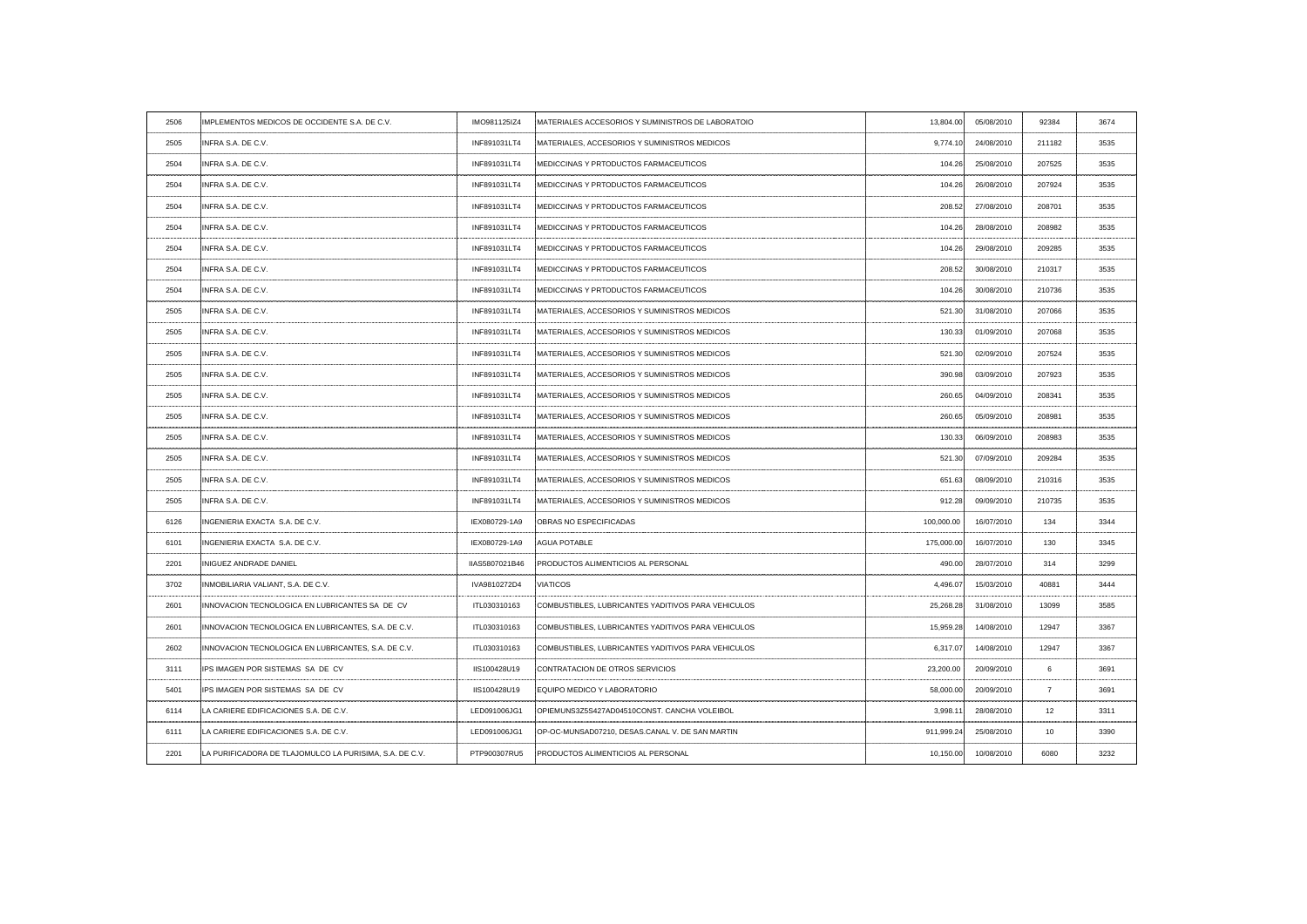| | | | | | | | |
|---|---|---|---|---|---|---|---|
| 2506 | IMPLEMENTOS MEDICOS DE OCCIDENTE S.A. DE C.V. | IMO981125IZ4 | MATERIALES ACCESORIOS Y SUMINISTROS DE LABORATOIO | 13,804.00 | 05/08/2010 | 92384 | 3674 |
| 2505 | INFRA S.A. DE C.V. | INF891031LT4 | MATERIALES, ACCESORIOS Y SUMINISTROS MEDICOS | 9,774.10 | 24/08/2010 | 211182 | 3535 |
| 2504 | INFRA S.A. DE C.V. | INF891031LT4 | MEDICCINAS Y PRTODUCTOS FARMACEUTICOS | 104.26 | 25/08/2010 | 207525 | 3535 |
| 2504 | INFRA S.A. DE C.V. | INF891031LT4 | MEDICCINAS Y PRTODUCTOS FARMACEUTICOS | 104.26 | 26/08/2010 | 207924 | 3535 |
| 2504 | INFRA S.A. DE C.V. | INF891031LT4 | MEDICCINAS Y PRTODUCTOS FARMACEUTICOS | 208.52 | 27/08/2010 | 208701 | 3535 |
| 2504 | INFRA S.A. DE C.V. | INF891031LT4 | MEDICCINAS Y PRTODUCTOS FARMACEUTICOS | 104.26 | 28/08/2010 | 208982 | 3535 |
| 2504 | INFRA S.A. DE C.V. | INF891031LT4 | MEDICCINAS Y PRTODUCTOS FARMACEUTICOS | 104.26 | 29/08/2010 | 209285 | 3535 |
| 2504 | INFRA S.A. DE C.V. | INF891031LT4 | MEDICCINAS Y PRTODUCTOS FARMACEUTICOS | 208.52 | 30/08/2010 | 210317 | 3535 |
| 2504 | INFRA S.A. DE C.V. | INF891031LT4 | MEDICCINAS Y PRTODUCTOS FARMACEUTICOS | 104.26 | 30/08/2010 | 210736 | 3535 |
| 2505 | INFRA S.A. DE C.V. | INF891031LT4 | MATERIALES, ACCESORIOS Y SUMINISTROS MEDICOS | 521.30 | 31/08/2010 | 207066 | 3535 |
| 2505 | INFRA S.A. DE C.V. | INF891031LT4 | MATERIALES, ACCESORIOS Y SUMINISTROS MEDICOS | 130.33 | 01/09/2010 | 207068 | 3535 |
| 2505 | INFRA S.A. DE C.V. | INF891031LT4 | MATERIALES, ACCESORIOS Y SUMINISTROS MEDICOS | 521.30 | 02/09/2010 | 207524 | 3535 |
| 2505 | INFRA S.A. DE C.V. | INF891031LT4 | MATERIALES, ACCESORIOS Y SUMINISTROS MEDICOS | 390.98 | 03/09/2010 | 207923 | 3535 |
| 2505 | INFRA S.A. DE C.V. | INF891031LT4 | MATERIALES, ACCESORIOS Y SUMINISTROS MEDICOS | 260.65 | 04/09/2010 | 208341 | 3535 |
| 2505 | INFRA S.A. DE C.V. | INF891031LT4 | MATERIALES, ACCESORIOS Y SUMINISTROS MEDICOS | 260.65 | 05/09/2010 | 208981 | 3535 |
| 2505 | INFRA S.A. DE C.V. | INF891031LT4 | MATERIALES, ACCESORIOS Y SUMINISTROS MEDICOS | 130.33 | 06/09/2010 | 208983 | 3535 |
| 2505 | INFRA S.A. DE C.V. | INF891031LT4 | MATERIALES, ACCESORIOS Y SUMINISTROS MEDICOS | 521.30 | 07/09/2010 | 209284 | 3535 |
| 2505 | INFRA S.A. DE C.V. | INF891031LT4 | MATERIALES, ACCESORIOS Y SUMINISTROS MEDICOS | 651.63 | 08/09/2010 | 210316 | 3535 |
| 2505 | INFRA S.A. DE C.V. | INF891031LT4 | MATERIALES, ACCESORIOS Y SUMINISTROS MEDICOS | 912.28 | 09/09/2010 | 210735 | 3535 |
| 6126 | INGENIERIA EXACTA S.A. DE C.V. | IEX080729-1A9 | OBRAS NO ESPECIFICADAS | 100,000.00 | 16/07/2010 | 134 | 3344 |
| 6101 | INGENIERIA EXACTA S.A. DE C.V. | IEX080729-1A9 | AGUA POTABLE | 175,000.00 | 16/07/2010 | 130 | 3345 |
| 2201 | INIGUEZ ANDRADE DANIEL | IIAS5807021B46 | PRODUCTOS ALIMENTICIOS AL PERSONAL | 490.00 | 28/07/2010 | 314 | 3299 |
| 3702 | INMOBILIARIA VALIANT, S.A. DE C.V. | IVA9810272D4 | VIATICOS | 4,496.07 | 15/03/2010 | 40881 | 3444 |
| 2601 | INNOVACION TECNOLOGICA EN LUBRICANTES SA DE CV | ITL030310163 | COMBUSTIBLES, LUBRICANTES YADITIVOS PARA VEHICULOS | 25,268.28 | 31/08/2010 | 13099 | 3585 |
| 2601 | INNOVACION TECNOLOGICA EN LUBRICANTES, S.A. DE C.V. | ITL030310163 | COMBUSTIBLES, LUBRICANTES YADITIVOS PARA VEHICULOS | 15,959.28 | 14/08/2010 | 12947 | 3367 |
| 2602 | INNOVACION TECNOLOGICA EN LUBRICANTES, S.A. DE C.V. | ITL030310163 | COMBUSTIBLES, LUBRICANTES YADITIVOS PARA VEHICULOS | 6,317.07 | 14/08/2010 | 12947 | 3367 |
| 3111 | IPS IMAGEN POR SISTEMAS SA DE CV | IIS100428U19 | CONTRATACION DE OTROS SERVICIOS | 23,200.00 | 20/09/2010 | 6 | 3691 |
| 5401 | IPS IMAGEN POR SISTEMAS SA DE CV | IIS100428U19 | EQUIPO MEDICO Y LABORATORIO | 58,000.00 | 20/09/2010 | 7 | 3691 |
| 6114 | LA CARIERE EDIFICACIONES S.A. DE C.V. | LED091006JG1 | OPIEMUNS3Z5S427AD04510CONST. CANCHA VOLEIBOL | 3,998.11 | 28/08/2010 | 12 | 3311 |
| 6111 | LA CARIERE EDIFICACIONES S.A. DE C.V. | LED091006JG1 | OP-OC-MUNSAD07210, DESAS.CANAL V. DE SAN MARTIN | 911,999.24 | 25/08/2010 | 10 | 3390 |
| 2201 | LA PURIFICADORA DE TLAJOMULCO LA PURISIMA, S.A. DE C.V. | PTP900307RU5 | PRODUCTOS ALIMENTICIOS AL PERSONAL | 10,150.00 | 10/08/2010 | 6080 | 3232 |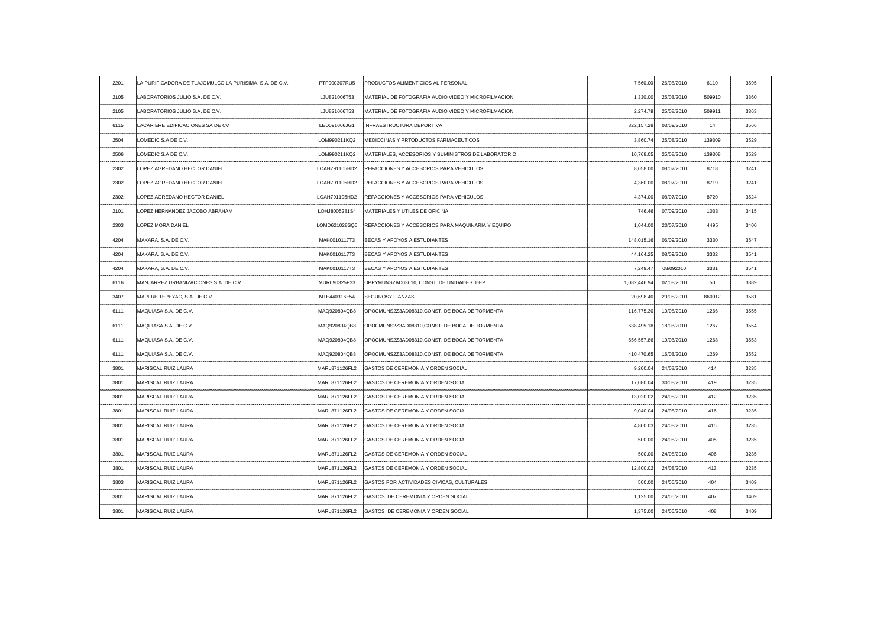| | | | | | | | |
|---|---|---|---|---|---|---|---|
| 2201 | LA PURIFICADORA DE TLAJOMULCO LA PURISIMA, S.A. DE C.V. | PTP900307RU5 | PRODUCTOS ALIMENTICIOS AL PERSONAL | 7,560.00 | 26/08/2010 | 6110 | 3595 |
| 2105 | LABORATORIOS JULIO S.A. DE C.V. | LJU821006T53 | MATERIAL DE FOTOGRAFIA AUDIO VIDEO Y MICROFILMACION | 1,330.00 | 25/08/2010 | 509910 | 3360 |
| 2105 | LABORATORIOS JULIO S.A. DE C.V. | LJU821006T53 | MATERIAL DE FOTOGRAFIA AUDIO VIDEO Y MICROFILMACION | 2,274.79 | 25/08/2010 | 509911 | 3363 |
| 6115 | LACARIERE EDIFICACIONES SA DE CV | LED091006JG1 | INFRAESTRUCTURA DEPORTIVA | 822,157.28 | 03/09/2010 | 14 | 3566 |
| 2504 | LOMEDIC S.A DE C.V. | LOM990211KQ2 | MEDICCINAS Y PRTODUCTOS FARMACEUTICOS | 3,860.74 | 25/08/2010 | 139309 | 3529 |
| 2506 | LOMEDIC S.A DE C.V. | LOM990211KQ2 | MATERIALES, ACCESORIOS Y SUMINISTROS DE LABORATORIO | 10,768.05 | 25/08/2010 | 139308 | 3529 |
| 2302 | LOPEZ AGREDANO HECTOR DANIEL | LOAH791105HD2 | REFACCIONES Y ACCESORIOS PARA VEHICULOS | 8,058.00 | 08/07/2010 | 8718 | 3241 |
| 2302 | LOPEZ AGREDANO HECTOR DANIEL | LOAH791105HD2 | REFACCIONES Y ACCESORIOS PARA VEHICULOS | 4,360.00 | 08/07/2010 | 8719 | 3241 |
| 2302 | LOPEZ AGREDANO HECTOR DANIEL | LOAH791105HD2 | REFACCIONES Y ACCESORIOS PARA VEHICULOS | 4,374.00 | 08/07/2010 | 8720 | 3524 |
| 2101 | LOPEZ HERNANDEZ JACOBO ABRAHAM | LOHJ800528154 | MATERIALES Y UTILES DE OFICINA | 746.46 | 07/09/2010 | 1033 | 3415 |
| 2303 | LOPEZ MORA DANIEL | LOMD621028SQ5 | REFACCIONES Y ACCESORIOS PARA MAQUINARIA Y EQUIPO | 1,044.00 | 20/07/2010 | 4495 | 3400 |
| 4204 | MAKARA, S.A. DE C.V. | MAK0010117T3 | BECAS Y APOYOS A ESTUDIANTES | 148,015.16 | 06/09/2010 | 3330 | 3547 |
| 4204 | MAKARA, S.A. DE C.V. | MAK0010117T3 | BECAS Y APOYOS A ESTUDIANTES | 44,164.25 | 08/09/2010 | 3332 | 3541 |
| 4204 | MAKARA, S.A. DE C.V. | MAK0010117T3 | BECAS Y APOYOS A ESTUDIANTES | 7,249.47 | 08/092010 | 3331 | 3541 |
| 6116 | MANJARREZ URBANIZACIONES S.A. DE C.V. | MUR090325P33 | OPPYMUNSZAD03610, CONST. DE UNIDADES. DEP. | 1,082,446.94 | 02/08/2010 | 50 | 3389 |
| 3407 | MAPFRE TEPEYAC, S.A. DE C.V. | MTE440316E54 | SEGUROSY FIANZAS | 20,698.40 | 20/08/2010 | 860012 | 3581 |
| 6111 | MAQUIASA S.A. DE C.V. | MAQ920804QB8 | OPOCMUNS2Z3AD08310,CONST. DE BOCA DE TORMENTA | 116,775.30 | 10/08/2010 | 1266 | 3555 |
| 6111 | MAQUIASA S.A. DE C.V. | MAQ920804QB8 | OPOCMUNS2Z3AD08310,CONST. DE BOCA DE TORMENTA | 638,495.18 | 18/08/2010 | 1267 | 3554 |
| 6111 | MAQUIASA S.A. DE C.V. | MAQ920804QB8 | OPOCMUNS2Z3AD08310,CONST. DE BOCA DE TORMENTA | 556,557.86 | 10/08/2010 | 1268 | 3553 |
| 6111 | MAQUIASA S.A. DE C.V. | MAQ920804QB8 | OPOCMUNS2Z3AD08310,CONST. DE BOCA DE TORMENTA | 410,470.65 | 16/08/2010 | 1269 | 3552 |
| 3801 | MARISCAL RUIZ LAURA | MARL871126FL2 | GASTOS DE CEREMONIA Y ORDEN SOCIAL | 9,200.04 | 24/08/2010 | 414 | 3235 |
| 3801 | MARISCAL RUIZ LAURA | MARL871126FL2 | GASTOS DE CEREMONIA Y ORDEN SOCIAL | 17,080.04 | 30/08/2010 | 419 | 3235 |
| 3801 | MARISCAL RUIZ LAURA | MARL871126FL2 | GASTOS DE CEREMONIA Y ORDEN SOCIAL | 13,020.02 | 24/08/2010 | 412 | 3235 |
| 3801 | MARISCAL RUIZ LAURA | MARL871126FL2 | GASTOS DE CEREMONIA Y ORDEN SOCIAL | 9,040.04 | 24/08/2010 | 416 | 3235 |
| 3801 | MARISCAL RUIZ LAURA | MARL871126FL2 | GASTOS DE CEREMONIA Y ORDEN SOCIAL | 4,800.03 | 24/08/2010 | 415 | 3235 |
| 3801 | MARISCAL RUIZ LAURA | MARL871126FL2 | GASTOS DE CEREMONIA Y ORDEN SOCIAL | 500.00 | 24/08/2010 | 405 | 3235 |
| 3801 | MARISCAL RUIZ LAURA | MARL871126FL2 | GASTOS DE CEREMONIA Y ORDEN SOCIAL | 500.00 | 24/08/2010 | 406 | 3235 |
| 3801 | MARISCAL RUIZ LAURA | MARL871126FL2 | GASTOS DE CEREMONIA Y ORDEN SOCIAL | 12,800.02 | 24/08/2010 | 413 | 3235 |
| 3803 | MARISCAL RUIZ LAURA | MARL871126FL2 | GASTOS POR ACTIVIDADES CIVICAS, CULTURALES | 500.00 | 24/05/2010 | 404 | 3409 |
| 3801 | MARISCAL RUIZ LAURA | MARL871126FL2 | GASTOS DE CEREMONIA Y ORDEN SOCIAL | 1,125.00 | 24/05/2010 | 407 | 3409 |
| 3801 | MARISCAL RUIZ LAURA | MARL871126FL2 | GASTOS DE CEREMONIA Y ORDEN SOCIAL | 1,375.00 | 24/05/2010 | 408 | 3409 |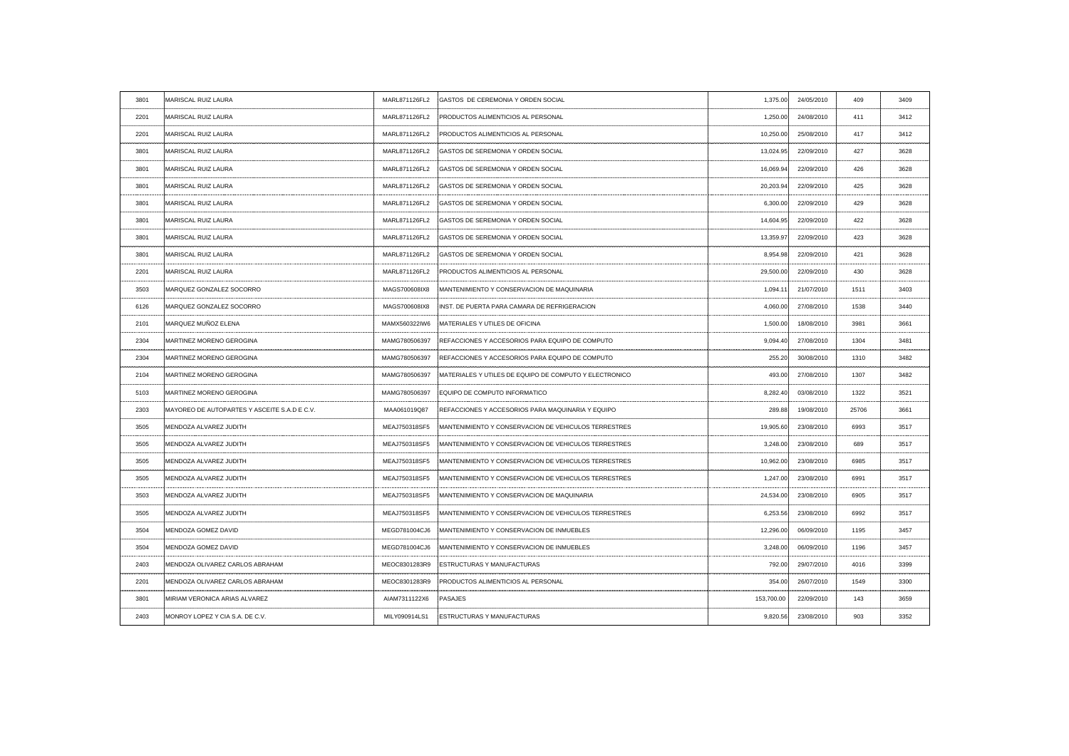| | | | | | | | |
|---|---|---|---|---|---|---|---|
| 3801 | MARISCAL RUIZ LAURA | MARL871126FL2 | GASTOS DE CEREMONIA Y ORDEN SOCIAL | 1,375.00 | 24/05/2010 | 409 | 3409 |
| 2201 | MARISCAL RUIZ LAURA | MARL871126FL2 | PRODUCTOS ALIMENTICIOS AL PERSONAL | 1,250.00 | 24/08/2010 | 411 | 3412 |
| 2201 | MARISCAL RUIZ LAURA | MARL871126FL2 | PRODUCTOS ALIMENTICIOS AL PERSONAL | 10,250.00 | 25/08/2010 | 417 | 3412 |
| 3801 | MARISCAL RUIZ LAURA | MARL871126FL2 | GASTOS DE SEREMONIA Y ORDEN SOCIAL | 13,024.95 | 22/09/2010 | 427 | 3628 |
| 3801 | MARISCAL RUIZ LAURA | MARL871126FL2 | GASTOS DE SEREMONIA Y ORDEN SOCIAL | 16,069.94 | 22/09/2010 | 426 | 3628 |
| 3801 | MARISCAL RUIZ LAURA | MARL871126FL2 | GASTOS DE SEREMONIA Y ORDEN SOCIAL | 20,203.94 | 22/09/2010 | 425 | 3628 |
| 3801 | MARISCAL RUIZ LAURA | MARL871126FL2 | GASTOS DE SEREMONIA Y ORDEN SOCIAL | 6,300.00 | 22/09/2010 | 429 | 3628 |
| 3801 | MARISCAL RUIZ LAURA | MARL871126FL2 | GASTOS DE SEREMONIA Y ORDEN SOCIAL | 14,604.95 | 22/09/2010 | 422 | 3628 |
| 3801 | MARISCAL RUIZ LAURA | MARL871126FL2 | GASTOS DE SEREMONIA Y ORDEN SOCIAL | 13,359.97 | 22/09/2010 | 423 | 3628 |
| 3801 | MARISCAL RUIZ LAURA | MARL871126FL2 | GASTOS DE SEREMONIA Y ORDEN SOCIAL | 8,954.98 | 22/09/2010 | 421 | 3628 |
| 2201 | MARISCAL RUIZ LAURA | MARL871126FL2 | PRODUCTOS ALIMENTICIOS AL PERSONAL | 29,500.00 | 22/09/2010 | 430 | 3628 |
| 3503 | MARQUEZ GONZALEZ SOCORRO | MAGS700608IX8 | MANTENIMIENTO Y CONSERVACION DE MAQUINARIA | 1,094.11 | 21/07/2010 | 1511 | 3403 |
| 6126 | MARQUEZ GONZALEZ SOCORRO | MAGS700608IX8 | INST. DE PUERTA PARA CAMARA DE REFRIGERACION | 4,060.00 | 27/08/2010 | 1538 | 3440 |
| 2101 | MARQUEZ MUÑOZ ELENA | MAMX560322IW6 | MATERIALES Y UTILES DE OFICINA | 1,500.00 | 18/08/2010 | 3981 | 3661 |
| 2304 | MARTINEZ MORENO GEROGINA | MAMG780506397 | REFACCIONES Y ACCESORIOS PARA EQUIPO DE COMPUTO | 9,094.40 | 27/08/2010 | 1304 | 3481 |
| 2304 | MARTINEZ MORENO GEROGINA | MAMG780506397 | REFACCIONES Y ACCESORIOS PARA EQUIPO DE COMPUTO | 255.20 | 30/08/2010 | 1310 | 3482 |
| 2104 | MARTINEZ MORENO GEROGINA | MAMG780506397 | MATERIALES Y UTILES DE EQUIPO DE COMPUTO Y ELECTRONICO | 493.00 | 27/08/2010 | 1307 | 3482 |
| 5103 | MARTINEZ MORENO GEROGINA | MAMG780506397 | EQUIPO DE COMPUTO INFORMATICO | 8,282.40 | 03/08/2010 | 1322 | 3521 |
| 2303 | MAYOREO DE AUTOPARTES Y ASCEITE S.A.D E C.V. | MAA061019Q87 | REFACCIONES Y ACCESORIOS PARA MAQUINARIA Y EQUIPO | 289.88 | 19/08/2010 | 25706 | 3661 |
| 3505 | MENDOZA ALVAREZ JUDITH | MEAJ750318SF5 | MANTENIMIENTO Y CONSERVACION DE VEHICULOS TERRESTRES | 19,905.60 | 23/08/2010 | 6993 | 3517 |
| 3505 | MENDOZA ALVAREZ JUDITH | MEAJ750318SF5 | MANTENIMIENTO Y CONSERVACION DE VEHICULOS TERRESTRES | 3,248.00 | 23/08/2010 | 689 | 3517 |
| 3505 | MENDOZA ALVAREZ JUDITH | MEAJ750318SF5 | MANTENIMIENTO Y CONSERVACION DE VEHICULOS TERRESTRES | 10,962.00 | 23/08/2010 | 6985 | 3517 |
| 3505 | MENDOZA ALVAREZ JUDITH | MEAJ750318SF5 | MANTENIMIENTO Y CONSERVACION DE VEHICULOS TERRESTRES | 1,247.00 | 23/08/2010 | 6991 | 3517 |
| 3503 | MENDOZA ALVAREZ JUDITH | MEAJ750318SF5 | MANTENIMIENTO Y CONSERVACION DE MAQUINARIA | 24,534.00 | 23/08/2010 | 6905 | 3517 |
| 3505 | MENDOZA ALVAREZ JUDITH | MEAJ750318SF5 | MANTENIMIENTO Y CONSERVACION DE VEHICULOS TERRESTRES | 6,253.56 | 23/08/2010 | 6992 | 3517 |
| 3504 | MENDOZA GOMEZ DAVID | MEGD781004CJ6 | MANTENIMIENTO Y CONSERVACION DE INMUEBLES | 12,296.00 | 06/09/2010 | 1195 | 3457 |
| 3504 | MENDOZA GOMEZ DAVID | MEGD781004CJ6 | MANTENIMIENTO Y CONSERVACION DE INMUEBLES | 3,248.00 | 06/09/2010 | 1196 | 3457 |
| 2403 | MENDOZA OLIVAREZ CARLOS ABRAHAM | MEOC8301283R9 | ESTRUCTURAS Y MANUFACTURAS | 792.00 | 29/07/2010 | 4016 | 3399 |
| 2201 | MENDOZA OLIVAREZ CARLOS ABRAHAM | MEOC8301283R9 | PRODUCTOS ALIMENTICIOS AL PERSONAL | 354.00 | 26/07/2010 | 1549 | 3300 |
| 3801 | MIRIAM VERONICA ARIAS ALVAREZ | AIAM7311122X6 | PASAJES | 153,700.00 | 22/09/2010 | 143 | 3659 |
| 2403 | MONROY LOPEZ Y CIA S.A. DE C.V. | MILY090914LS1 | ESTRUCTURAS Y MANUFACTURAS | 9,820.56 | 23/08/2010 | 903 | 3352 |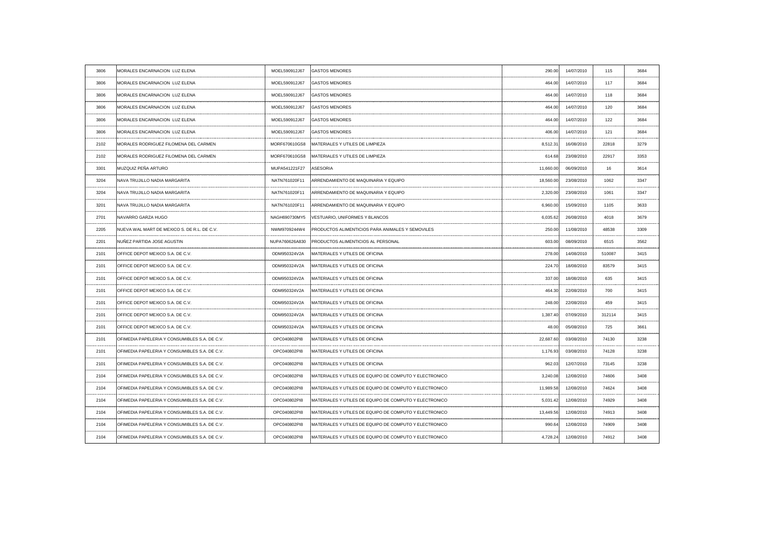| | | | | | | | |
|---|---|---|---|---|---|---|---|
| 3806 | MORALES ENCARNACION LUZ ELENA | MOEL590912J67 | GASTOS MENORES | 290.00 | 14/07/2010 | 115 | 3684 |
| 3806 | MORALES ENCARNACION LUZ ELENA | MOEL590912J67 | GASTOS MENORES | 464.00 | 14/07/2010 | 117 | 3684 |
| 3806 | MORALES ENCARNACION LUZ ELENA | MOEL590912J67 | GASTOS MENORES | 464.00 | 14/07/2010 | 118 | 3684 |
| 3806 | MORALES ENCARNACION LUZ ELENA | MOEL590912J67 | GASTOS MENORES | 464.00 | 14/07/2010 | 120 | 3684 |
| 3806 | MORALES ENCARNACION LUZ ELENA | MOEL590912J67 | GASTOS MENORES | 464.00 | 14/07/2010 | 122 | 3684 |
| 3806 | MORALES ENCARNACION LUZ ELENA | MOEL590912J67 | GASTOS MENORES | 406.00 | 14/07/2010 | 121 | 3684 |
| 2102 | MORALES RODRIGUEZ FILOMENA DEL CARMEN | MORF670610GS8 | MATERIALES Y UTILES DE LIMPIEZA | 8,512.31 | 16/08/2010 | 22818 | 3279 |
| 2102 | MORALES RODRIGUEZ FILOMENA DEL CARMEN | MORF670610GS8 | MATERIALES Y UTILES DE LIMPIEZA | 614.68 | 23/08/2010 | 22917 | 3353 |
| 3301 | MUZQUIZ PEÑA ARTURO | MUPA541221F27 | ASESORIA | 11,660.00 | 06/09/2010 | 16 | 3614 |
| 3204 | NAVA TRUJILLO NADIA MARGARITA | NATN761020F11 | ARRENDAMIENTO DE MAQUINARIA Y EQUIPO | 18,560.00 | 23/08/2010 | 1062 | 3347 |
| 3204 | NAVA TRUJILLO NADIA MARGARITA | NATN761020F11 | ARRENDAMIENTO DE MAQUINARIA Y EQUIPO | 2,320.00 | 23/08/2010 | 1061 | 3347 |
| 3201 | NAVA TRUJILLO NADIA MARGARITA | NATN761020F11 | ARRENDAMIENTO DE MAQUINARIA Y EQUIPO | 6,960.00 | 15/09/2010 | 1105 | 3633 |
| 2701 | NAVARRO GARZA HUGO | NAGH690730MY5 | VESTUARIO, UNIFORMES Y BLANCOS | 6,035.62 | 26/08/2010 | 4018 | 3679 |
| 2205 | NUEVA WAL MART DE MEXICO S. DE R.L. DE C.V. | NWM9709244W4 | PRODUCTOS ALIMENTICIOS PARA ANIMALES Y SEMOVILES | 250.00 | 11/08/2010 | 48538 | 3309 |
| 2201 | NUÑEZ PARTIDA JOSE AGUSTIN | NUPA760626A830 | PRODUCTOS ALIMENTICIOS AL PERSONAL | 603.00 | 08/09/2010 | 6515 | 3562 |
| 2101 | OFFICE DEPOT MEXICO S.A. DE C.V. | ODM950324V2A | MATERIALES Y UTILES DE OFICINA | 278.00 | 14/08/2010 | 510087 | 3415 |
| 2101 | OFFICE DEPOT MEXICO S.A. DE C.V. | ODM950324V2A | MATERIALES Y UTILES DE OFICINA | 224.70 | 18/08/2010 | 83579 | 3415 |
| 2101 | OFFICE DEPOT MEXICO S.A. DE C.V. | ODM950324V2A | MATERIALES Y UTILES DE OFICINA | 337.00 | 18/08/2010 | 635 | 3415 |
| 2101 | OFFICE DEPOT MEXICO S.A. DE C.V. | ODM950324V2A | MATERIALES Y UTILES DE OFICINA | 464.30 | 22/08/2010 | 700 | 3415 |
| 2101 | OFFICE DEPOT MEXICO S.A. DE C.V. | ODM950324V2A | MATERIALES Y UTILES DE OFICINA | 248.00 | 22/08/2010 | 459 | 3415 |
| 2101 | OFFICE DEPOT MEXICO S.A. DE C.V. | ODM950324V2A | MATERIALES Y UTILES DE OFICINA | 1,387.40 | 07/09/2010 | 312114 | 3415 |
| 2101 | OFFICE DEPOT MEXICO S.A. DE C.V. | ODM950324V2A | MATERIALES Y UTILES DE OFICINA | 48.00 | 05/08/2010 | 725 | 3661 |
| 2101 | OFIMEDIA PAPELERIA Y CONSUMIBLES S.A. DE C.V. | OPC040802PI8 | MATERIALES Y UTILES DE OFICINA | 22,687.60 | 03/08/2010 | 74130 | 3238 |
| 2101 | OFIMEDIA PAPELERIA Y CONSUMIBLES S.A. DE C.V. | OPC040802PI8 | MATERIALES Y UTILES DE OFICINA | 1,176.93 | 03/08/2010 | 74128 | 3238 |
| 2101 | OFIMEDIA PAPELERIA Y CONSUMIBLES S.A. DE C.V. | OPC040802PI8 | MATERIALES Y UTILES DE OFICINA | 962.03 | 12/07/2010 | 73145 | 3238 |
| 2104 | OFIMEDIA PAPELERIA Y CONSUMIBLES S.A. DE C.V. | OPC040802PI8 | MATERIALES Y UTILES DE EQUIPO DE COMPUTO Y ELECTRONICO | 3,240.08 | 12/08/2010 | 74606 | 3408 |
| 2104 | OFIMEDIA PAPELERIA Y CONSUMIBLES S.A. DE C.V. | OPC040802PI8 | MATERIALES Y UTILES DE EQUIPO DE COMPUTO Y ELECTRONICO | 11,989.58 | 12/08/2010 | 74624 | 3408 |
| 2104 | OFIMEDIA PAPELERIA Y CONSUMIBLES S.A. DE C.V. | OPC040802PI8 | MATERIALES Y UTILES DE EQUIPO DE COMPUTO Y ELECTRONICO | 5,031.42 | 12/08/2010 | 74929 | 3408 |
| 2104 | OFIMEDIA PAPELERIA Y CONSUMIBLES S.A. DE C.V. | OPC040802PI8 | MATERIALES Y UTILES DE EQUIPO DE COMPUTO Y ELECTRONICO | 13,449.56 | 12/08/2010 | 74913 | 3408 |
| 2104 | OFIMEDIA PAPELERIA Y CONSUMIBLES S.A. DE C.V. | OPC040802PI8 | MATERIALES Y UTILES DE EQUIPO DE COMPUTO Y ELECTRONICO | 990.64 | 12/08/2010 | 74909 | 3408 |
| 2104 | OFIMEDIA PAPELERIA Y CONSUMIBLES S.A. DE C.V. | OPC040802PI8 | MATERIALES Y UTILES DE EQUIPO DE COMPUTO Y ELECTRONICO | 4,728.24 | 12/08/2010 | 74912 | 3408 |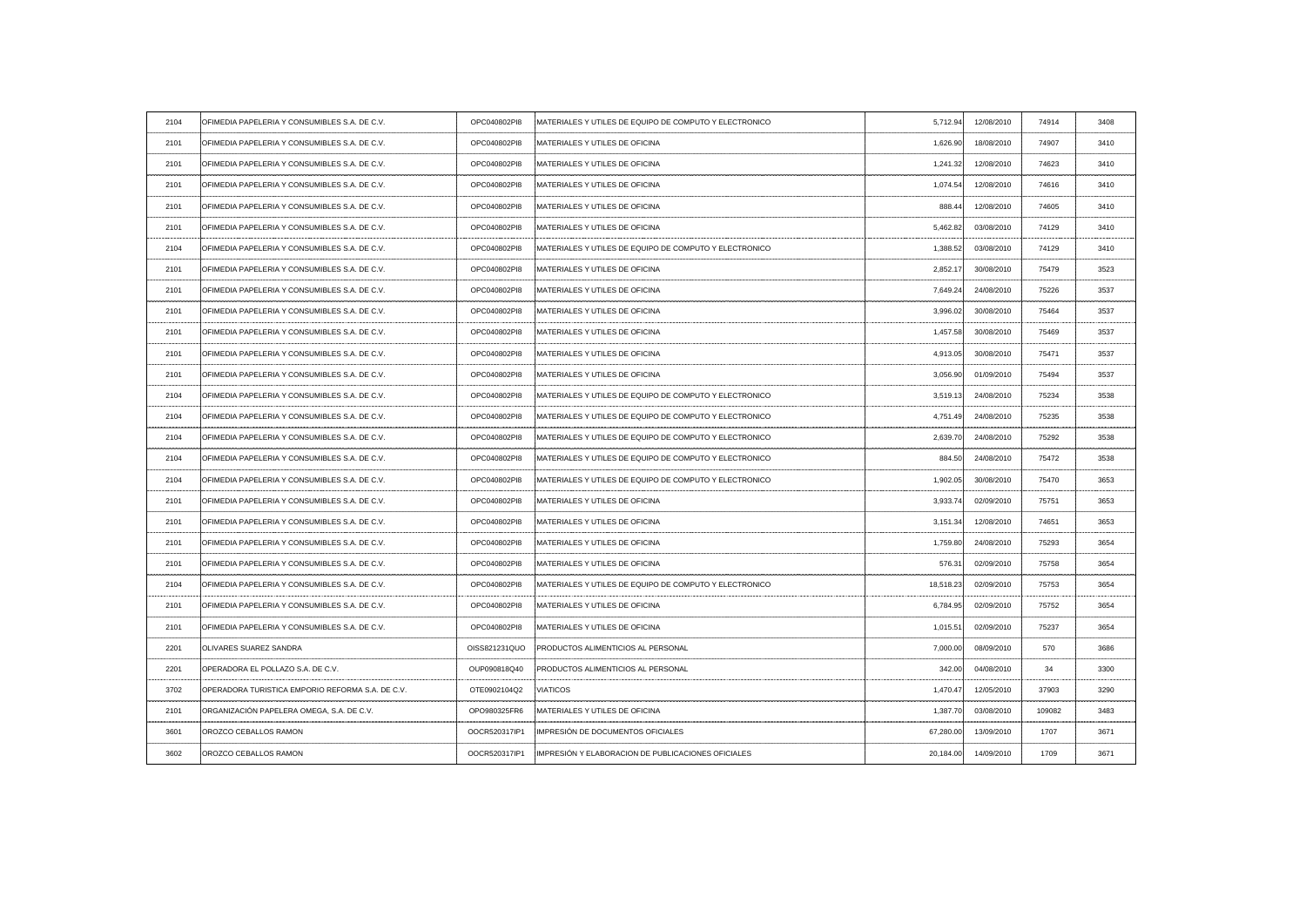| | | | | | | | |
|---|---|---|---|---|---|---|---|
| 2104 | OFIMEDIA PAPELERIA Y CONSUMIBLES S.A. DE C.V. | OPC040802PI8 | MATERIALES Y UTILES DE EQUIPO DE COMPUTO Y ELECTRONICO | 5,712.94 | 12/08/2010 | 74914 | 3408 |
| 2101 | OFIMEDIA PAPELERIA Y CONSUMIBLES S.A. DE C.V. | OPC040802PI8 | MATERIALES Y UTILES DE OFICINA | 1,626.90 | 18/08/2010 | 74907 | 3410 |
| 2101 | OFIMEDIA PAPELERIA Y CONSUMIBLES S.A. DE C.V. | OPC040802PI8 | MATERIALES Y UTILES DE OFICINA | 1,241.32 | 12/08/2010 | 74623 | 3410 |
| 2101 | OFIMEDIA PAPELERIA Y CONSUMIBLES S.A. DE C.V. | OPC040802PI8 | MATERIALES Y UTILES DE OFICINA | 1,074.54 | 12/08/2010 | 74616 | 3410 |
| 2101 | OFIMEDIA PAPELERIA Y CONSUMIBLES S.A. DE C.V. | OPC040802PI8 | MATERIALES Y UTILES DE OFICINA | 888.44 | 12/08/2010 | 74605 | 3410 |
| 2101 | OFIMEDIA PAPELERIA Y CONSUMIBLES S.A. DE C.V. | OPC040802PI8 | MATERIALES Y UTILES DE OFICINA | 5,462.82 | 03/08/2010 | 74129 | 3410 |
| 2104 | OFIMEDIA PAPELERIA Y CONSUMIBLES S.A. DE C.V. | OPC040802PI8 | MATERIALES Y UTILES DE EQUIPO DE COMPUTO Y ELECTRONICO | 1,388.52 | 03/08/2010 | 74129 | 3410 |
| 2101 | OFIMEDIA PAPELERIA Y CONSUMIBLES S.A. DE C.V. | OPC040802PI8 | MATERIALES Y UTILES DE OFICINA | 2,852.17 | 30/08/2010 | 75479 | 3523 |
| 2101 | OFIMEDIA PAPELERIA Y CONSUMIBLES S.A. DE C.V. | OPC040802PI8 | MATERIALES Y UTILES DE OFICINA | 7,649.24 | 24/08/2010 | 75226 | 3537 |
| 2101 | OFIMEDIA PAPELERIA Y CONSUMIBLES S.A. DE C.V. | OPC040802PI8 | MATERIALES Y UTILES DE OFICINA | 3,996.02 | 30/08/2010 | 75464 | 3537 |
| 2101 | OFIMEDIA PAPELERIA Y CONSUMIBLES S.A. DE C.V. | OPC040802PI8 | MATERIALES Y UTILES DE OFICINA | 1,457.58 | 30/08/2010 | 75469 | 3537 |
| 2101 | OFIMEDIA PAPELERIA Y CONSUMIBLES S.A. DE C.V. | OPC040802PI8 | MATERIALES Y UTILES DE OFICINA | 4,913.05 | 30/08/2010 | 75471 | 3537 |
| 2101 | OFIMEDIA PAPELERIA Y CONSUMIBLES S.A. DE C.V. | OPC040802PI8 | MATERIALES Y UTILES DE OFICINA | 3,056.90 | 01/09/2010 | 75494 | 3537 |
| 2104 | OFIMEDIA PAPELERIA Y CONSUMIBLES S.A. DE C.V. | OPC040802PI8 | MATERIALES Y UTILES DE EQUIPO DE COMPUTO Y ELECTRONICO | 3,519.13 | 24/08/2010 | 75234 | 3538 |
| 2104 | OFIMEDIA PAPELERIA Y CONSUMIBLES S.A. DE C.V. | OPC040802PI8 | MATERIALES Y UTILES DE EQUIPO DE COMPUTO Y ELECTRONICO | 4,751.49 | 24/08/2010 | 75235 | 3538 |
| 2104 | OFIMEDIA PAPELERIA Y CONSUMIBLES S.A. DE C.V. | OPC040802PI8 | MATERIALES Y UTILES DE EQUIPO DE COMPUTO Y ELECTRONICO | 2,639.70 | 24/08/2010 | 75292 | 3538 |
| 2104 | OFIMEDIA PAPELERIA Y CONSUMIBLES S.A. DE C.V. | OPC040802PI8 | MATERIALES Y UTILES DE EQUIPO DE COMPUTO Y ELECTRONICO | 884.50 | 24/08/2010 | 75472 | 3538 |
| 2104 | OFIMEDIA PAPELERIA Y CONSUMIBLES S.A. DE C.V. | OPC040802PI8 | MATERIALES Y UTILES DE EQUIPO DE COMPUTO Y ELECTRONICO | 1,902.05 | 30/08/2010 | 75470 | 3653 |
| 2101 | OFIMEDIA PAPELERIA Y CONSUMIBLES S.A. DE C.V. | OPC040802PI8 | MATERIALES Y UTILES DE OFICINA | 3,933.74 | 02/09/2010 | 75751 | 3653 |
| 2101 | OFIMEDIA PAPELERIA Y CONSUMIBLES S.A. DE C.V. | OPC040802PI8 | MATERIALES Y UTILES DE OFICINA | 3,151.34 | 12/08/2010 | 74651 | 3653 |
| 2101 | OFIMEDIA PAPELERIA Y CONSUMIBLES S.A. DE C.V. | OPC040802PI8 | MATERIALES Y UTILES DE OFICINA | 1,759.80 | 24/08/2010 | 75293 | 3654 |
| 2101 | OFIMEDIA PAPELERIA Y CONSUMIBLES S.A. DE C.V. | OPC040802PI8 | MATERIALES Y UTILES DE OFICINA | 576.31 | 02/09/2010 | 75758 | 3654 |
| 2104 | OFIMEDIA PAPELERIA Y CONSUMIBLES S.A. DE C.V. | OPC040802PI8 | MATERIALES Y UTILES DE EQUIPO DE COMPUTO Y ELECTRONICO | 18,518.23 | 02/09/2010 | 75753 | 3654 |
| 2101 | OFIMEDIA PAPELERIA Y CONSUMIBLES S.A. DE C.V. | OPC040802PI8 | MATERIALES Y UTILES DE OFICINA | 6,784.95 | 02/09/2010 | 75752 | 3654 |
| 2101 | OFIMEDIA PAPELERIA Y CONSUMIBLES S.A. DE C.V. | OPC040802PI8 | MATERIALES Y UTILES DE OFICINA | 1,015.51 | 02/09/2010 | 75237 | 3654 |
| 2201 | OLIVARES SUAREZ SANDRA | OISS821231QUO | PRODUCTOS ALIMENTICIOS AL PERSONAL | 7,000.00 | 08/09/2010 | 570 | 3686 |
| 2201 | OPERADORA EL POLLAZO S.A. DE C.V. | OUP090818Q40 | PRODUCTOS ALIMENTICIOS AL PERSONAL | 342.00 | 04/08/2010 | 34 | 3300 |
| 3702 | OPERADORA TURISTICA EMPORIO REFORMA S.A. DE C.V. | OTE0902104Q2 | VIATICOS | 1,470.47 | 12/05/2010 | 37903 | 3290 |
| 2101 | ORGANIZACIÓN PAPELERA OMEGA, S.A. DE C.V. | OPO980325FR6 | MATERIALES Y UTILES DE OFICINA | 1,387.70 | 03/08/2010 | 109082 | 3483 |
| 3601 | OROZCO CEBALLOS RAMON | OOCR520317IP1 | IMPRESIÓN DE DOCUMENTOS OFICIALES | 67,280.00 | 13/09/2010 | 1707 | 3671 |
| 3602 | OROZCO CEBALLOS RAMON | OOCR520317IP1 | IMPRESIÓN Y ELABORACION DE PUBLICACIONES OFICIALES | 20,184.00 | 14/09/2010 | 1709 | 3671 |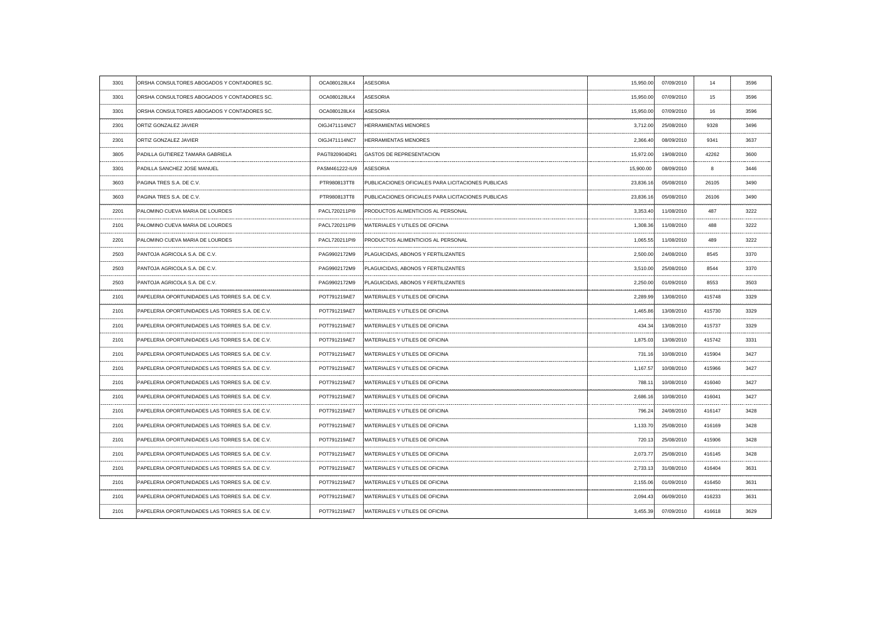| | | | | | | | |
|---|---|---|---|---|---|---|---|
| 3301 | ORSHA CONSULTORES ABOGADOS Y CONTADORES SC. | OCA080128LK4 | ASESORIA | 15,950.00 | 07/09/2010 | 14 | 3596 |
| 3301 | ORSHA CONSULTORES ABOGADOS Y CONTADORES SC. | OCA080128LK4 | ASESORIA | 15,950.00 | 07/09/2010 | 15 | 3596 |
| 3301 | ORSHA CONSULTORES ABOGADOS Y CONTADORES SC. | OCA080128LK4 | ASESORIA | 15,950.00 | 07/09/2010 | 16 | 3596 |
| 2301 | ORTIZ GONZALEZ JAVIER | OIGJ471114NC7 | HERRAMIENTAS MENORES | 3,712.00 | 25/08/2010 | 9328 | 3496 |
| 2301 | ORTIZ GONZALEZ JAVIER | OIGJ471114NC7 | HERRAMIENTAS MENORES | 2,366.40 | 08/09/2010 | 9341 | 3637 |
| 3805 | PADILLA GUTIEREZ TAMARA GABRIELA | PAGT820904DR1 | GASTOS DE REPRESENTACION | 15,972.00 | 19/08/2010 | 42262 | 3600 |
| 3301 | PADILLA SANCHEZ JOSE MANUEL | PASM461222-IU9 | ASESORIA | 15,900.00 | 08/09/2010 | 8 | 3446 |
| 3603 | PAGINA TRES S.A. DE C.V. | PTR980813TT8 | PUBLICACIONES OFICIALES PARA LICITACIONES PUBLICAS | 23,836.16 | 05/08/2010 | 26105 | 3490 |
| 3603 | PAGINA TRES S.A. DE C.V. | PTR980813TT8 | PUBLICACIONES OFICIALES PARA LICITACIONES PUBLICAS | 23,836.16 | 05/08/2010 | 26106 | 3490 |
| 2201 | PALOMINO CUEVA MARIA DE LOURDES | PACL720211PI9 | PRODUCTOS ALIMENTICIOS AL PERSONAL | 3,353.40 | 11/08/2010 | 487 | 3222 |
| 2101 | PALOMINO CUEVA MARIA DE LOURDES | PACL720211PI9 | MATERIALES Y UTILES DE OFICINA | 1,308.36 | 11/08/2010 | 488 | 3222 |
| 2201 | PALOMINO CUEVA MARIA DE LOURDES | PACL720211PI9 | PRODUCTOS ALIMENTICIOS AL PERSONAL | 1,065.55 | 11/08/2010 | 489 | 3222 |
| 2503 | PANTOJA AGRICOLA S.A. DE C.V. | PAG9902172M9 | PLAGUICIDAS, ABONOS Y FERTILIZANTES | 2,500.00 | 24/08/2010 | 8545 | 3370 |
| 2503 | PANTOJA AGRICOLA S.A. DE C.V. | PAG9902172M9 | PLAGUICIDAS, ABONOS Y FERTILIZANTES | 3,510.00 | 25/08/2010 | 8544 | 3370 |
| 2503 | PANTOJA AGRICOLA S.A. DE C.V. | PAG9902172M9 | PLAGUICIDAS, ABONOS Y FERTILIZANTES | 2,250.00 | 01/09/2010 | 8553 | 3503 |
| 2101 | PAPELERIA OPORTUNIDADES LAS TORRES S.A. DE C.V. | POT791219AE7 | MATERIALES Y UTILES DE OFICINA | 2,289.99 | 13/08/2010 | 415748 | 3329 |
| 2101 | PAPELERIA OPORTUNIDADES LAS TORRES S.A. DE C.V. | POT791219AE7 | MATERIALES Y UTILES DE OFICINA | 1,465.86 | 13/08/2010 | 415730 | 3329 |
| 2101 | PAPELERIA OPORTUNIDADES LAS TORRES S.A. DE C.V. | POT791219AE7 | MATERIALES Y UTILES DE OFICINA | 434.34 | 13/08/2010 | 415737 | 3329 |
| 2101 | PAPELERIA OPORTUNIDADES LAS TORRES S.A. DE C.V. | POT791219AE7 | MATERIALES Y UTILES DE OFICINA | 1,875.03 | 13/08/2010 | 415742 | 3331 |
| 2101 | PAPELERIA OPORTUNIDADES LAS TORRES S.A. DE C.V. | POT791219AE7 | MATERIALES Y UTILES DE OFICINA | 731.16 | 10/08/2010 | 415904 | 3427 |
| 2101 | PAPELERIA OPORTUNIDADES LAS TORRES S.A. DE C.V. | POT791219AE7 | MATERIALES Y UTILES DE OFICINA | 1,167.57 | 10/08/2010 | 415966 | 3427 |
| 2101 | PAPELERIA OPORTUNIDADES LAS TORRES S.A. DE C.V. | POT791219AE7 | MATERIALES Y UTILES DE OFICINA | 788.11 | 10/08/2010 | 416040 | 3427 |
| 2101 | PAPELERIA OPORTUNIDADES LAS TORRES S.A. DE C.V. | POT791219AE7 | MATERIALES Y UTILES DE OFICINA | 2,686.16 | 10/08/2010 | 416041 | 3427 |
| 2101 | PAPELERIA OPORTUNIDADES LAS TORRES S.A. DE C.V. | POT791219AE7 | MATERIALES Y UTILES DE OFICINA | 796.24 | 24/08/2010 | 416147 | 3428 |
| 2101 | PAPELERIA OPORTUNIDADES LAS TORRES S.A. DE C.V. | POT791219AE7 | MATERIALES Y UTILES DE OFICINA | 1,133.70 | 25/08/2010 | 416169 | 3428 |
| 2101 | PAPELERIA OPORTUNIDADES LAS TORRES S.A. DE C.V. | POT791219AE7 | MATERIALES Y UTILES DE OFICINA | 720.13 | 25/08/2010 | 415906 | 3428 |
| 2101 | PAPELERIA OPORTUNIDADES LAS TORRES S.A. DE C.V. | POT791219AE7 | MATERIALES Y UTILES DE OFICINA | 2,073.77 | 25/08/2010 | 416145 | 3428 |
| 2101 | PAPELERIA OPORTUNIDADES LAS TORRES S.A. DE C.V. | POT791219AE7 | MATERIALES Y UTILES DE OFICINA | 2,733.13 | 31/08/2010 | 416404 | 3631 |
| 2101 | PAPELERIA OPORTUNIDADES LAS TORRES S.A. DE C.V. | POT791219AE7 | MATERIALES Y UTILES DE OFICINA | 2,155.06 | 01/09/2010 | 416450 | 3631 |
| 2101 | PAPELERIA OPORTUNIDADES LAS TORRES S.A. DE C.V. | POT791219AE7 | MATERIALES Y UTILES DE OFICINA | 2,094.43 | 06/09/2010 | 416233 | 3631 |
| 2101 | PAPELERIA OPORTUNIDADES LAS TORRES S.A. DE C.V. | POT791219AE7 | MATERIALES Y UTILES DE OFICINA | 3,455.39 | 07/09/2010 | 416618 | 3629 |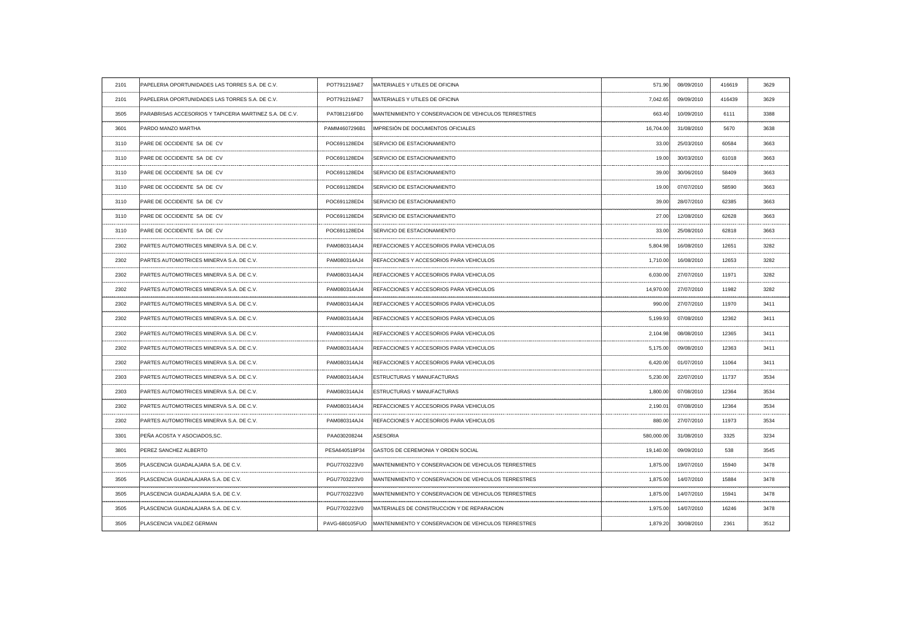| | | | | | | | |
|---|---|---|---|---|---|---|---|
| 2101 | PAPELERIA OPORTUNIDADES LAS TORRES S.A. DE C.V. | POT791219AE7 | MATERIALES Y UTILES DE OFICINA | 571.90 | 08/09/2010 | 416619 | 3629 |
| 2101 | PAPELERIA OPORTUNIDADES LAS TORRES S.A. DE C.V. | POT791219AE7 | MATERIALES Y UTILES DE OFICINA | 7,042.65 | 09/09/2010 | 416439 | 3629 |
| 3505 | PARABRISAS ACCESORIOS Y TAPICERIA MARTINEZ S.A. DE C.V. | PAT081216FD0 | MANTENIMIENTO Y CONSERVACION DE VEHICULOS TERRESTRES | 663.40 | 10/09/2010 | 6111 | 3388 |
| 3601 | PARDO MANZO MARTHA | PAMM4607296B1 | IMPRESIÓN DE DOCUMENTOS OFICIALES | 16,704.00 | 31/08/2010 | 5670 | 3638 |
| 3110 | PARE DE OCCIDENTE SA DE CV | POC691128ED4 | SERVICIO DE ESTACIONAMIENTO | 33.00 | 25/03/2010 | 60584 | 3663 |
| 3110 | PARE DE OCCIDENTE SA DE CV | POC691128ED4 | SERVICIO DE ESTACIONAMIENTO | 19.00 | 30/03/2010 | 61018 | 3663 |
| 3110 | PARE DE OCCIDENTE SA DE CV | POC691128ED4 | SERVICIO DE ESTACIONAMIENTO | 39.00 | 30/06/2010 | 58409 | 3663 |
| 3110 | PARE DE OCCIDENTE SA DE CV | POC691128ED4 | SERVICIO DE ESTACIONAMIENTO | 19.00 | 07/07/2010 | 58590 | 3663 |
| 3110 | PARE DE OCCIDENTE SA DE CV | POC691128ED4 | SERVICIO DE ESTACIONAMIENTO | 39.00 | 28/07/2010 | 62385 | 3663 |
| 3110 | PARE DE OCCIDENTE SA DE CV | POC691128ED4 | SERVICIO DE ESTACIONAMIENTO | 27.00 | 12/08/2010 | 62628 | 3663 |
| 3110 | PARE DE OCCIDENTE SA DE CV | POC691128ED4 | SERVICIO DE ESTACIONAMIENTO | 33.00 | 25/08/2010 | 62818 | 3663 |
| 2302 | PARTES AUTOMOTRICES MINERVA S.A. DE C.V. | PAM080314AJ4 | REFACCIONES Y ACCESORIOS PARA VEHICULOS | 5,804.98 | 16/08/2010 | 12651 | 3282 |
| 2302 | PARTES AUTOMOTRICES MINERVA S.A. DE C.V. | PAM080314AJ4 | REFACCIONES Y ACCESORIOS PARA VEHICULOS | 1,710.00 | 16/08/2010 | 12653 | 3282 |
| 2302 | PARTES AUTOMOTRICES MINERVA S.A. DE C.V. | PAM080314AJ4 | REFACCIONES Y ACCESORIOS PARA VEHICULOS | 6,030.00 | 27/07/2010 | 11971 | 3282 |
| 2302 | PARTES AUTOMOTRICES MINERVA S.A. DE C.V. | PAM080314AJ4 | REFACCIONES Y ACCESORIOS PARA VEHICULOS | 14,970.00 | 27/07/2010 | 11982 | 3282 |
| 2302 | PARTES AUTOMOTRICES MINERVA S.A. DE C.V. | PAM080314AJ4 | REFACCIONES Y ACCESORIOS PARA VEHICULOS | 990.00 | 27/07/2010 | 11970 | 3411 |
| 2302 | PARTES AUTOMOTRICES MINERVA S.A. DE C.V. | PAM080314AJ4 | REFACCIONES Y ACCESORIOS PARA VEHICULOS | 5,199.93 | 07/08/2010 | 12362 | 3411 |
| 2302 | PARTES AUTOMOTRICES MINERVA S.A. DE C.V. | PAM080314AJ4 | REFACCIONES Y ACCESORIOS PARA VEHICULOS | 2,104.98 | 08/08/2010 | 12365 | 3411 |
| 2302 | PARTES AUTOMOTRICES MINERVA S.A. DE C.V. | PAM080314AJ4 | REFACCIONES Y ACCESORIOS PARA VEHICULOS | 5,175.00 | 09/08/2010 | 12363 | 3411 |
| 2302 | PARTES AUTOMOTRICES MINERVA S.A. DE C.V. | PAM080314AJ4 | REFACCIONES Y ACCESORIOS PARA VEHICULOS | 6,420.00 | 01/07/2010 | 11064 | 3411 |
| 2303 | PARTES AUTOMOTRICES MINERVA S.A. DE C.V. | PAM080314AJ4 | ESTRUCTURAS Y MANUFACTURAS | 5,230.00 | 22/07/2010 | 11737 | 3534 |
| 2303 | PARTES AUTOMOTRICES MINERVA S.A. DE C.V. | PAM080314AJ4 | ESTRUCTURAS Y MANUFACTURAS | 1,800.00 | 07/08/2010 | 12364 | 3534 |
| 2302 | PARTES AUTOMOTRICES MINERVA S.A. DE C.V. | PAM080314AJ4 | REFACCIONES Y ACCESORIOS PARA VEHICULOS | 2,190.01 | 07/08/2010 | 12364 | 3534 |
| 2302 | PARTES AUTOMOTRICES MINERVA S.A. DE C.V. | PAM080314AJ4 | REFACCIONES Y ACCESORIOS PARA VEHICULOS | 880.00 | 27/07/2010 | 11973 | 3534 |
| 3301 | PEÑA ACOSTA Y ASOCIADOS,SC. | PAA030208244 | ASESORIA | 580,000.00 | 31/08/2010 | 3325 | 3234 |
| 3801 | PEREZ SANCHEZ ALBERTO | PESA640518P34 | GASTOS DE CEREMONIA Y ORDEN SOCIAL | 19,140.00 | 09/09/2010 | 538 | 3545 |
| 3505 | PLASCENCIA GUADALAJARA S.A. DE C.V. | PGU7703223V0 | MANTENIMIENTO Y CONSERVACION DE VEHICULOS TERRESTRES | 1,875.00 | 19/07/2010 | 15940 | 3478 |
| 3505 | PLASCENCIA GUADALAJARA S.A. DE C.V. | PGU7703223V0 | MANTENIMIENTO Y CONSERVACION DE VEHICULOS TERRESTRES | 1,875.00 | 14/07/2010 | 15884 | 3478 |
| 3505 | PLASCENCIA GUADALAJARA S.A. DE C.V. | PGU7703223V0 | MANTENIMIENTO Y CONSERVACION DE VEHICULOS TERRESTRES | 1,875.00 | 14/07/2010 | 15941 | 3478 |
| 3505 | PLASCENCIA GUADALAJARA S.A. DE C.V. | PGU7703223V0 | MATERIALES DE CONSTRUCCION Y DE REPARACION | 1,975.00 | 14/07/2010 | 16246 | 3478 |
| 3505 | PLASCENCIA VALDEZ GERMAN | PAVG-680105FUO | MANTENIMIENTO Y CONSERVACION DE VEHICULOS TERRESTRES | 1,879.20 | 30/08/2010 | 2361 | 3512 |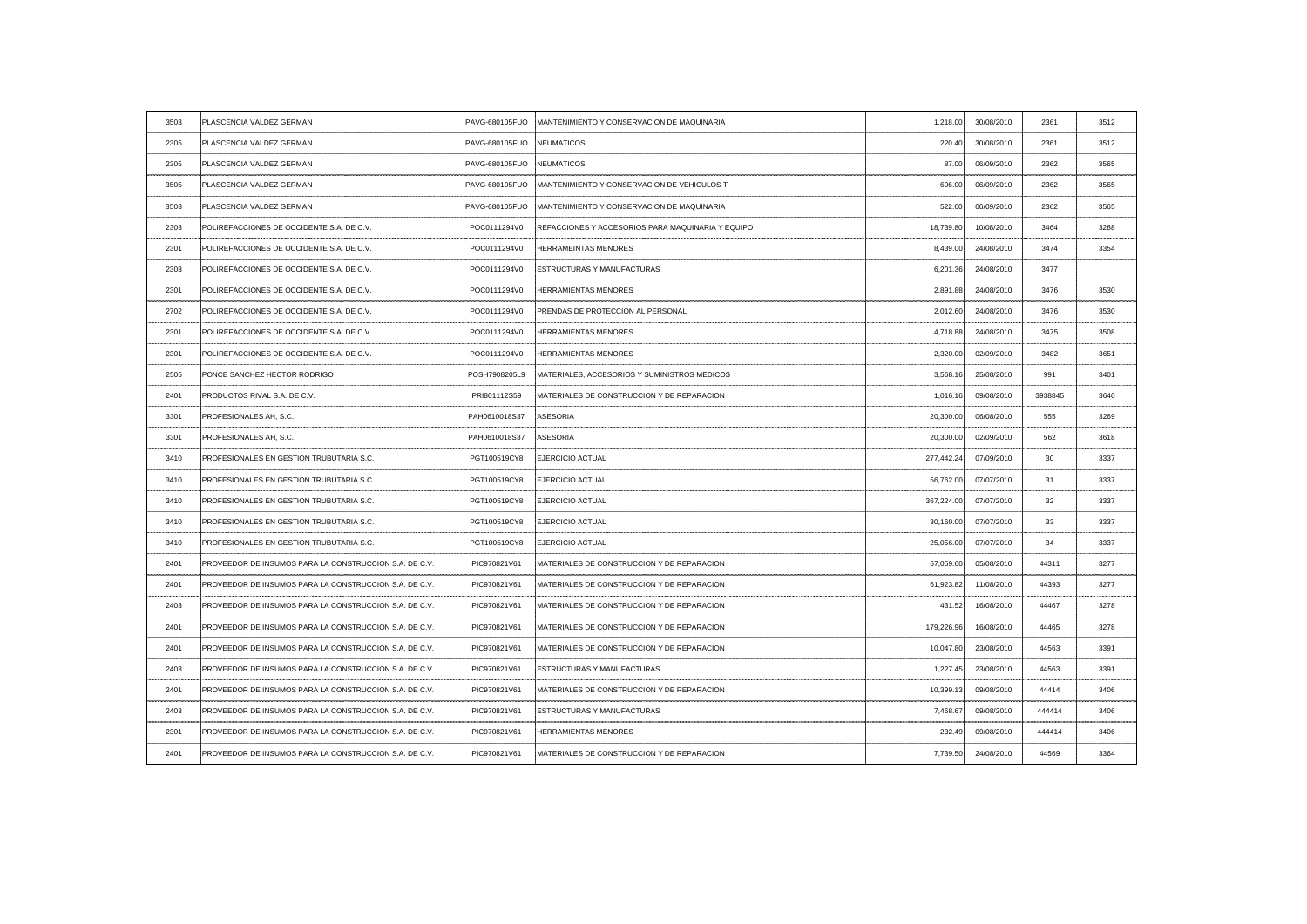| | | | | | | | |
|---|---|---|---|---|---|---|---|
| 3503 | PLASCENCIA VALDEZ GERMAN | PAVG-680105FUO | MANTENIMIENTO Y CONSERVACION DE MAQUINARIA | 1,218.00 | 30/08/2010 | 2361 | 3512 |
| 2305 | PLASCENCIA VALDEZ GERMAN | PAVG-680105FUO | NEUMATICOS | 220.40 | 30/08/2010 | 2361 | 3512 |
| 2305 | PLASCENCIA VALDEZ GERMAN | PAVG-680105FUO | NEUMATICOS | 87.00 | 06/09/2010 | 2362 | 3565 |
| 3505 | PLASCENCIA VALDEZ GERMAN | PAVG-680105FUO | MANTENIMIENTO Y CONSERVACION DE VEHICULOS T | 696.00 | 06/09/2010 | 2362 | 3565 |
| 3503 | PLASCENCIA VALDEZ GERMAN | PAVG-680105FUO | MANTENIMIENTO Y CONSERVACION DE MAQUINARIA | 522.00 | 06/09/2010 | 2362 | 3565 |
| 2303 | POLIREFACCIONES DE OCCIDENTE S.A. DE C.V. | POC0111294V0 | REFACCIONES Y ACCESORIOS PARA MAQUINARIA Y EQUIPO | 18,739.80 | 10/08/2010 | 3464 | 3288 |
| 2301 | POLIREFACCIONES DE OCCIDENTE S.A. DE C.V. | POC0111294V0 | HERRAMEINTAS MENORES | 8,439.00 | 24/08/2010 | 3474 | 3354 |
| 2303 | POLIREFACCIONES DE OCCIDENTE S.A. DE C.V. | POC0111294V0 | ESTRUCTURAS Y MANUFACTURAS | 6,201.36 | 24/08/2010 | 3477 | |
| 2301 | POLIREFACCIONES DE OCCIDENTE S.A. DE C.V. | POC0111294V0 | HERRAMIENTAS MENORES | 2,891.88 | 24/08/2010 | 3476 | 3530 |
| 2702 | POLIREFACCIONES DE OCCIDENTE S.A. DE C.V. | POC0111294V0 | PRENDAS DE PROTECCION AL PERSONAL | 2,012.60 | 24/08/2010 | 3476 | 3530 |
| 2301 | POLIREFACCIONES DE OCCIDENTE S.A. DE C.V. | POC0111294V0 | HERRAMIENTAS MENORES | 4,718.88 | 24/08/2010 | 3475 | 3508 |
| 2301 | POLIREFACCIONES DE OCCIDENTE S.A. DE C.V. | POC0111294V0 | HERRAMIENTAS MENORES | 2,320.00 | 02/09/2010 | 3482 | 3651 |
| 2505 | PONCE SANCHEZ HECTOR RODRIGO | POSH7908205L9 | MATERIALES, ACCESORIOS Y SUMINISTROS MEDICOS | 3,568.16 | 25/08/2010 | 991 | 3401 |
| 2401 | PRODUCTOS RIVAL S.A. DE C.V. | PRI801112S59 | MATERIALES DE CONSTRUCCION Y DE REPARACION | 1,016.16 | 09/08/2010 | 3938845 | 3640 |
| 3301 | PROFESIONALES AH, S.C. | PAH0610018S37 | ASESORIA | 20,300.00 | 06/08/2010 | 555 | 3269 |
| 3301 | PROFESIONALES AH, S.C. | PAH0610018S37 | ASESORIA | 20,300.00 | 02/09/2010 | 562 | 3618 |
| 3410 | PROFESIONALES EN GESTION TRUBUTARIA S.C. | PGT100519CY8 | EJERCICIO ACTUAL | 277,442.24 | 07/09/2010 | 30 | 3337 |
| 3410 | PROFESIONALES EN GESTION TRUBUTARIA S.C. | PGT100519CY8 | EJERCICIO ACTUAL | 56,762.00 | 07/07/2010 | 31 | 3337 |
| 3410 | PROFESIONALES EN GESTION TRUBUTARIA S.C. | PGT100519CY8 | EJERCICIO ACTUAL | 367,224.00 | 07/07/2010 | 32 | 3337 |
| 3410 | PROFESIONALES EN GESTION TRUBUTARIA S.C. | PGT100519CY8 | EJERCICIO ACTUAL | 30,160.00 | 07/07/2010 | 33 | 3337 |
| 3410 | PROFESIONALES EN GESTION TRUBUTARIA S.C. | PGT100519CY8 | EJERCICIO ACTUAL | 25,056.00 | 07/07/2010 | 34 | 3337 |
| 2401 | PROVEEDOR DE INSUMOS PARA LA CONSTRUCCION S.A. DE C.V. | PIC970821V61 | MATERIALES DE CONSTRUCCION Y DE REPARACION | 67,059.60 | 05/08/2010 | 44311 | 3277 |
| 2401 | PROVEEDOR DE INSUMOS PARA LA CONSTRUCCION S.A. DE C.V. | PIC970821V61 | MATERIALES DE CONSTRUCCION Y DE REPARACION | 61,923.82 | 11/08/2010 | 44393 | 3277 |
| 2403 | PROVEEDOR DE INSUMOS PARA LA CONSTRUCCION S.A. DE C.V. | PIC970821V61 | MATERIALES DE CONSTRUCCION Y DE REPARACION | 431.52 | 16/08/2010 | 44467 | 3278 |
| 2401 | PROVEEDOR DE INSUMOS PARA LA CONSTRUCCION S.A. DE C.V. | PIC970821V61 | MATERIALES DE CONSTRUCCION Y DE REPARACION | 179,226.96 | 16/08/2010 | 44465 | 3278 |
| 2401 | PROVEEDOR DE INSUMOS PARA LA CONSTRUCCION S.A. DE C.V. | PIC970821V61 | MATERIALES DE CONSTRUCCION Y DE REPARACION | 10,047.80 | 23/08/2010 | 44563 | 3391 |
| 2403 | PROVEEDOR DE INSUMOS PARA LA CONSTRUCCION S.A. DE C.V. | PIC970821V61 | ESTRUCTURAS Y MANUFACTURAS | 1,227.45 | 23/08/2010 | 44563 | 3391 |
| 2401 | PROVEEDOR DE INSUMOS PARA LA CONSTRUCCION S.A. DE C.V. | PIC970821V61 | MATERIALES DE CONSTRUCCION Y DE REPARACION | 10,399.13 | 09/08/2010 | 44414 | 3406 |
| 2403 | PROVEEDOR DE INSUMOS PARA LA CONSTRUCCION S.A. DE C.V. | PIC970821V61 | ESTRUCTURAS Y MANUFACTURAS | 7,468.67 | 09/08/2010 | 444414 | 3406 |
| 2301 | PROVEEDOR DE INSUMOS PARA LA CONSTRUCCION S.A. DE C.V. | PIC970821V61 | HERRAMIENTAS MENORES | 232.49 | 09/08/2010 | 444414 | 3406 |
| 2401 | PROVEEDOR DE INSUMOS PARA LA CONSTRUCCION S.A. DE C.V. | PIC970821V61 | MATERIALES DE CONSTRUCCION Y DE REPARACION | 7,739.50 | 24/08/2010 | 44569 | 3364 |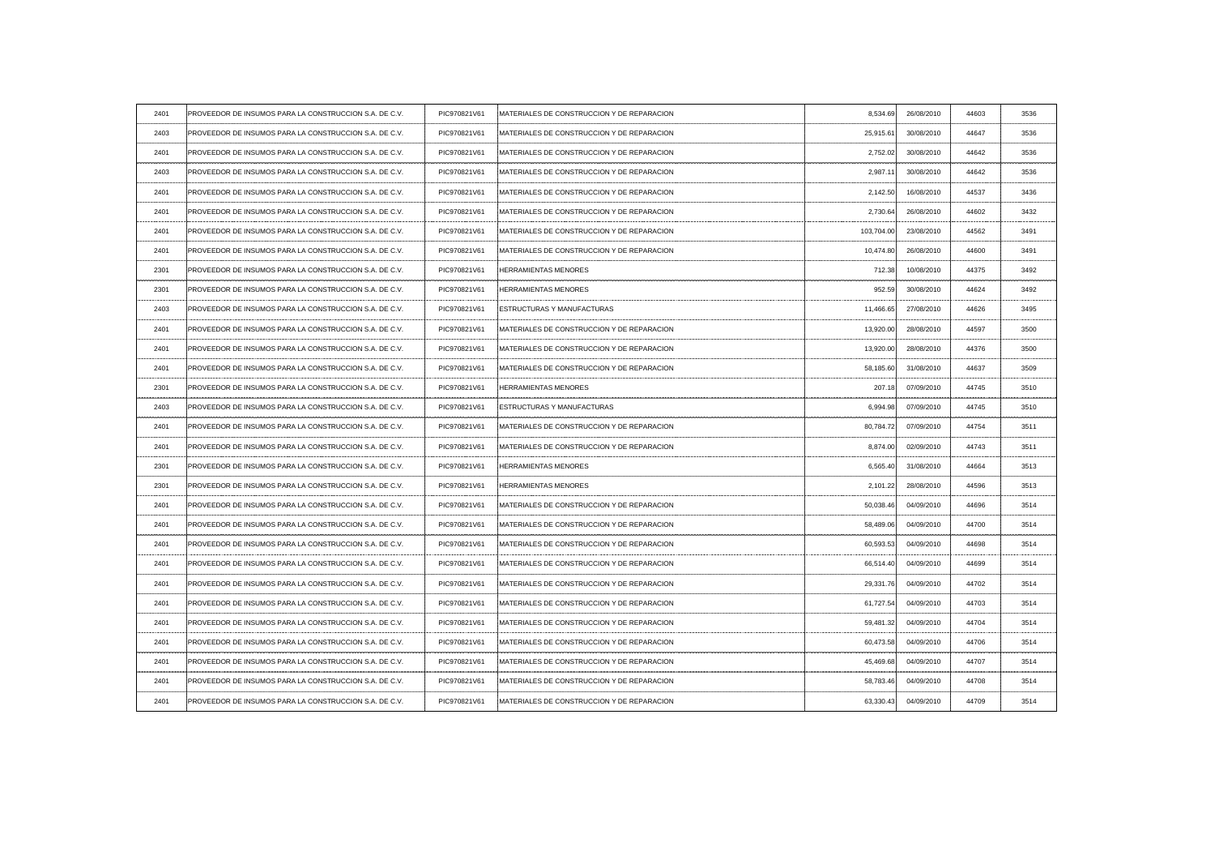| | | | | | | | |
|---|---|---|---|---|---|---|---|
| 2401 | PROVEEDOR DE INSUMOS PARA LA CONSTRUCCION S.A. DE C.V. | PIC970821V61 | MATERIALES DE CONSTRUCCION Y DE REPARACION | 8,534.69 | 26/08/2010 | 44603 | 3536 |
| 2403 | PROVEEDOR DE INSUMOS PARA LA CONSTRUCCION S.A. DE C.V. | PIC970821V61 | MATERIALES DE CONSTRUCCION Y DE REPARACION | 25,915.61 | 30/08/2010 | 44647 | 3536 |
| 2401 | PROVEEDOR DE INSUMOS PARA LA CONSTRUCCION S.A. DE C.V. | PIC970821V61 | MATERIALES DE CONSTRUCCION Y DE REPARACION | 2,752.02 | 30/08/2010 | 44642 | 3536 |
| 2403 | PROVEEDOR DE INSUMOS PARA LA CONSTRUCCION S.A. DE C.V. | PIC970821V61 | MATERIALES DE CONSTRUCCION Y DE REPARACION | 2,987.11 | 30/08/2010 | 44642 | 3536 |
| 2401 | PROVEEDOR DE INSUMOS PARA LA CONSTRUCCION S.A. DE C.V. | PIC970821V61 | MATERIALES DE CONSTRUCCION Y DE REPARACION | 2,142.50 | 16/08/2010 | 44537 | 3436 |
| 2401 | PROVEEDOR DE INSUMOS PARA LA CONSTRUCCION S.A. DE C.V. | PIC970821V61 | MATERIALES DE CONSTRUCCION Y DE REPARACION | 2,730.64 | 26/08/2010 | 44602 | 3432 |
| 2401 | PROVEEDOR DE INSUMOS PARA LA CONSTRUCCION S.A. DE C.V. | PIC970821V61 | MATERIALES DE CONSTRUCCION Y DE REPARACION | 103,704.00 | 23/08/2010 | 44562 | 3491 |
| 2401 | PROVEEDOR DE INSUMOS PARA LA CONSTRUCCION S.A. DE C.V. | PIC970821V61 | MATERIALES DE CONSTRUCCION Y DE REPARACION | 10,474.80 | 26/08/2010 | 44600 | 3491 |
| 2301 | PROVEEDOR DE INSUMOS PARA LA CONSTRUCCION S.A. DE C.V. | PIC970821V61 | HERRAMIENTAS MENORES | 712.38 | 10/08/2010 | 44375 | 3492 |
| 2301 | PROVEEDOR DE INSUMOS PARA LA CONSTRUCCION S.A. DE C.V. | PIC970821V61 | HERRAMIENTAS MENORES | 952.59 | 30/08/2010 | 44624 | 3492 |
| 2403 | PROVEEDOR DE INSUMOS PARA LA CONSTRUCCION S.A. DE C.V. | PIC970821V61 | ESTRUCTURAS Y MANUFACTURAS | 11,466.65 | 27/08/2010 | 44626 | 3495 |
| 2401 | PROVEEDOR DE INSUMOS PARA LA CONSTRUCCION S.A. DE C.V. | PIC970821V61 | MATERIALES DE CONSTRUCCION Y DE REPARACION | 13,920.00 | 28/08/2010 | 44597 | 3500 |
| 2401 | PROVEEDOR DE INSUMOS PARA LA CONSTRUCCION S.A. DE C.V. | PIC970821V61 | MATERIALES DE CONSTRUCCION Y DE REPARACION | 13,920.00 | 28/08/2010 | 44376 | 3500 |
| 2401 | PROVEEDOR DE INSUMOS PARA LA CONSTRUCCION S.A. DE C.V. | PIC970821V61 | MATERIALES DE CONSTRUCCION Y DE REPARACION | 58,185.60 | 31/08/2010 | 44637 | 3509 |
| 2301 | PROVEEDOR DE INSUMOS PARA LA CONSTRUCCION S.A. DE C.V. | PIC970821V61 | HERRAMIENTAS MENORES | 207.18 | 07/09/2010 | 44745 | 3510 |
| 2403 | PROVEEDOR DE INSUMOS PARA LA CONSTRUCCION S.A. DE C.V. | PIC970821V61 | ESTRUCTURAS Y MANUFACTURAS | 6,994.98 | 07/09/2010 | 44745 | 3510 |
| 2401 | PROVEEDOR DE INSUMOS PARA LA CONSTRUCCION S.A. DE C.V. | PIC970821V61 | MATERIALES DE CONSTRUCCION Y DE REPARACION | 80,784.72 | 07/09/2010 | 44754 | 3511 |
| 2401 | PROVEEDOR DE INSUMOS PARA LA CONSTRUCCION S.A. DE C.V. | PIC970821V61 | MATERIALES DE CONSTRUCCION Y DE REPARACION | 8,874.00 | 02/09/2010 | 44743 | 3511 |
| 2301 | PROVEEDOR DE INSUMOS PARA LA CONSTRUCCION S.A. DE C.V. | PIC970821V61 | HERRAMIENTAS MENORES | 6,565.40 | 31/08/2010 | 44664 | 3513 |
| 2301 | PROVEEDOR DE INSUMOS PARA LA CONSTRUCCION S.A. DE C.V. | PIC970821V61 | HERRAMIENTAS MENORES | 2,101.22 | 28/08/2010 | 44596 | 3513 |
| 2401 | PROVEEDOR DE INSUMOS PARA LA CONSTRUCCION S.A. DE C.V. | PIC970821V61 | MATERIALES DE CONSTRUCCION Y DE REPARACION | 50,038.46 | 04/09/2010 | 44696 | 3514 |
| 2401 | PROVEEDOR DE INSUMOS PARA LA CONSTRUCCION S.A. DE C.V. | PIC970821V61 | MATERIALES DE CONSTRUCCION Y DE REPARACION | 58,489.06 | 04/09/2010 | 44700 | 3514 |
| 2401 | PROVEEDOR DE INSUMOS PARA LA CONSTRUCCION S.A. DE C.V. | PIC970821V61 | MATERIALES DE CONSTRUCCION Y DE REPARACION | 60,593.53 | 04/09/2010 | 44698 | 3514 |
| 2401 | PROVEEDOR DE INSUMOS PARA LA CONSTRUCCION S.A. DE C.V. | PIC970821V61 | MATERIALES DE CONSTRUCCION Y DE REPARACION | 66,514.40 | 04/09/2010 | 44699 | 3514 |
| 2401 | PROVEEDOR DE INSUMOS PARA LA CONSTRUCCION S.A. DE C.V. | PIC970821V61 | MATERIALES DE CONSTRUCCION Y DE REPARACION | 29,331.76 | 04/09/2010 | 44702 | 3514 |
| 2401 | PROVEEDOR DE INSUMOS PARA LA CONSTRUCCION S.A. DE C.V. | PIC970821V61 | MATERIALES DE CONSTRUCCION Y DE REPARACION | 61,727.54 | 04/09/2010 | 44703 | 3514 |
| 2401 | PROVEEDOR DE INSUMOS PARA LA CONSTRUCCION S.A. DE C.V. | PIC970821V61 | MATERIALES DE CONSTRUCCION Y DE REPARACION | 59,481.32 | 04/09/2010 | 44704 | 3514 |
| 2401 | PROVEEDOR DE INSUMOS PARA LA CONSTRUCCION S.A. DE C.V. | PIC970821V61 | MATERIALES DE CONSTRUCCION Y DE REPARACION | 60,473.58 | 04/09/2010 | 44706 | 3514 |
| 2401 | PROVEEDOR DE INSUMOS PARA LA CONSTRUCCION S.A. DE C.V. | PIC970821V61 | MATERIALES DE CONSTRUCCION Y DE REPARACION | 45,469.68 | 04/09/2010 | 44707 | 3514 |
| 2401 | PROVEEDOR DE INSUMOS PARA LA CONSTRUCCION S.A. DE C.V. | PIC970821V61 | MATERIALES DE CONSTRUCCION Y DE REPARACION | 58,783.46 | 04/09/2010 | 44708 | 3514 |
| 2401 | PROVEEDOR DE INSUMOS PARA LA CONSTRUCCION S.A. DE C.V. | PIC970821V61 | MATERIALES DE CONSTRUCCION Y DE REPARACION | 63,330.43 | 04/09/2010 | 44709 | 3514 |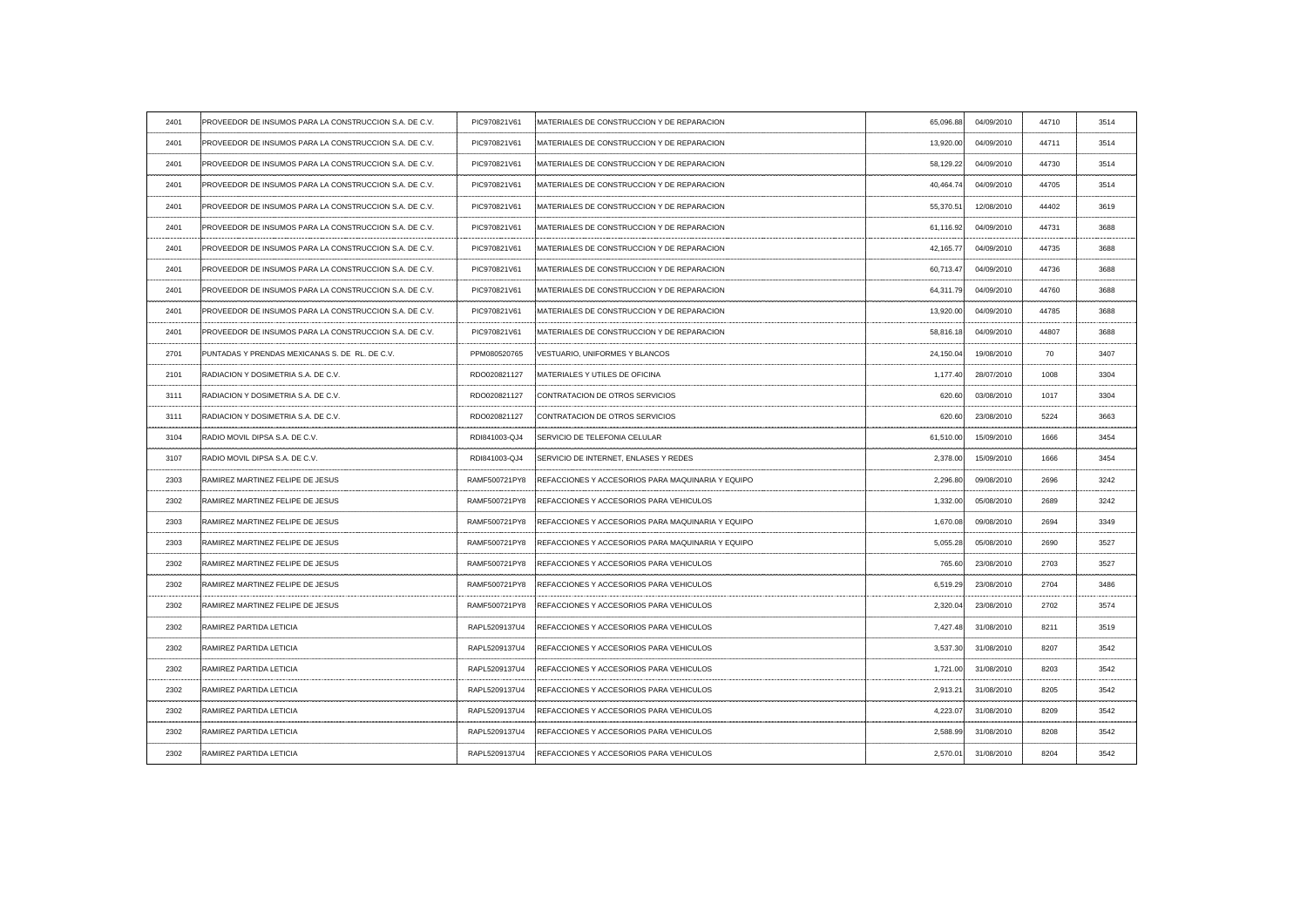| | | | | | | | |
|---|---|---|---|---|---|---|---|
| 2401 | PROVEEDOR DE INSUMOS PARA LA CONSTRUCCION S.A. DE C.V. | PIC970821V61 | MATERIALES DE CONSTRUCCION Y DE REPARACION | 65,096.88 | 04/09/2010 | 44710 | 3514 |
| 2401 | PROVEEDOR DE INSUMOS PARA LA CONSTRUCCION S.A. DE C.V. | PIC970821V61 | MATERIALES DE CONSTRUCCION Y DE REPARACION | 13,920.00 | 04/09/2010 | 44711 | 3514 |
| 2401 | PROVEEDOR DE INSUMOS PARA LA CONSTRUCCION S.A. DE C.V. | PIC970821V61 | MATERIALES DE CONSTRUCCION Y DE REPARACION | 58,129.22 | 04/09/2010 | 44730 | 3514 |
| 2401 | PROVEEDOR DE INSUMOS PARA LA CONSTRUCCION S.A. DE C.V. | PIC970821V61 | MATERIALES DE CONSTRUCCION Y DE REPARACION | 40,464.74 | 04/09/2010 | 44705 | 3514 |
| 2401 | PROVEEDOR DE INSUMOS PARA LA CONSTRUCCION S.A. DE C.V. | PIC970821V61 | MATERIALES DE CONSTRUCCION Y DE REPARACION | 55,370.51 | 12/08/2010 | 44402 | 3619 |
| 2401 | PROVEEDOR DE INSUMOS PARA LA CONSTRUCCION S.A. DE C.V. | PIC970821V61 | MATERIALES DE CONSTRUCCION Y DE REPARACION | 61,116.92 | 04/09/2010 | 44731 | 3688 |
| 2401 | PROVEEDOR DE INSUMOS PARA LA CONSTRUCCION S.A. DE C.V. | PIC970821V61 | MATERIALES DE CONSTRUCCION Y DE REPARACION | 42,165.77 | 04/09/2010 | 44735 | 3688 |
| 2401 | PROVEEDOR DE INSUMOS PARA LA CONSTRUCCION S.A. DE C.V. | PIC970821V61 | MATERIALES DE CONSTRUCCION Y DE REPARACION | 60,713.47 | 04/09/2010 | 44736 | 3688 |
| 2401 | PROVEEDOR DE INSUMOS PARA LA CONSTRUCCION S.A. DE C.V. | PIC970821V61 | MATERIALES DE CONSTRUCCION Y DE REPARACION | 64,311.79 | 04/09/2010 | 44760 | 3688 |
| 2401 | PROVEEDOR DE INSUMOS PARA LA CONSTRUCCION S.A. DE C.V. | PIC970821V61 | MATERIALES DE CONSTRUCCION Y DE REPARACION | 13,920.00 | 04/09/2010 | 44785 | 3688 |
| 2401 | PROVEEDOR DE INSUMOS PARA LA CONSTRUCCION S.A. DE C.V. | PIC970821V61 | MATERIALES DE CONSTRUCCION Y DE REPARACION | 58,816.18 | 04/09/2010 | 44807 | 3688 |
| 2701 | PUNTADAS Y PRENDAS MEXICANAS S. DE RL. DE C.V. | PPM080520765 | VESTUARIO, UNIFORMES Y BLANCOS | 24,150.04 | 19/08/2010 | 70 | 3407 |
| 2101 | RADIACION Y DOSIMETRIA S.A. DE C.V. | RDO020821127 | MATERIALES Y UTILES DE OFICINA | 1,177.40 | 28/07/2010 | 1008 | 3304 |
| 3111 | RADIACION Y DOSIMETRIA S.A. DE C.V. | RDO020821127 | CONTRATACION DE OTROS SERVICIOS | 620.60 | 03/08/2010 | 1017 | 3304 |
| 3111 | RADIACION Y DOSIMETRIA S.A. DE C.V. | RDO020821127 | CONTRATACION DE OTROS SERVICIOS | 620.60 | 23/08/2010 | 5224 | 3663 |
| 3104 | RADIO MOVIL DIPSA S.A. DE C.V. | RDI841003-QJ4 | SERVICIO DE TELEFONIA CELULAR | 61,510.00 | 15/09/2010 | 1666 | 3454 |
| 3107 | RADIO MOVIL DIPSA S.A. DE C.V. | RDI841003-QJ4 | SERVICIO DE INTERNET, ENLASES Y REDES | 2,378.00 | 15/09/2010 | 1666 | 3454 |
| 2303 | RAMIREZ MARTINEZ FELIPE DE JESUS | RAMF500721PY8 | REFACCIONES Y ACCESORIOS PARA MAQUINARIA Y EQUIPO | 2,296.80 | 09/08/2010 | 2696 | 3242 |
| 2302 | RAMIREZ MARTINEZ FELIPE DE JESUS | RAMF500721PY8 | REFACCIONES Y ACCESORIOS PARA VEHICULOS | 1,332.00 | 05/08/2010 | 2689 | 3242 |
| 2303 | RAMIREZ MARTINEZ FELIPE DE JESUS | RAMF500721PY8 | REFACCIONES Y ACCESORIOS PARA MAQUINARIA Y EQUIPO | 1,670.08 | 09/08/2010 | 2694 | 3349 |
| 2303 | RAMIREZ MARTINEZ FELIPE DE JESUS | RAMF500721PY8 | REFACCIONES Y ACCESORIOS PARA MAQUINARIA Y EQUIPO | 5,055.28 | 05/08/2010 | 2690 | 3527 |
| 2302 | RAMIREZ MARTINEZ FELIPE DE JESUS | RAMF500721PY8 | REFACCIONES Y ACCESORIOS PARA VEHICULOS | 765.60 | 23/08/2010 | 2703 | 3527 |
| 2302 | RAMIREZ MARTINEZ FELIPE DE JESUS | RAMF500721PY8 | REFACCIONES Y ACCESORIOS PARA VEHICULOS | 6,519.29 | 23/08/2010 | 2704 | 3486 |
| 2302 | RAMIREZ MARTINEZ FELIPE DE JESUS | RAMF500721PY8 | REFACCIONES Y ACCESORIOS PARA VEHICULOS | 2,320.04 | 23/08/2010 | 2702 | 3574 |
| 2302 | RAMIREZ PARTIDA LETICIA | RAPL5209137U4 | REFACCIONES Y ACCESORIOS PARA VEHICULOS | 7,427.48 | 31/08/2010 | 8211 | 3519 |
| 2302 | RAMIREZ PARTIDA LETICIA | RAPL5209137U4 | REFACCIONES Y ACCESORIOS PARA VEHICULOS | 3,537.30 | 31/08/2010 | 8207 | 3542 |
| 2302 | RAMIREZ PARTIDA LETICIA | RAPL5209137U4 | REFACCIONES Y ACCESORIOS PARA VEHICULOS | 1,721.00 | 31/08/2010 | 8203 | 3542 |
| 2302 | RAMIREZ PARTIDA LETICIA | RAPL5209137U4 | REFACCIONES Y ACCESORIOS PARA VEHICULOS | 2,913.21 | 31/08/2010 | 8205 | 3542 |
| 2302 | RAMIREZ PARTIDA LETICIA | RAPL5209137U4 | REFACCIONES Y ACCESORIOS PARA VEHICULOS | 4,223.07 | 31/08/2010 | 8209 | 3542 |
| 2302 | RAMIREZ PARTIDA LETICIA | RAPL5209137U4 | REFACCIONES Y ACCESORIOS PARA VEHICULOS | 2,588.99 | 31/08/2010 | 8208 | 3542 |
| 2302 | RAMIREZ PARTIDA LETICIA | RAPL5209137U4 | REFACCIONES Y ACCESORIOS PARA VEHICULOS | 2,570.01 | 31/08/2010 | 8204 | 3542 |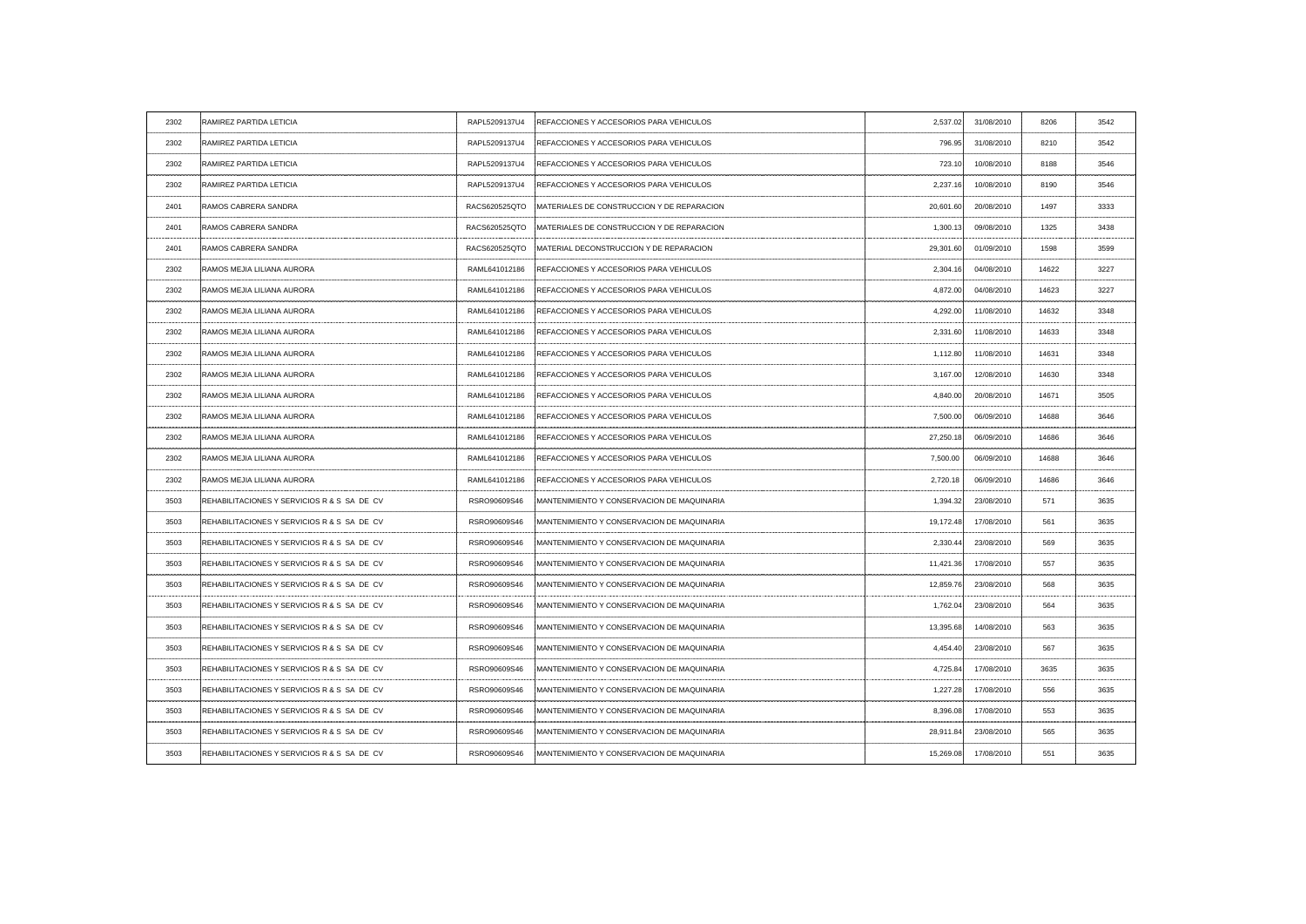| | | | | | | | |
|---|---|---|---|---|---|---|---|
| 2302 | RAMIREZ PARTIDA LETICIA | RAPL5209137U4 | REFACCIONES Y ACCESORIOS PARA VEHICULOS | 2,537.02 | 31/08/2010 | 8206 | 3542 |
| 2302 | RAMIREZ PARTIDA LETICIA | RAPL5209137U4 | REFACCIONES Y ACCESORIOS PARA VEHICULOS | 796.95 | 31/08/2010 | 8210 | 3542 |
| 2302 | RAMIREZ PARTIDA LETICIA | RAPL5209137U4 | REFACCIONES Y ACCESORIOS PARA VEHICULOS | 723.10 | 10/08/2010 | 8188 | 3546 |
| 2302 | RAMIREZ PARTIDA LETICIA | RAPL5209137U4 | REFACCIONES Y ACCESORIOS PARA VEHICULOS | 2,237.16 | 10/08/2010 | 8190 | 3546 |
| 2401 | RAMOS CABRERA SANDRA | RACS620525QTO | MATERIALES DE CONSTRUCCION Y DE REPARACION | 20,601.60 | 20/08/2010 | 1497 | 3333 |
| 2401 | RAMOS CABRERA SANDRA | RACS620525QTO | MATERIALES DE CONSTRUCCION Y DE REPARACION | 1,300.13 | 09/08/2010 | 1325 | 3438 |
| 2401 | RAMOS CABRERA SANDRA | RACS620525QTO | MATERIAL DECONSTRUCCION Y DE REPARACION | 29,301.60 | 01/09/2010 | 1598 | 3599 |
| 2302 | RAMOS MEJIA LILIANA AURORA | RAML641012186 | REFACCIONES Y ACCESORIOS PARA VEHICULOS | 2,304.16 | 04/08/2010 | 14622 | 3227 |
| 2302 | RAMOS MEJIA LILIANA AURORA | RAML641012186 | REFACCIONES Y ACCESORIOS PARA VEHICULOS | 4,872.00 | 04/08/2010 | 14623 | 3227 |
| 2302 | RAMOS MEJIA LILIANA AURORA | RAML641012186 | REFACCIONES Y ACCESORIOS PARA VEHICULOS | 4,292.00 | 11/08/2010 | 14632 | 3348 |
| 2302 | RAMOS MEJIA LILIANA AURORA | RAML641012186 | REFACCIONES Y ACCESORIOS PARA VEHICULOS | 2,331.60 | 11/08/2010 | 14633 | 3348 |
| 2302 | RAMOS MEJIA LILIANA AURORA | RAML641012186 | REFACCIONES Y ACCESORIOS PARA VEHICULOS | 1,112.80 | 11/08/2010 | 14631 | 3348 |
| 2302 | RAMOS MEJIA LILIANA AURORA | RAML641012186 | REFACCIONES Y ACCESORIOS PARA VEHICULOS | 3,167.00 | 12/08/2010 | 14630 | 3348 |
| 2302 | RAMOS MEJIA LILIANA AURORA | RAML641012186 | REFACCIONES Y ACCESORIOS PARA VEHICULOS | 4,840.00 | 20/08/2010 | 14671 | 3505 |
| 2302 | RAMOS MEJIA LILIANA AURORA | RAML641012186 | REFACCIONES Y ACCESORIOS PARA VEHICULOS | 7,500.00 | 06/09/2010 | 14688 | 3646 |
| 2302 | RAMOS MEJIA LILIANA AURORA | RAML641012186 | REFACCIONES Y ACCESORIOS PARA VEHICULOS | 27,250.18 | 06/09/2010 | 14686 | 3646 |
| 2302 | RAMOS MEJIA LILIANA AURORA | RAML641012186 | REFACCIONES Y ACCESORIOS PARA VEHICULOS | 7,500.00 | 06/09/2010 | 14688 | 3646 |
| 2302 | RAMOS MEJIA LILIANA AURORA | RAML641012186 | REFACCIONES Y ACCESORIOS PARA VEHICULOS | 2,720.18 | 06/09/2010 | 14686 | 3646 |
| 3503 | REHABILITACIONES Y SERVICIOS R & S SA DE CV | RSRO90609S46 | MANTENIMIENTO Y CONSERVACION DE MAQUINARIA | 1,394.32 | 23/08/2010 | 571 | 3635 |
| 3503 | REHABILITACIONES Y SERVICIOS R & S SA DE CV | RSRO90609S46 | MANTENIMIENTO Y CONSERVACION DE MAQUINARIA | 19,172.48 | 17/08/2010 | 561 | 3635 |
| 3503 | REHABILITACIONES Y SERVICIOS R & S SA DE CV | RSRO90609S46 | MANTENIMIENTO Y CONSERVACION DE MAQUINARIA | 2,330.44 | 23/08/2010 | 569 | 3635 |
| 3503 | REHABILITACIONES Y SERVICIOS R & S SA DE CV | RSRO90609S46 | MANTENIMIENTO Y CONSERVACION DE MAQUINARIA | 11,421.36 | 17/08/2010 | 557 | 3635 |
| 3503 | REHABILITACIONES Y SERVICIOS R & S SA DE CV | RSRO90609S46 | MANTENIMIENTO Y CONSERVACION DE MAQUINARIA | 12,859.76 | 23/08/2010 | 568 | 3635 |
| 3503 | REHABILITACIONES Y SERVICIOS R & S SA DE CV | RSRO90609S46 | MANTENIMIENTO Y CONSERVACION DE MAQUINARIA | 1,762.04 | 23/08/2010 | 564 | 3635 |
| 3503 | REHABILITACIONES Y SERVICIOS R & S SA DE CV | RSRO90609S46 | MANTENIMIENTO Y CONSERVACION DE MAQUINARIA | 13,395.68 | 14/08/2010 | 563 | 3635 |
| 3503 | REHABILITACIONES Y SERVICIOS R & S SA DE CV | RSRO90609S46 | MANTENIMIENTO Y CONSERVACION DE MAQUINARIA | 4,454.40 | 23/08/2010 | 567 | 3635 |
| 3503 | REHABILITACIONES Y SERVICIOS R & S SA DE CV | RSRO90609S46 | MANTENIMIENTO Y CONSERVACION DE MAQUINARIA | 4,725.84 | 17/08/2010 | 3635 | 3635 |
| 3503 | REHABILITACIONES Y SERVICIOS R & S SA DE CV | RSRO90609S46 | MANTENIMIENTO Y CONSERVACION DE MAQUINARIA | 1,227.28 | 17/08/2010 | 556 | 3635 |
| 3503 | REHABILITACIONES Y SERVICIOS R & S SA DE CV | RSRO90609S46 | MANTENIMIENTO Y CONSERVACION DE MAQUINARIA | 8,396.08 | 17/08/2010 | 553 | 3635 |
| 3503 | REHABILITACIONES Y SERVICIOS R & S SA DE CV | RSRO90609S46 | MANTENIMIENTO Y CONSERVACION DE MAQUINARIA | 28,911.84 | 23/08/2010 | 565 | 3635 |
| 3503 | REHABILITACIONES Y SERVICIOS R & S SA DE CV | RSRO90609S46 | MANTENIMIENTO Y CONSERVACION DE MAQUINARIA | 15,269.08 | 17/08/2010 | 551 | 3635 |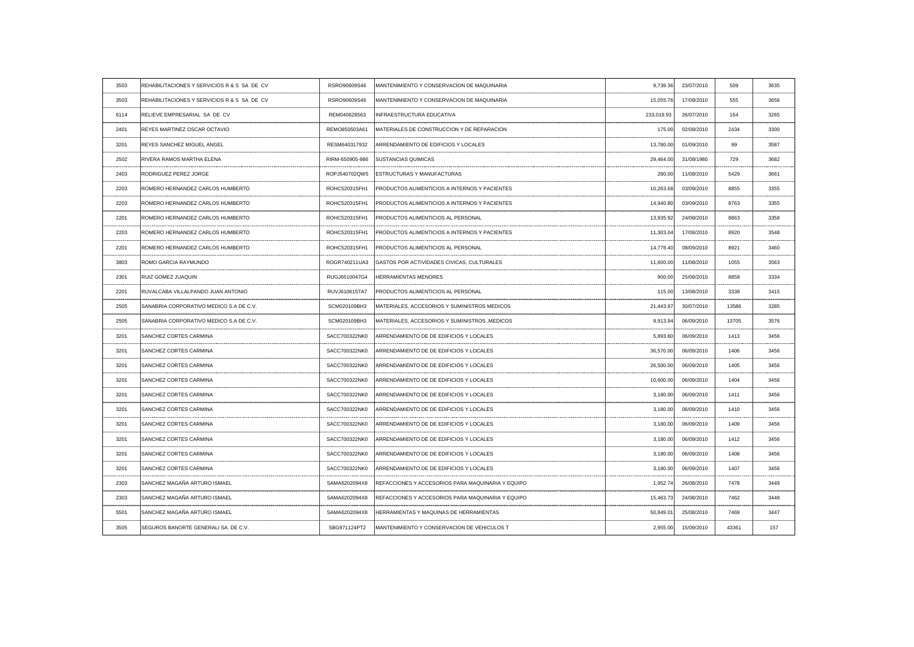| | | | | | | | |
|---|---|---|---|---|---|---|---|
| 3503 | REHABILITACIONES Y SERVICIOS R & S SA DE CV | RSRO90609S46 | MANTENIMIENTO Y CONSERVACION DE MAQUINARIA | 9,739.36 | 23/07/2010 | 509 | 3635 |
| 3503 | REHABILITACIONES Y SERVICIOS R & S SA DE CV | RSRO90609S46 | MANTENIMIENTO Y CONSERVACION DE MAQUINARIA | 15,055.76 | 17/08/2010 | 555 | 3656 |
| 6114 | RELIEVE EMPRESARIAL SA DE CV | REM040628563 | INFRAESTRUCTURA EDUCATIVA | 233,019.93 | 26/07/2010 | 164 | 3265 |
| 2401 | REYES MARTINEZ OSCAR OCTAVIO | REMO850503A61 | MATERIALES DE CONSTRUCCION Y DE REPARACION | 175.00 | 02/08/2010 | 2434 | 3300 |
| 3201 | REYES SANCHEZ MIGUEL ANGEL | RESM640317932 | ARRENDAMIENTO DE EDIFICIOS Y LOCALES | 13,780.00 | 01/09/2010 | 99 | 3587 |
| 2502 | RIVERA RAMOS MARTHA ELENA | RIRM-650905-986 | SUSTANCIAS QUIMICAS | 29,464.00 | 31/08/1980 | 729 | 3682 |
| 2403 | RODRIGUEZ PEREZ JORGE | ROPJ540702QW5 | ESTRUCTURAS Y MANUFACTURAS | 280.00 | 11/08/2010 | 5429 | 3661 |
| 2203 | ROMERO HERNANDEZ CARLOS HUMBERTO | ROHC520315FH1 | PRODUCTOS ALIMENTICIOS A INTERNOS Y PACIENTES | 10,263.68 | 03/09/2010 | 8855 | 3355 |
| 2203 | ROMERO HERNANDEZ CARLOS HUMBERTO | ROHC520315FH1 | PRODUCTOS ALIMENTICIOS A INTERNOS Y PACIENTES | 14,940.80 | 03/09/2010 | 8763 | 3355 |
| 2201 | ROMERO HERNANDEZ CARLOS HUMBERTO | ROHC520315FH1 | PRODUCTOS ALIMENTICIOS AL PERSONAL | 13,935.92 | 24/08/2010 | 8863 | 3358 |
| 2203 | ROMERO HERNANDEZ CARLOS HUMBERTO | ROHC520315FH1 | PRODUCTOS ALIMENTICIOS A INTERNOS Y PACIENTES | 11,303.04 | 17/08/2010 | 8920 | 3548 |
| 2201 | ROMERO HERNANDEZ CARLOS HUMBERTO | ROHC520315FH1 | PRODUCTOS ALIMENTICIOS AL PERSONAL | 14,778.40 | 08/09/2010 | 8921 | 3460 |
| 3803 | ROMO GARCIA RAYMUNDO | ROGR740211UA3 | GASTOS POR ACTIVIDADES CIVICAS, CULTURALES | 11,600.00 | 11/08/2010 | 1055 | 3563 |
| 2301 | RUIZ GOMEZ JUAQUIN | RUGJ6510047G4 | HERRAMIENTAS MENORES | 900.00 | 25/08/2010 | 8858 | 3334 |
| 2201 | RUVALCABA VILLALPANDO JUAN ANTONIO | RUVJ610615TA7 | PRODUCTOS ALIMENTICIOS AL PERSONAL | 115.00 | 13/08/2010 | 3338 | 3415 |
| 2505 | SANABRIA CORPORATIVO MEDICO S.A DE C.V. | SCM020109BH3 | MATERIALES, ACCESORIOS Y SUMINISTROS MEDICOS | 21,443.97 | 30/07/2010 | 13586 | 3285 |
| 2505 | SANABRIA CORPORATIVO MEDICO S.A DE C.V. | SCM020109BH3 | MATERIALES, ACCESORIOS Y SUMINISTROS ,MEDICOS | 9,913.94 | 06/09/2010 | 13705 | 3576 |
| 3201 | SANCHEZ CORTES CARMINA | SACC700322NK0 | ARRENDAMIENTO DE DE EDIFICIOS Y LOCALES | 5,893.60 | 06/09/2010 | 1413 | 3456 |
| 3201 | SANCHEZ CORTES CARMINA | SACC700322NK0 | ARRENDAMIENTO DE DE EDIFICIOS Y LOCALES | 36,570.00 | 06/09/2010 | 1406 | 3456 |
| 3201 | SANCHEZ CORTES CARMINA | SACC700322NK0 | ARRENDAMIENTO DE DE EDIFICIOS Y LOCALES | 26,500.00 | 06/09/2010 | 1405 | 3456 |
| 3201 | SANCHEZ CORTES CARMINA | SACC700322NK0 | ARRENDAMIENTO DE DE EDIFICIOS Y LOCALES | 10,600.00 | 06/09/2010 | 1404 | 3456 |
| 3201 | SANCHEZ CORTES CARMINA | SACC700322NK0 | ARRENDAMIENTO DE DE EDIFICIOS Y LOCALES | 3,180.00 | 06/09/2010 | 1411 | 3456 |
| 3201 | SANCHEZ CORTES CARMINA | SACC700322NK0 | ARRENDAMIENTO DE DE EDIFICIOS Y LOCALES | 3,180.00 | 06/09/2010 | 1410 | 3456 |
| 3201 | SANCHEZ CORTES CARMINA | SACC700322NK0 | ARRENDAMIENTO DE DE EDIFICIOS Y LOCALES | 3,180.00 | 06/09/2010 | 1409 | 3456 |
| 3201 | SANCHEZ CORTES CARMINA | SACC700322NK0 | ARRENDAMIENTO DE DE EDIFICIOS Y LOCALES | 3,180.00 | 06/09/2010 | 1412 | 3456 |
| 3201 | SANCHEZ CORTES CARMINA | SACC700322NK0 | ARRENDAMIENTO DE DE EDIFICIOS Y LOCALES | 3,180.00 | 06/09/2010 | 1408 | 3456 |
| 3201 | SANCHEZ CORTES CARMINA | SACC700322NK0 | ARRENDAMIENTO DE DE EDIFICIOS Y LOCALES | 3,180.00 | 06/09/2010 | 1407 | 3456 |
| 2303 | SANCHEZ MAGAÑA ARTURO ISMAEL | SAMA6202094X8 | REFACCIONES Y ACCESORIOS PARA MAQUINARIA Y EQUIPO | 1,952.74 | 26/08/2010 | 7478 | 3449 |
| 2303 | SANCHEZ MAGAÑA ARTURO ISMAEL | SAMA6202094X8 | REFACCIONES Y ACCESORIOS PARA MAQUINARIA Y EQUIPO | 15,463.73 | 24/08/2010 | 7462 | 3448 |
| 5501 | SANCHEZ MAGAÑA ARTURO ISMAEL | SAMA6202094X8 | HERRAMIENTAS Y MAQUINAS DE HERRAMIENTAS | 50,849.01 | 25/08/2010 | 7469 | 3447 |
| 3505 | SEGUROS BANORTE GENERALI SA. DE C.V. | SBG971124PT2 | MANTENIMIENTO Y CONSERVACION DE VEHICULOS T | 2,955.00 | 15/09/2010 | 43361 | 157 |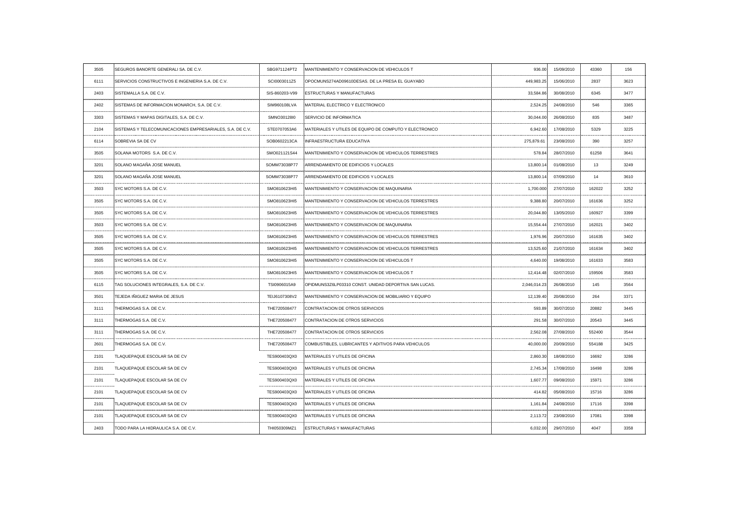| | | | | | | | |
|---|---|---|---|---|---|---|---|
| 3505 | SEGUROS BANORTE GENERALI SA. DE C.V. | SBG971124PT2 | MANTENIMIENTO Y CONSERVACION DE VEHICULOS T | 936.00 | 15/09/2010 | 43360 | 156 |
| 6111 | SERVICIOS CONSTRUCTIVOS E INGENIERIA S.A. DE C.V. | SCI0003011Z5 | OPOCMUNS274AD09610DESAS. DE LA PRESA EL GUAYABO | 449,983.25 | 15/06/2010 | 2837 | 3623 |
| 2403 | SISTEMALLA S.A. DE C.V. | SIS-860203-V99 | ESTRUCTURAS Y MANUFACTURAS | 33,584.86 | 30/08/2010 | 6345 | 3477 |
| 2402 | SISTEMAS DE INFORMACION MONARCH, S.A. DE C.V. | SIM960108LVA | MATERIAL ELECTRICO Y ELECTRONICO | 2,524.25 | 24/08/2010 | 546 | 3365 |
| 3303 | SISTEMAS Y MAPAS DIGITALES, S.A. DE C.V. | SMNO30128I0 | SERVICIO DE INFORMATICA | 30,044.00 | 26/08/2010 | 835 | 3487 |
| 2104 | SISTEMAS Y TELECOMUNICACIONES EMPRESARIALES, S.A. DE C.V. | STE0707053A6 | MATERIALES Y UTILES DE EQUIPO DE COMPUTO Y ELECTRONICO | 6,942.60 | 17/08/2010 | 5329 | 3225 |
| 6114 | SOBREVIA SA DE CV | SOB0602213CA | INFRAESTRUCTURA EDUCATIVA | 275,879.61 | 23/08/2010 | 390 | 3257 |
| 3505 | SOLANA MOTORS S.A. DE C.V. | SMO021121S44 | MANTENIMIENTO Y CONSERVACION DE VEHICULOS TERRESTRES | 578.84 | 28/07/2010 | 61258 | 3641 |
| 3201 | SOLANO MAGAÑA JOSE MANUEL | SOMM73038P77 | ARRENDAMIENTO DE EDIFICIOS Y LOCALES | 13,800.14 | 01/08/2010 | 13 | 3249 |
| 3201 | SOLANO MAGAÑA JOSE MANUEL | SOMM73038P77 | ARRENDAMIENTO DE EDIFICIOS Y LOCALES | 13,800.14 | 07/09/2010 | 14 | 3610 |
| 3503 | SYC MOTORS S.A. DE C.V. | SMO810623HI5 | MANTENIMIENTO Y CONSERVACION DE MAQUINARIA | 1,700.00 | 27/07/2010 | 162022 | 3252 |
| 3505 | SYC MOTORS S.A. DE C.V. | SMO810623HI5 | MANTENIMIENTO Y CONSERVACION DE VEHICULOS TERRESTRES | 9,388.80 | 20/07/2010 | 161636 | 3252 |
| 3505 | SYC MOTORS S.A. DE C.V. | SMO810623HI5 | MANTENIMIENTO Y CONSERVACION DE VEHICULOS TERRESTRES | 20,044.80 | 13/05/2010 | 160927 | 3399 |
| 3503 | SYC MOTORS S.A. DE C.V. | SMO810623HI5 | MANTENIMIENTO Y CONSERVACION DE MAQUINARIA | 15,554.44 | 27/07/2010 | 162021 | 3402 |
| 3505 | SYC MOTORS S.A. DE C.V. | SMO810623HI5 | MANTENIMIENTO Y CONSERVACION DE VEHICULOS TERRESTRES | 1,976.96 | 20/07/2010 | 161635 | 3402 |
| 3505 | SYC MOTORS S.A. DE C.V. | SMO810623HI5 | MANTENIMIENTO Y CONSERVACION DE VEHICULOS TERRESTRES | 13,525.60 | 21/07/2010 | 161634 | 3402 |
| 3505 | SYC MOTORS S.A. DE C.V. | SMO810623HI5 | MANTENIMIENTO Y CONSERVACION DE VEHICULOS T | 4,640.00 | 19/08/2010 | 161633 | 3583 |
| 3505 | SYC MOTORS S.A. DE C.V. | SMO810623HI5 | MANTENIMIENTO Y CONSERVACION DE VEHICULOS T | 12,414.48 | 02/07/2010 | 159506 | 3583 |
| 6115 | TAG SOLUCIONES INTEGRALES, S.A. DE C.V. | TSI0906015A9 | OPIDMUNS3Z6LP03310 CONST. UNIDAD DEPORTIVA SAN LUCAS. | 2,046,014.23 | 26/08/2010 | 145 | 3564 |
| 3501 | TEJEDA IÑIGUEZ MARIA DE JESUS | TEIJ6107308V2 | MANTENIMIENTO Y CONSERVACION DE MOBILIARIO Y EQUIPO | 12,139.40 | 20/08/2010 | 264 | 3371 |
| 3111 | THERMOGAS S.A. DE C.V. | THE720508477 | CONTRATACION DE OTROS SERVICIOS | 593.89 | 30/07/2010 | 20882 | 3445 |
| 3111 | THERMOGAS S.A. DE C.V. | THE720508477 | CONTRATACION DE OTROS SERVICIOS | 291.58 | 30/07/2010 | 20543 | 3445 |
| 3111 | THERMOGAS S.A. DE C.V. | THE720508477 | CONTRATACION DE OTROS SERVICIOS | 2,562.08 | 27/08/2010 | 552400 | 3544 |
| 2601 | THERMOGAS S.A. DE C.V. | THE720508477 | COMBUSTIBLES, LUBRICANTES Y ADITIVOS PARA VEHICULOS | 40,000.00 | 20/09/2010 | 554188 | 3425 |
| 2101 | TLAQUEPAQUE ESCOLAR SA DE CV | TES900403QX0 | MATERIALES Y UTILES DE OFICINA | 2,860.30 | 18/08/2010 | 16692 | 3286 |
| 2101 | TLAQUEPAQUE ESCOLAR SA DE CV | TES900403QX0 | MATERIALES Y UTILES DE OFICINA | 2,745.34 | 17/08/2010 | 16498 | 3286 |
| 2101 | TLAQUEPAQUE ESCOLAR SA DE CV | TES900403QX0 | MATERIALES Y UTILES DE OFICINA | 1,607.77 | 09/08/2010 | 15971 | 3286 |
| 2101 | TLAQUEPAQUE ESCOLAR SA DE CV | TES900403QX0 | MATERIALES Y UTILES DE OFICINA | 414.82 | 05/08/2010 | 15716 | 3286 |
| 2101 | TLAQUEPAQUE ESCOLAR SA DE CV | TES900403QX0 | MATERIALES Y UTILES DE OFICINA | 1,161.84 | 24/08/2010 | 17116 | 3398 |
| 2101 | TLAQUEPAQUE ESCOLAR SA DE CV | TES900403QX0 | MATERIALES Y UTILES DE OFICINA | 2,113.72 | 23/08/2010 | 17081 | 3398 |
| 2403 | TODO PARA LA HIDRAULICA S.A. DE C.V. | THI050309MZ1 | ESTRUCTURAS Y MANUFACTURAS | 6,032.00 | 29/07/2010 | 4047 | 3358 |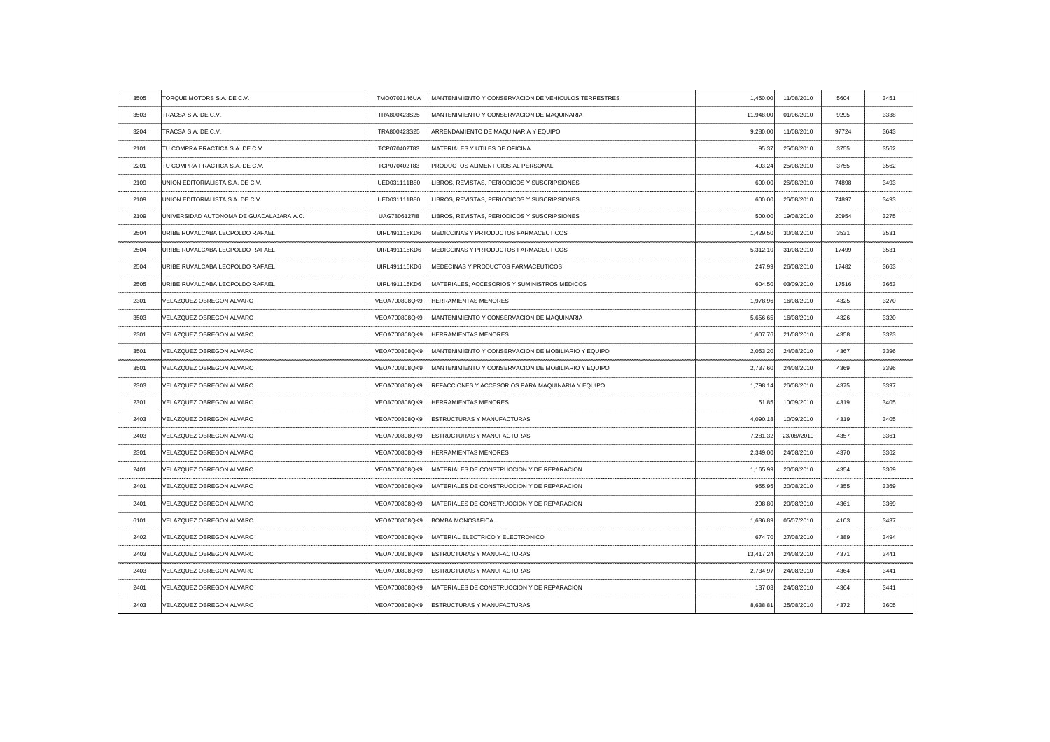| | | | | | | | |
|---|---|---|---|---|---|---|---|
| 3505 | TORQUE MOTORS S.A. DE C.V. | TMO0703146UA | MANTENIMIENTO Y CONSERVACION DE VEHICULOS TERRESTRES | 1,450.00 | 11/08/2010 | 5604 | 3451 |
| 3503 | TRACSA S.A. DE C.V. | TRA800423S25 | MANTENIMIENTO Y CONSERVACION DE MAQUINARIA | 11,948.00 | 01/06/2010 | 9295 | 3338 |
| 3204 | TRACSA S.A. DE C.V. | TRA800423S25 | ARRENDAMIENTO DE MAQUINARIA Y EQUIPO | 9,280.00 | 11/08/2010 | 97724 | 3643 |
| 2101 | TU COMPRA PRACTICA S.A. DE C.V. | TCP070402T83 | MATERIALES Y UTILES DE OFICINA | 95.37 | 25/08/2010 | 3755 | 3562 |
| 2201 | TU COMPRA PRACTICA S.A. DE C.V. | TCP070402T83 | PRODUCTOS ALIMENTICIOS AL PERSONAL | 403.24 | 25/08/2010 | 3755 | 3562 |
| 2109 | UNION EDITORIALISTA,S.A. DE C.V. | UED031111B80 | LIBROS, REVISTAS, PERIODICOS Y SUSCRIPSIONES | 600.00 | 26/08/2010 | 74898 | 3493 |
| 2109 | UNION EDITORIALISTA,S.A. DE C.V. | UED031111B80 | LIBROS, REVISTAS, PERIODICOS Y SUSCRIPSIONES | 600.00 | 26/08/2010 | 74897 | 3493 |
| 2109 | UNIVERSIDAD AUTONOMA DE GUADALAJARA A.C. | UAG7806127I8 | LIBROS, REVISTAS, PERIODICOS Y SUSCRIPSIONES | 500.00 | 19/08/2010 | 20954 | 3275 |
| 2504 | URIBE RUVALCABA LEOPOLDO RAFAEL | UIRL491115KD6 | MEDICCINAS Y PRTODUCTOS FARMACEUTICOS | 1,429.50 | 30/08/2010 | 3531 | 3531 |
| 2504 | URIBE RUVALCABA LEOPOLDO RAFAEL | UIRL491115KD6 | MEDICCINAS Y PRTODUCTOS FARMACEUTICOS | 5,312.10 | 31/08/2010 | 17499 | 3531 |
| 2504 | URIBE RUVALCABA LEOPOLDO RAFAEL | UIRL491115KD6 | MEDECINAS Y PRODUCTOS FARMACEUTICOS | 247.99 | 26/08/2010 | 17482 | 3663 |
| 2505 | URIBE RUVALCABA LEOPOLDO RAFAEL | UIRL491115KD6 | MATERIALES, ACCESORIOS Y SUMINISTROS MEDICOS | 604.50 | 03/09/2010 | 17516 | 3663 |
| 2301 | VELAZQUEZ OBREGON ALVARO | VEOA700808QK9 | HERRAMIENTAS MENORES | 1,978.96 | 16/08/2010 | 4325 | 3270 |
| 3503 | VELAZQUEZ OBREGON ALVARO | VEOA700808QK9 | MANTENIMIENTO Y CONSERVACION DE MAQUINARIA | 5,656.65 | 16/08/2010 | 4326 | 3320 |
| 2301 | VELAZQUEZ OBREGON ALVARO | VEOA700808QK9 | HERRAMIENTAS MENORES | 1,607.76 | 21/08/2010 | 4358 | 3323 |
| 3501 | VELAZQUEZ OBREGON ALVARO | VEOA700808QK9 | MANTENIMIENTO Y CONSERVACION DE MOBILIARIO Y EQUIPO | 2,053.20 | 24/08/2010 | 4367 | 3396 |
| 3501 | VELAZQUEZ OBREGON ALVARO | VEOA700808QK9 | MANTENIMIENTO Y CONSERVACION DE MOBILIARIO Y EQUIPO | 2,737.60 | 24/08/2010 | 4369 | 3396 |
| 2303 | VELAZQUEZ OBREGON ALVARO | VEOA700808QK9 | REFACCIONES Y ACCESORIOS PARA MAQUINARIA Y EQUIPO | 1,798.14 | 26/08/2010 | 4375 | 3397 |
| 2301 | VELAZQUEZ OBREGON ALVARO | VEOA700808QK9 | HERRAMIENTAS MENORES | 51.85 | 10/09/2010 | 4319 | 3405 |
| 2403 | VELAZQUEZ OBREGON ALVARO | VEOA700808QK9 | ESTRUCTURAS Y MANUFACTURAS | 4,090.18 | 10/09/2010 | 4319 | 3405 |
| 2403 | VELAZQUEZ OBREGON ALVARO | VEOA700808QK9 | ESTRUCTURAS Y MANUFACTURAS | 7,281.32 | 23/08//2010 | 4357 | 3361 |
| 2301 | VELAZQUEZ OBREGON ALVARO | VEOA700808QK9 | HERRAMIENTAS MENORES | 2,349.00 | 24/08/2010 | 4370 | 3362 |
| 2401 | VELAZQUEZ OBREGON ALVARO | VEOA700808QK9 | MATERIALES DE CONSTRUCCION Y DE REPARACION | 1,165.99 | 20/08/2010 | 4354 | 3369 |
| 2401 | VELAZQUEZ OBREGON ALVARO | VEOA700808QK9 | MATERIALES DE CONSTRUCCION Y DE REPARACION | 955.95 | 20/08/2010 | 4355 | 3369 |
| 2401 | VELAZQUEZ OBREGON ALVARO | VEOA700808QK9 | MATERIALES DE CONSTRUCCION Y DE REPARACION | 208.80 | 20/08/2010 | 4361 | 3369 |
| 6101 | VELAZQUEZ OBREGON ALVARO | VEOA700808QK9 | BOMBA MONOSAFICA | 1,636.89 | 05/07/2010 | 4103 | 3437 |
| 2402 | VELAZQUEZ OBREGON ALVARO | VEOA700808QK9 | MATERIAL ELECTRICO Y ELECTRONICO | 674.70 | 27/08/2010 | 4389 | 3494 |
| 2403 | VELAZQUEZ OBREGON ALVARO | VEOA700808QK9 | ESTRUCTURAS Y MANUFACTURAS | 13,417.24 | 24/08/2010 | 4371 | 3441 |
| 2403 | VELAZQUEZ OBREGON ALVARO | VEOA700808QK9 | ESTRUCTURAS Y MANUFACTURAS | 2,734.97 | 24/08/2010 | 4364 | 3441 |
| 2401 | VELAZQUEZ OBREGON ALVARO | VEOA700808QK9 | MATERIALES DE CONSTRUCCION Y DE REPARACION | 137.03 | 24/08/2010 | 4364 | 3441 |
| 2403 | VELAZQUEZ OBREGON ALVARO | VEOA700808QK9 | ESTRUCTURAS Y MANUFACTURAS | 8,638.81 | 25/08/2010 | 4372 | 3605 |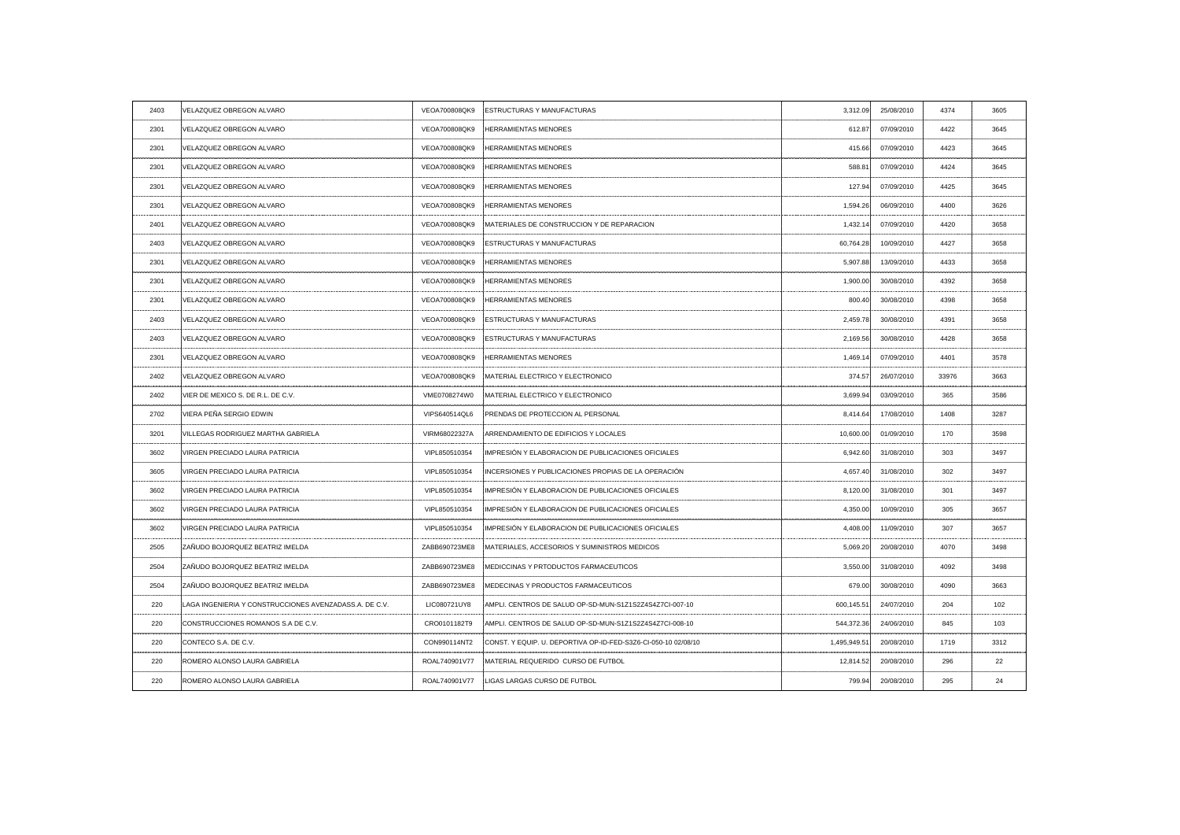| | | | | | | | |
|---|---|---|---|---|---|---|---|
| 2403 | VELAZQUEZ OBREGON ALVARO | VEOA700808QK9 | ESTRUCTURAS Y MANUFACTURAS | 3,312.09 | 25/08/2010 | 4374 | 3605 |
| 2301 | VELAZQUEZ OBREGON ALVARO | VEOA700808QK9 | HERRAMIENTAS MENORES | 612.87 | 07/09/2010 | 4422 | 3645 |
| 2301 | VELAZQUEZ OBREGON ALVARO | VEOA700808QK9 | HERRAMIENTAS MENORES | 415.66 | 07/09/2010 | 4423 | 3645 |
| 2301 | VELAZQUEZ OBREGON ALVARO | VEOA700808QK9 | HERRAMIENTAS MENORES | 588.81 | 07/09/2010 | 4424 | 3645 |
| 2301 | VELAZQUEZ OBREGON ALVARO | VEOA700808QK9 | HERRAMIENTAS MENORES | 127.94 | 07/09/2010 | 4425 | 3645 |
| 2301 | VELAZQUEZ OBREGON ALVARO | VEOA700808QK9 | HERRAMIENTAS MENORES | 1,594.26 | 06/09/2010 | 4400 | 3626 |
| 2401 | VELAZQUEZ OBREGON ALVARO | VEOA700808QK9 | MATERIALES DE CONSTRUCCION Y DE REPARACION | 1,432.14 | 07/09/2010 | 4420 | 3658 |
| 2403 | VELAZQUEZ OBREGON ALVARO | VEOA700808QK9 | ESTRUCTURAS Y MANUFACTURAS | 60,764.28 | 10/09/2010 | 4427 | 3658 |
| 2301 | VELAZQUEZ OBREGON ALVARO | VEOA700808QK9 | HERRAMIENTAS MENORES | 5,907.88 | 13/09/2010 | 4433 | 3658 |
| 2301 | VELAZQUEZ OBREGON ALVARO | VEOA700808QK9 | HERRAMIENTAS MENORES | 1,900.00 | 30/08/2010 | 4392 | 3658 |
| 2301 | VELAZQUEZ OBREGON ALVARO | VEOA700808QK9 | HERRAMIENTAS MENORES | 800.40 | 30/08/2010 | 4398 | 3658 |
| 2403 | VELAZQUEZ OBREGON ALVARO | VEOA700808QK9 | ESTRUCTURAS Y MANUFACTURAS | 2,459.78 | 30/08/2010 | 4391 | 3658 |
| 2403 | VELAZQUEZ OBREGON ALVARO | VEOA700808QK9 | ESTRUCTURAS Y MANUFACTURAS | 2,169.56 | 30/08/2010 | 4428 | 3658 |
| 2301 | VELAZQUEZ OBREGON ALVARO | VEOA700808QK9 | HERRAMIENTAS MENORES | 1,469.14 | 07/09/2010 | 4401 | 3578 |
| 2402 | VELAZQUEZ OBREGON ALVARO | VEOA700808QK9 | MATERIAL ELECTRICO Y ELECTRONICO | 374.57 | 26/07/2010 | 33976 | 3663 |
| 2402 | VIER DE MEXICO S. DE R.L. DE C.V. | VME0708274W0 | MATERIAL ELECTRICO Y ELECTRONICO | 3,699.94 | 03/09/2010 | 365 | 3586 |
| 2702 | VIERA PEÑA SERGIO EDWIN | VIPS640514QL6 | PRENDAS DE PROTECCION AL PERSONAL | 8,414.64 | 17/08/2010 | 1408 | 3287 |
| 3201 | VILLEGAS RODRIGUEZ MARTHA GABRIELA | VIRM68022327A | ARRENDAMIENTO DE EDIFICIOS Y LOCALES | 10,600.00 | 01/09/2010 | 170 | 3598 |
| 3602 | VIRGEN PRECIADO LAURA PATRICIA | VIPL850510354 | IMPRESIÓN Y ELABORACION DE PUBLICACIONES OFICIALES | 6,942.60 | 31/08/2010 | 303 | 3497 |
| 3605 | VIRGEN PRECIADO LAURA PATRICIA | VIPL850510354 | INCERSIONES Y PUBLICACIONES PROPIAS DE LA OPERACIÓN | 4,657.40 | 31/08/2010 | 302 | 3497 |
| 3602 | VIRGEN PRECIADO LAURA PATRICIA | VIPL850510354 | IMPRESIÓN Y ELABORACION DE PUBLICACIONES OFICIALES | 8,120.00 | 31/08/2010 | 301 | 3497 |
| 3602 | VIRGEN PRECIADO LAURA PATRICIA | VIPL850510354 | IMPRESIÓN Y ELABORACION DE PUBLICACIONES OFICIALES | 4,350.00 | 10/09/2010 | 305 | 3657 |
| 3602 | VIRGEN PRECIADO LAURA PATRICIA | VIPL850510354 | IMPRESIÓN Y ELABORACION DE PUBLICACIONES OFICIALES | 4,408.00 | 11/09/2010 | 307 | 3657 |
| 2505 | ZAÑUDO BOJORQUEZ BEATRIZ IMELDA | ZABB690723ME8 | MATERIALES, ACCESORIOS Y SUMINISTROS MEDICOS | 5,069.20 | 20/08/2010 | 4070 | 3498 |
| 2504 | ZAÑUDO BOJORQUEZ BEATRIZ IMELDA | ZABB690723ME8 | MEDICCINAS Y PRTODUCTOS FARMACEUTICOS | 3,550.00 | 31/08/2010 | 4092 | 3498 |
| 2504 | ZAÑUDO BOJORQUEZ BEATRIZ IMELDA | ZABB690723ME8 | MEDECINAS Y PRODUCTOS FARMACEUTICOS | 679.00 | 30/08/2010 | 4090 | 3663 |
| 220 | LAGA INGENIERIA Y CONSTRUCCIONES AVENZADAS.A. DE C.V. | LIC080721UY8 | AMPLI. CENTROS DE SALUD OP-SD-MUN-S1Z1S2Z4S4Z7CI-007-10 | 600,145.51 | 24/07/2010 | 204 | 102 |
| 220 | CONSTRUCCIONES ROMANOS S.A DE C.V. | CRO0101182T9 | AMPLI. CENTROS DE SALUD OP-SD-MUN-S1Z1S2Z4S4Z7CI-008-10 | 544,372.36 | 24/06/2010 | 845 | 103 |
| 220 | CONTECO S.A. DE C.V. | CON990114NT2 | CONST. Y EQUIP. U. DEPORTIVA OP-ID-FED-S3Z6-CI-050-10 02/08/10 | 1,495,949.51 | 20/08/2010 | 1719 | 3312 |
| 220 | ROMERO ALONSO LAURA GABRIELA | ROAL740901V77 | MATERIAL REQUERIDO CURSO DE FUTBOL | 12,814.52 | 20/08/2010 | 296 | 22 |
| 220 | ROMERO ALONSO LAURA GABRIELA | ROAL740901V77 | LIGAS LARGAS CURSO DE FUTBOL | 799.94 | 20/08/2010 | 295 | 24 |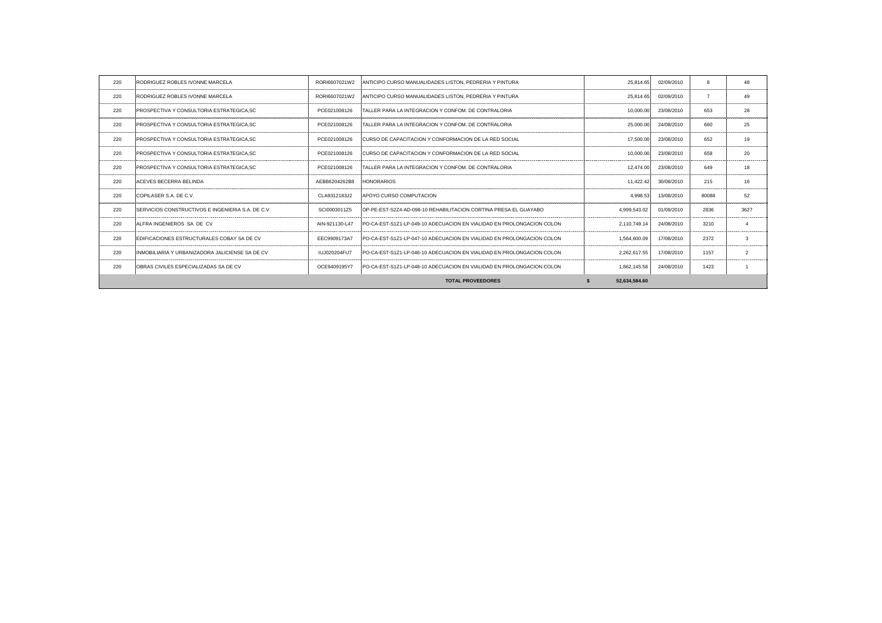| | | | | | | | |
|---|---|---|---|---|---|---|---|
| 220 | RODRIGUEZ ROBLES IVONNE MARCELA | RORI6607021W2 | ANTICIPO CURSO MANUALIDADES LISTON, PEDRERIA Y PINTURA | 25,814.65 | 02/09/2010 | 8 | 48 |
| 220 | RODRIGUEZ ROBLES IVONNE MARCELA | RORI6607021W2 | ANTICIPO CURSO MANUALIDADES LISTON, PEDRERIA Y PINTURA | 25,814.65 | 02/09/2010 | 7 | 49 |
| 220 | PROSPECTIVA Y CONSULTORIA ESTRATEGICA,SC | PCE021008126 | TALLER PARA LA INTEGRACION Y CONFOM. DE CONTRALORIA | 10,000.00 | 23/08/2010 | 653 | 28 |
| 220 | PROSPECTIVA Y CONSULTORIA ESTRATEGICA,SC | PCE021008126 | TALLER PARA LA INTEGRACION Y CONFOM. DE CONTRALORIA | 25,000.00 | 24/08/2010 | 660 | 25 |
| 220 | PROSPECTIVA Y CONSULTORIA ESTRATEGICA,SC | PCE021008126 | CURSO DE CAPACITACION Y CONFORMACION DE LA RED SOCIAL | 17,500.00 | 23/08/2010 | 652 | 19 |
| 220 | PROSPECTIVA Y CONSULTORIA ESTRATEGICA,SC | PCE021008126 | CURSO DE CAPACITACION Y CONFORMACION DE LA RED SOCIAL | 10,000.00 | 23/08/2010 | 658 | 20 |
| 220 | PROSPECTIVA Y CONSULTORIA ESTRATEGICA,SC | PCE021008126 | TALLER PARA LA INTEGRACION Y CONFOM. DE CONTRALORIA | 12,474.00 | 23/08/2010 | 649 | 18 |
| 220 | ACEVES BECERRA BELINDA | AEBB6204262B8 | HONORARIOS | 11,422.42 | 30/08/2010 | 215 | 16 |
| 220 | COPILASER S.A. DE C.V. | CLA9312183J2 | APOYO CURSO COMPUTACION | 4,998.53 | 13/08/2010 | 80088 | 52 |
| 220 | SERVICIOS CONSTRUCTIVOS E INGENIERIA S.A. DE C.V. | SCI0003011Z5 | OP-PE-EST-S2Z4-AD-098-10 REHABILITACION CORTINA PRESA EL GUAYABO | 4,999,543.02 | 01/09/2010 | 2836 | 3627 |
| 220 | ALFRA INGENIEROS SA DE CV | AIN-921130-L47 | PO-CA-EST-S1Z1-LP-049-10 ADECUACION EN VIALIDAD EN PROLONGACION COLON | 2,110,749.14 | 24/08/2010 | 3210 | 4 |
| 220 | EDIFICACIONES ESTRUCTURALES COBAY SA DE CV | EEC9909173A7 | PO-CA-EST-S1Z1-LP-047-10 ADECUACION EN VIALIDAD EN PROLONGACION COLON | 1,564,600.09 | 17/08/2010 | 2372 | 3 |
| 220 | INMOBILIARIA Y URBANIZADORA JALICIENSE SA DE CV | IUJ020204FU7 | PO-CA-EST-S1Z1-LP-046-10 ADECUACION EN VIALIDAD EN PROLONGACION COLON | 2,262,617.55 | 17/08/2010 | 1157 | 2 |
| 220 | OBRAS CIVILES ESPECIALIZADAS SA DE CV | OCE9409195Y7 | PO-CA-EST-S1Z1-LP-048-10 ADECUACION EN VIALIDAD EN PROLONGACION COLON | 1,862,145.58 | 24/08/2010 | 1423 | 1 |
| | | | **TOTAL PROVEEDORES** | **$ 52,634,584.60** | | | |